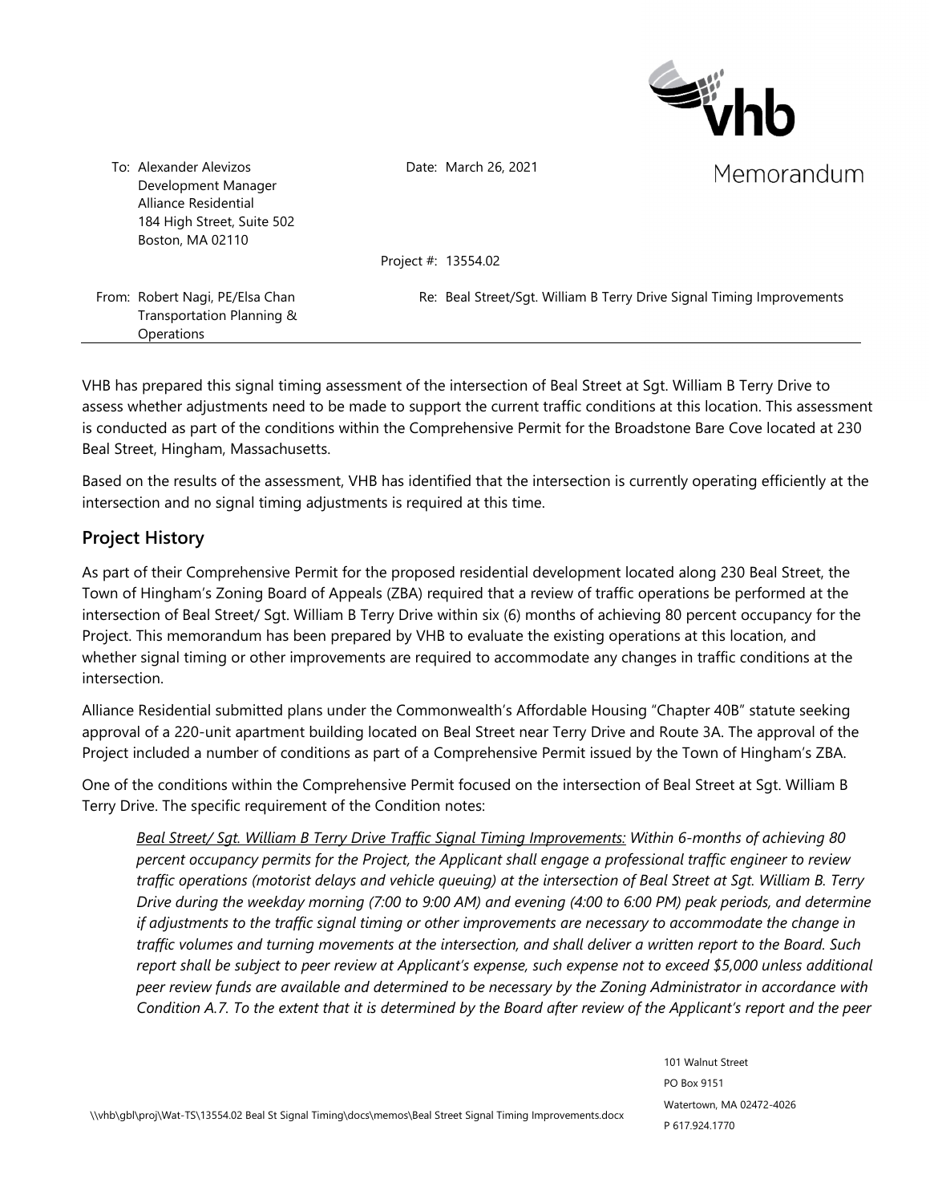Memorandum

To: Alexander Alevizos
Development Manager
Alliance Residential
184 High Street, Suite 502
Boston, MA 02110

Date: March 26, 2021

Project #: 13554.02

From: Robert Nagi, PE/Elsa Chan
Transportation Planning & Operations

Re: Beal Street/Sgt. William B Terry Drive Signal Timing Improvements

---

VHB has prepared this signal timing assessment of the intersection of Beal Street at Sgt. William B Terry Drive to assess whether adjustments need to be made to support the current traffic conditions at this location. This assessment is conducted as part of the conditions within the Comprehensive Permit for the Broadstone Bare Cove located at 230 Beal Street, Hingham, Massachusetts.

Based on the results of the assessment, VHB has identified that the intersection is currently operating efficiently at the intersection and no signal timing adjustments is required at this time.

## Project History

As part of their Comprehensive Permit for the proposed residential development located along 230 Beal Street, the Town of Hingham's Zoning Board of Appeals (ZBA) required that a review of traffic operations be performed at the intersection of Beal Street/ Sgt. William B Terry Drive within six (6) months of achieving 80 percent occupancy for the Project. This memorandum has been prepared by VHB to evaluate the existing operations at this location, and whether signal timing or other improvements are required to accommodate any changes in traffic conditions at the intersection.

Alliance Residential submitted plans under the Commonwealth's Affordable Housing "Chapter 40B" statute seeking approval of a 220-unit apartment building located on Beal Street near Terry Drive and Route 3A. The approval of the Project included a number of conditions as part of a Comprehensive Permit issued by the Town of Hingham's ZBA.

One of the conditions within the Comprehensive Permit focused on the intersection of Beal Street at Sgt. William B Terry Drive. The specific requirement of the Condition notes:

> *Beal Street/ Sgt. William B Terry Drive Traffic Signal Timing Improvements: Within 6-months of achieving 80 percent occupancy permits for the Project, the Applicant shall engage a professional traffic engineer to review traffic operations (motorist delays and vehicle queuing) at the intersection of Beal Street at Sgt. William B. Terry Drive during the weekday morning (7:00 to 9:00 AM) and evening (4:00 to 6:00 PM) peak periods, and determine if adjustments to the traffic signal timing or other improvements are necessary to accommodate the change in traffic volumes and turning movements at the intersection, and shall deliver a written report to the Board. Such report shall be subject to peer review at Applicant's expense, such expense not to exceed $5,000 unless additional peer review funds are available and determined to be necessary by the Zoning Administrator in accordance with Condition A.7. To the extent that it is determined by the Board after review of the Applicant's report and the peer*

101 Walnut Street
PO Box 9151
Watertown, MA 02472-4026
P 617.924.1770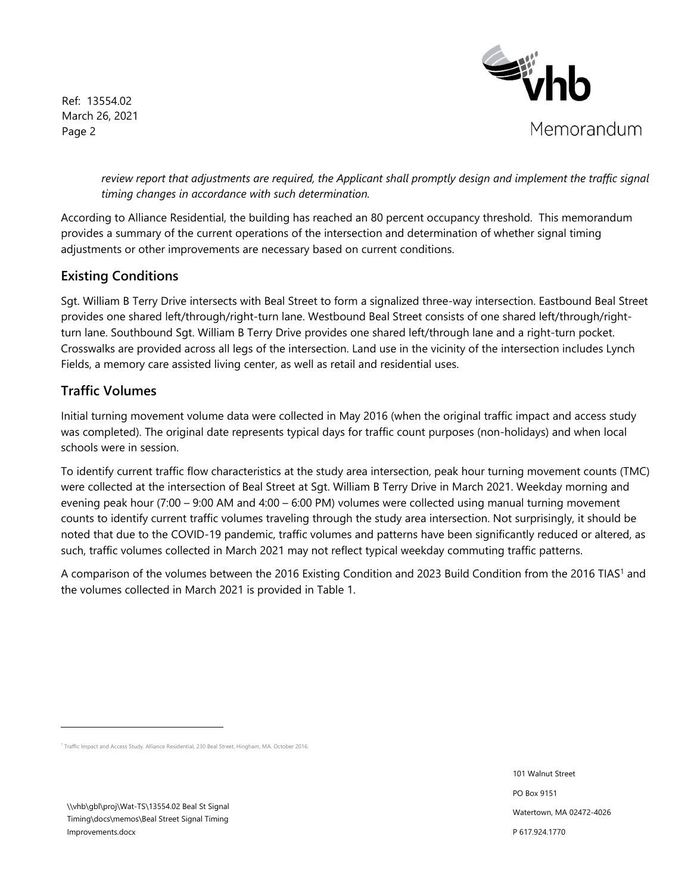*review report that adjustments are required, the Applicant shall promptly design and implement the traffic signal timing changes in accordance with such determination.*

According to Alliance Residential, the building has reached an 80 percent occupancy threshold. This memorandum provides a summary of the current operations of the intersection and determination of whether signal timing adjustments or other improvements are necessary based on current conditions.

## Existing Conditions

Sgt. William B Terry Drive intersects with Beal Street to form a signalized three-way intersection. Eastbound Beal Street provides one shared left/through/right-turn lane. Westbound Beal Street consists of one shared left/through/right-turn lane. Southbound Sgt. William B Terry Drive provides one shared left/through lane and a right-turn pocket. Crosswalks are provided across all legs of the intersection. Land use in the vicinity of the intersection includes Lynch Fields, a memory care assisted living center, as well as retail and residential uses.

## Traffic Volumes

Initial turning movement volume data were collected in May 2016 (when the original traffic impact and access study was completed). The original date represents typical days for traffic count purposes (non-holidays) and when local schools were in session.

To identify current traffic flow characteristics at the study area intersection, peak hour turning movement counts (TMC) were collected at the intersection of Beal Street at Sgt. William B Terry Drive in March 2021. Weekday morning and evening peak hour (7:00 – 9:00 AM and 4:00 – 6:00 PM) volumes were collected using manual turning movement counts to identify current traffic volumes traveling through the study area intersection. Not surprisingly, it should be noted that due to the COVID-19 pandemic, traffic volumes and patterns have been significantly reduced or altered, as such, traffic volumes collected in March 2021 may not reflect typical weekday commuting traffic patterns.

A comparison of the volumes between the 2016 Existing Condition and 2023 Build Condition from the 2016 TIAS[1] and the volumes collected in March 2021 is provided in Table 1.

[1] Traffic Impact and Access Study. Alliance Residential, 230 Beal Street, Hingham, MA. October 2016.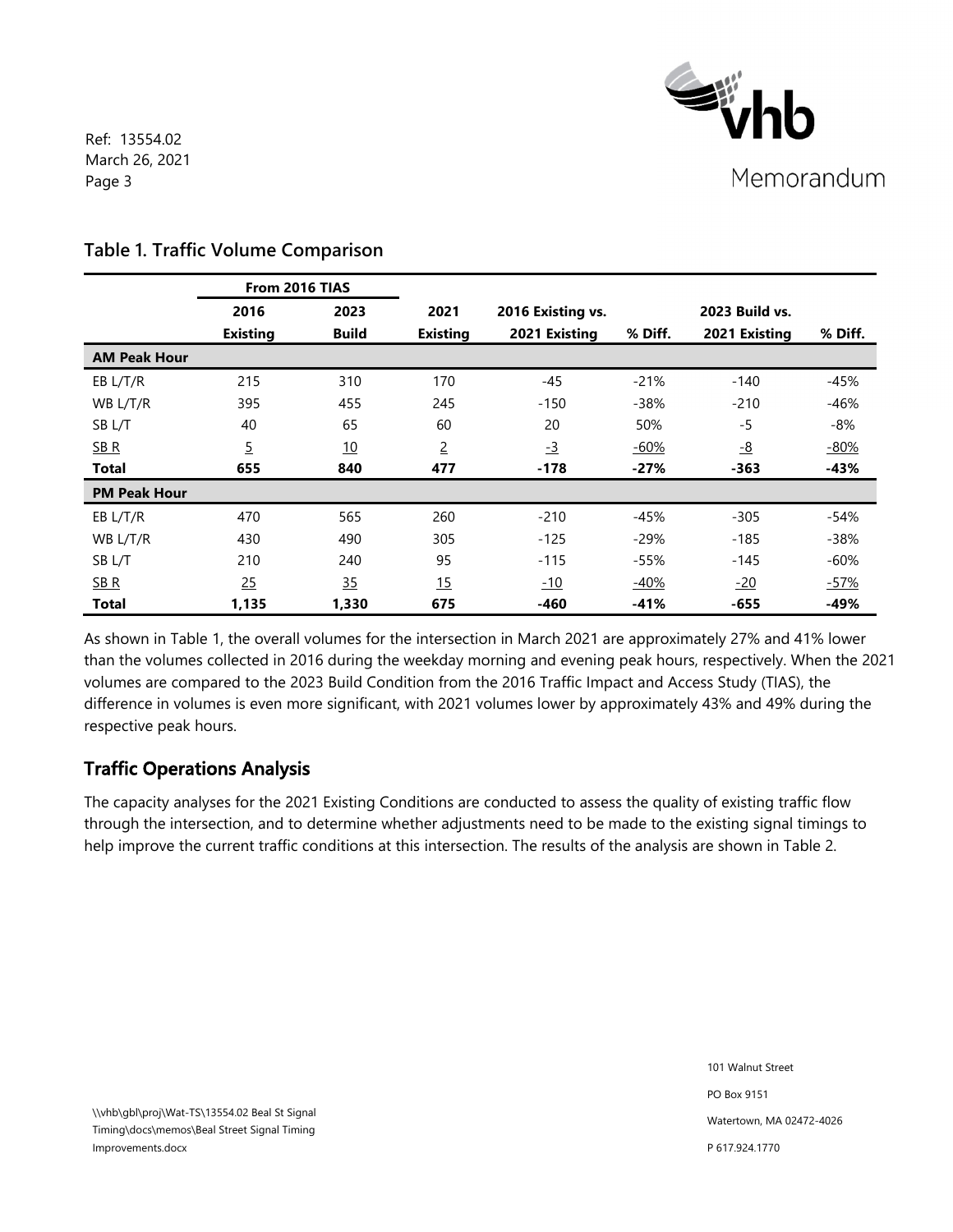## Table 1. Traffic Volume Comparison

| | From 2016 TIAS | | | | | | |
|---|---|---|---|---|---|---|---|
| | 2016 Existing | 2023 Build | 2021 Existing | 2016 Existing vs. 2021 Existing | % Diff. | 2023 Build vs. 2021 Existing | % Diff. |
| **AM Peak Hour** | | | | | | | |
| EB L/T/R | 215 | 310 | 170 | -45 | -21% | -140 | -45% |
| WB L/T/R | 395 | 455 | 245 | -150 | -38% | -210 | -46% |
| SB L/T | 40 | 65 | 60 | 20 | 50% | -5 | -8% |
| SB R | 5 | 10 | 2 | -3 | -60% | -8 | -80% |
| **Total** | **655** | **840** | **477** | **-178** | **-27%** | **-363** | **-43%** |
| **PM Peak Hour** | | | | | | | |
| EB L/T/R | 470 | 565 | 260 | -210 | -45% | -305 | -54% |
| WB L/T/R | 430 | 490 | 305 | -125 | -29% | -185 | -38% |
| SB L/T | 210 | 240 | 95 | -115 | -55% | -145 | -60% |
| SB R | 25 | 35 | 15 | -10 | -40% | -20 | -57% |
| **Total** | **1,135** | **1,330** | **675** | **-460** | **-41%** | **-655** | **-49%** |

As shown in Table 1, the overall volumes for the intersection in March 2021 are approximately 27% and 41% lower than the volumes collected in 2016 during the weekday morning and evening peak hours, respectively. When the 2021 volumes are compared to the 2023 Build Condition from the 2016 Traffic Impact and Access Study (TIAS), the difference in volumes is even more significant, with 2021 volumes lower by approximately 43% and 49% during the respective peak hours.

## Traffic Operations Analysis

The capacity analyses for the 2021 Existing Conditions are conducted to assess the quality of existing traffic flow through the intersection, and to determine whether adjustments need to be made to the existing signal timings to help improve the current traffic conditions at this intersection. The results of the analysis are shown in Table 2.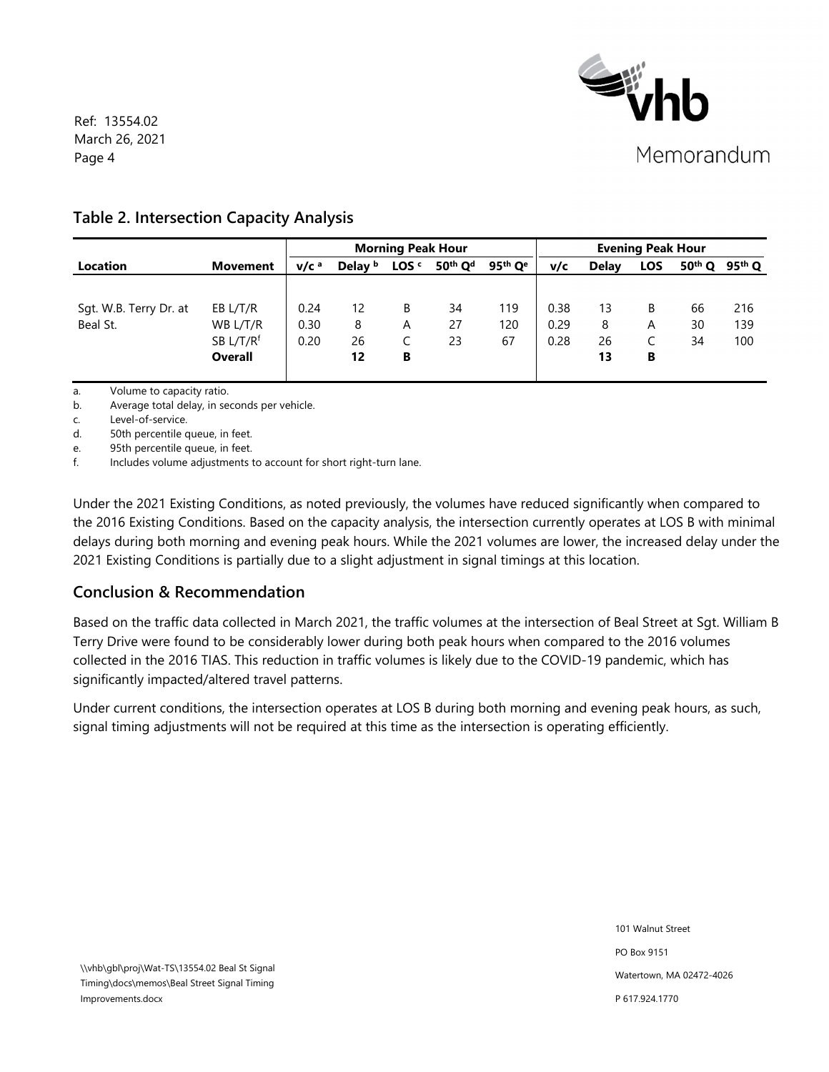## Table 2. Intersection Capacity Analysis

| Location | Movement | Morning Peak Hour | | | | | Evening Peak Hour | | | | |
|---|---|---|---|---|---|---|---|---|---|---|---|
| | | v/c [a] | Delay [b] | LOS [c] | 50th Q [d] | 95th Q [e] | v/c | Delay | LOS | 50th Q | 95th Q |
| Sgt. W.B. Terry Dr. at Beal St. | EB L/T/R | 0.24 | 12 | B | 34 | 119 | 0.38 | 13 | B | 66 | 216 |
| | WB L/T/R | 0.30 | 8 | A | 27 | 120 | 0.29 | 8 | A | 30 | 139 |
| | SB L/T/R[f] | 0.20 | 26 | C | 23 | 67 | 0.28 | 26 | C | 34 | 100 |
| | **Overall** | | **12** | **B** | | | | **13** | **B** | | |

a. Volume to capacity ratio.
b. Average total delay, in seconds per vehicle.
c. Level-of-service.
d. 50th percentile queue, in feet.
e. 95th percentile queue, in feet.
f. Includes volume adjustments to account for short right-turn lane.

Under the 2021 Existing Conditions, as noted previously, the volumes have reduced significantly when compared to the 2016 Existing Conditions. Based on the capacity analysis, the intersection currently operates at LOS B with minimal delays during both morning and evening peak hours. While the 2021 volumes are lower, the increased delay under the 2021 Existing Conditions is partially due to a slight adjustment in signal timings at this location.

## Conclusion & Recommendation

Based on the traffic data collected in March 2021, the traffic volumes at the intersection of Beal Street at Sgt. William B Terry Drive were found to be considerably lower during both peak hours when compared to the 2016 volumes collected in the 2016 TIAS. This reduction in traffic volumes is likely due to the COVID-19 pandemic, which has significantly impacted/altered travel patterns.

Under current conditions, the intersection operates at LOS B during both morning and evening peak hours, as such, signal timing adjustments will not be required at this time as the intersection is operating efficiently.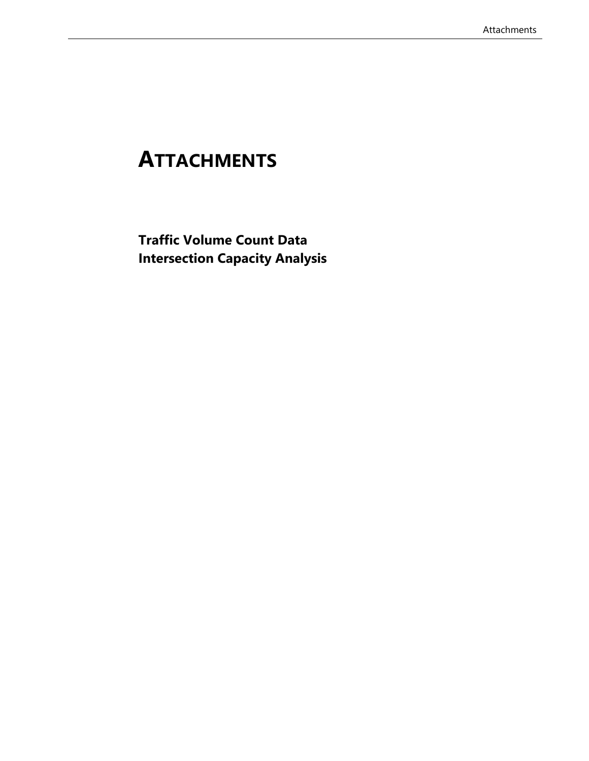# ATTACHMENTS

**Traffic Volume Count Data**
**Intersection Capacity Analysis**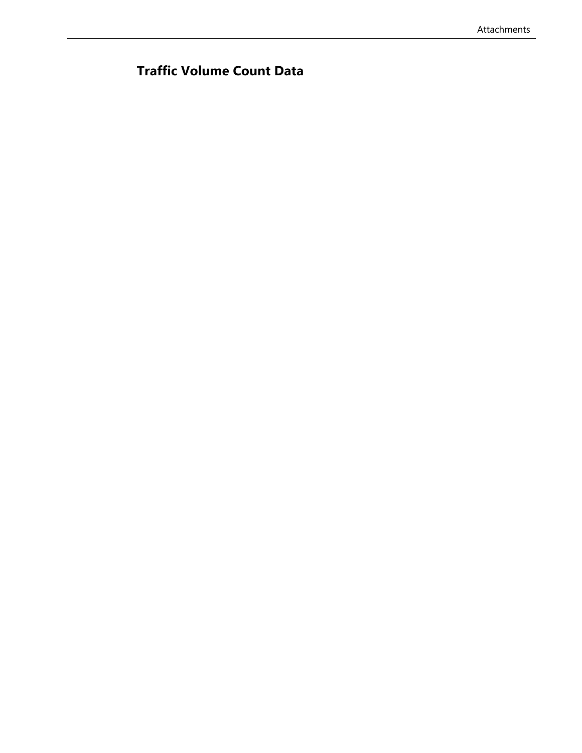## Traffic Volume Count Data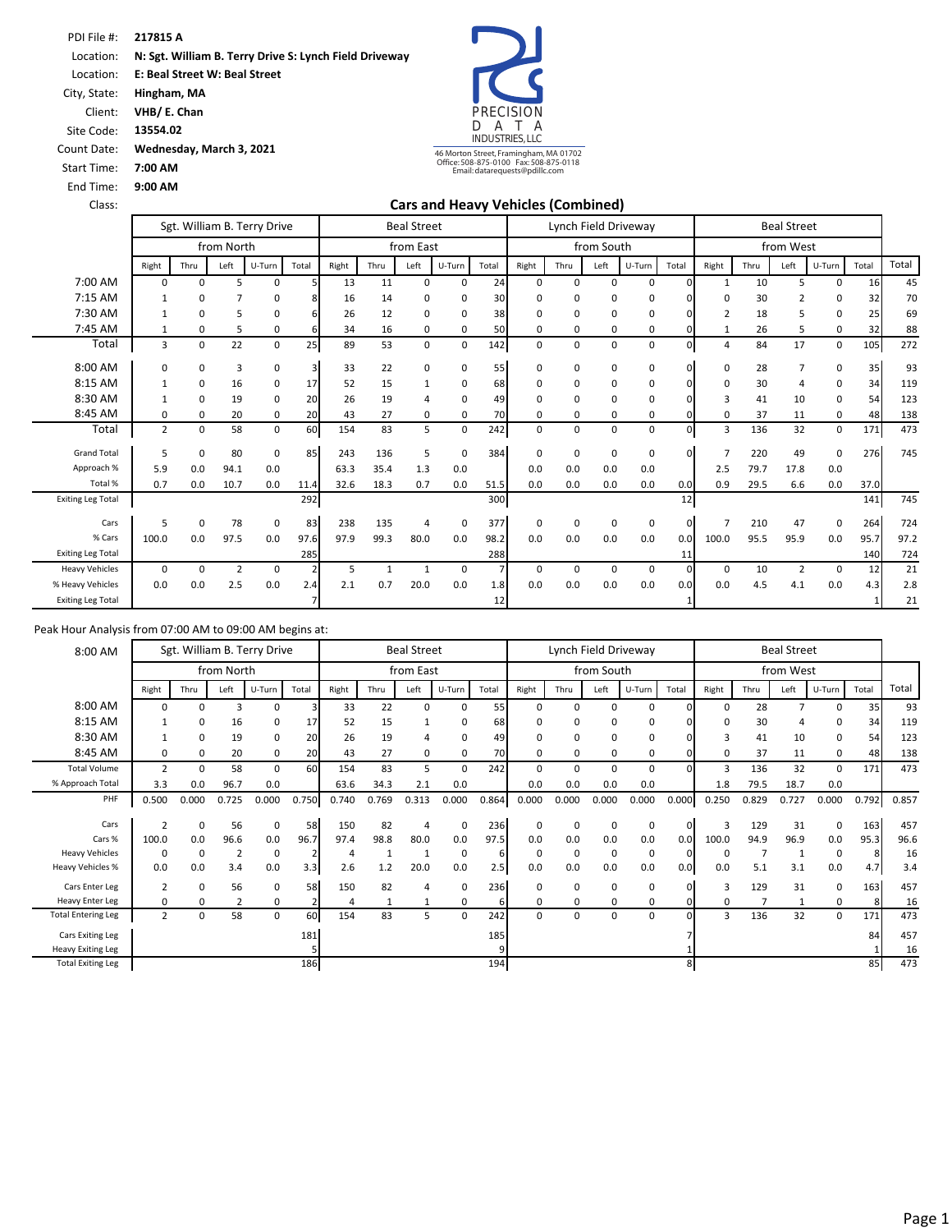PDI File #: **217815 A**
Location: **N: Sgt. William B. Terry Drive S: Lynch Field Driveway**
Location: **E: Beal Street W: Beal Street**
City, State: **Hingham, MA**
Client: **VHB/ E. Chan**
Site Code: **13554.02**
Count Date: **Wednesday, March 3, 2021**
Start Time: **7:00 AM**
End Time: **9:00 AM**
Class:

PRECISION DATA INDUSTRIES, LLC
46 Morton Street, Framingham, MA 01702
Office: 508-875-0100 Fax: 508-875-0118
Email: datarequests@pdillc.com

## Cars and Heavy Vehicles (Combined)

| | Sgt. William B. Terry Drive | | | | | Beal Street | | | | | Lynch Field Driveway | | | | | Beal Street | | | | | |
|---|---|---|---|---|---|---|---|---|---|---|---|---|---|---|---|---|---|---|---|---|---|
| | from North | | | | | from East | | | | | from South | | | | | from West | | | | | |
| | Right | Thru | Left | U-Turn | Total | Right | Thru | Left | U-Turn | Total | Right | Thru | Left | U-Turn | Total | Right | Thru | Left | U-Turn | Total | Total |
| 7:00 AM | 0 | 0 | 5 | 0 | 5 | 13 | 11 | 0 | 0 | 24 | 0 | 0 | 0 | 0 | 0 | 1 | 10 | 5 | 0 | 16 | 45 |
| 7:15 AM | 1 | 0 | 7 | 0 | 8 | 16 | 14 | 0 | 0 | 30 | 0 | 0 | 0 | 0 | 0 | 0 | 30 | 2 | 0 | 32 | 70 |
| 7:30 AM | 1 | 0 | 5 | 0 | 6 | 26 | 12 | 0 | 0 | 38 | 0 | 0 | 0 | 0 | 0 | 2 | 18 | 5 | 0 | 25 | 69 |
| 7:45 AM | 1 | 0 | 5 | 0 | 6 | 34 | 16 | 0 | 0 | 50 | 0 | 0 | 0 | 0 | 0 | 1 | 26 | 5 | 0 | 32 | 88 |
| Total | 3 | 0 | 22 | 0 | 25 | 89 | 53 | 0 | 0 | 142 | 0 | 0 | 0 | 0 | 0 | 4 | 84 | 17 | 0 | 105 | 272 |
| 8:00 AM | 0 | 0 | 3 | 0 | 3 | 33 | 22 | 0 | 0 | 55 | 0 | 0 | 0 | 0 | 0 | 0 | 28 | 7 | 0 | 35 | 93 |
| 8:15 AM | 1 | 0 | 16 | 0 | 17 | 52 | 15 | 1 | 0 | 68 | 0 | 0 | 0 | 0 | 0 | 0 | 30 | 4 | 0 | 34 | 119 |
| 8:30 AM | 1 | 0 | 19 | 0 | 20 | 26 | 19 | 4 | 0 | 49 | 0 | 0 | 0 | 0 | 0 | 3 | 41 | 10 | 0 | 54 | 123 |
| 8:45 AM | 0 | 0 | 20 | 0 | 20 | 43 | 27 | 0 | 0 | 70 | 0 | 0 | 0 | 0 | 0 | 0 | 37 | 11 | 0 | 48 | 138 |
| Total | 2 | 0 | 58 | 0 | 60 | 154 | 83 | 5 | 0 | 242 | 0 | 0 | 0 | 0 | 0 | 3 | 136 | 32 | 0 | 171 | 473 |
| Grand Total | 5 | 0 | 80 | 0 | 85 | 243 | 136 | 5 | 0 | 384 | 0 | 0 | 0 | 0 | 0 | 7 | 220 | 49 | 0 | 276 | 745 |
| Approach % | 5.9 | 0.0 | 94.1 | 0.0 | | 63.3 | 35.4 | 1.3 | 0.0 | | 0.0 | 0.0 | 0.0 | 0.0 | | 2.5 | 79.7 | 17.8 | 0.0 | | |
| Total % | 0.7 | 0.0 | 10.7 | 0.0 | 11.4 | 32.6 | 18.3 | 0.7 | 0.0 | 51.5 | 0.0 | 0.0 | 0.0 | 0.0 | 0.0 | 0.9 | 29.5 | 6.6 | 0.0 | 37.0 | |
| Exiting Leg Total | | | | | 292 | | | | | 300 | | | | | 12 | | | | | 141 | 745 |
| Cars | 5 | 0 | 78 | 0 | 83 | 238 | 135 | 4 | 0 | 377 | 0 | 0 | 0 | 0 | 0 | 7 | 210 | 47 | 0 | 264 | 724 |
| % Cars | 100.0 | 0.0 | 97.5 | 0.0 | 97.6 | 97.9 | 99.3 | 80.0 | 0.0 | 98.2 | 0.0 | 0.0 | 0.0 | 0.0 | 0.0 | 100.0 | 95.5 | 95.9 | 0.0 | 95.7 | 97.2 |
| Exiting Leg Total | | | | | 285 | | | | | 288 | | | | | 11 | | | | | 140 | 724 |
| Heavy Vehicles | 0 | 0 | 2 | 0 | 2 | 5 | 1 | 1 | 0 | 7 | 0 | 0 | 0 | 0 | 0 | 0 | 10 | 2 | 0 | 12 | 21 |
| % Heavy Vehicles | 0.0 | 0.0 | 2.5 | 0.0 | 2.4 | 2.1 | 0.7 | 20.0 | 0.0 | 1.8 | 0.0 | 0.0 | 0.0 | 0.0 | 0.0 | 0.0 | 4.5 | 4.1 | 0.0 | 4.3 | 2.8 |
| Exiting Leg Total | | | | | 7 | | | | | 12 | | | | | 1 | | | | | 1 | 21 |

Peak Hour Analysis from 07:00 AM to 09:00 AM begins at:

| 8:00 AM | Sgt. William B. Terry Drive | | | | | Beal Street | | | | | Lynch Field Driveway | | | | | Beal Street | | | | | |
|---|---|---|---|---|---|---|---|---|---|---|---|---|---|---|---|---|---|---|---|---|---|
| | from North | | | | | from East | | | | | from South | | | | | from West | | | | | |
| | Right | Thru | Left | U-Turn | Total | Right | Thru | Left | U-Turn | Total | Right | Thru | Left | U-Turn | Total | Right | Thru | Left | U-Turn | Total | Total |
| 8:00 AM | 0 | 0 | 3 | 0 | 3 | 33 | 22 | 0 | 0 | 55 | 0 | 0 | 0 | 0 | 0 | 0 | 28 | 7 | 0 | 35 | 93 |
| 8:15 AM | 1 | 0 | 16 | 0 | 17 | 52 | 15 | 1 | 0 | 68 | 0 | 0 | 0 | 0 | 0 | 0 | 30 | 4 | 0 | 34 | 119 |
| 8:30 AM | 1 | 0 | 19 | 0 | 20 | 26 | 19 | 4 | 0 | 49 | 0 | 0 | 0 | 0 | 0 | 3 | 41 | 10 | 0 | 54 | 123 |
| 8:45 AM | 0 | 0 | 20 | 0 | 20 | 43 | 27 | 0 | 0 | 70 | 0 | 0 | 0 | 0 | 0 | 0 | 37 | 11 | 0 | 48 | 138 |
| Total Volume | 2 | 0 | 58 | 0 | 60 | 154 | 83 | 5 | 0 | 242 | 0 | 0 | 0 | 0 | 0 | 3 | 136 | 32 | 0 | 171 | 473 |
| % Approach Total | 3.3 | 0.0 | 96.7 | 0.0 | | 63.6 | 34.3 | 2.1 | 0.0 | | 0.0 | 0.0 | 0.0 | 0.0 | | 1.8 | 79.5 | 18.7 | 0.0 | | |
| PHF | 0.500 | 0.000 | 0.725 | 0.000 | 0.750 | 0.740 | 0.769 | 0.313 | 0.000 | 0.864 | 0.000 | 0.000 | 0.000 | 0.000 | 0.000 | 0.250 | 0.829 | 0.727 | 0.000 | 0.792 | 0.857 |
| Cars | 2 | 0 | 56 | 0 | 58 | 150 | 82 | 4 | 0 | 236 | 0 | 0 | 0 | 0 | 0 | 3 | 129 | 31 | 0 | 163 | 457 |
| Cars % | 100.0 | 0.0 | 96.6 | 0.0 | 96.7 | 97.4 | 98.8 | 80.0 | 0.0 | 97.5 | 0.0 | 0.0 | 0.0 | 0.0 | 0.0 | 100.0 | 94.9 | 96.9 | 0.0 | 95.3 | 96.6 |
| Heavy Vehicles | 0 | 0 | 2 | 0 | 2 | 4 | 1 | 1 | 0 | 6 | 0 | 0 | 0 | 0 | 0 | 0 | 7 | 1 | 0 | 8 | 16 |
| Heavy Vehicles % | 0.0 | 0.0 | 3.4 | 0.0 | 3.3 | 2.6 | 1.2 | 20.0 | 0.0 | 2.5 | 0.0 | 0.0 | 0.0 | 0.0 | 0.0 | 0.0 | 5.1 | 3.1 | 0.0 | 4.7 | 3.4 |
| Cars Enter Leg | 2 | 0 | 56 | 0 | 58 | 150 | 82 | 4 | 0 | 236 | 0 | 0 | 0 | 0 | 0 | 3 | 129 | 31 | 0 | 163 | 457 |
| Heavy Enter Leg | 0 | 0 | 2 | 0 | 2 | 4 | 1 | 1 | 0 | 6 | 0 | 0 | 0 | 0 | 0 | 0 | 7 | 1 | 0 | 8 | 16 |
| Total Entering Leg | 2 | 0 | 58 | 0 | 60 | 154 | 83 | 5 | 0 | 242 | 0 | 0 | 0 | 0 | 0 | 3 | 136 | 32 | 0 | 171 | 473 |
| Cars Exiting Leg | | | | | 181 | | | | | 185 | | | | | 7 | | | | | 84 | 457 |
| Heavy Exiting Leg | | | | | 5 | | | | | 9 | | | | | 1 | | | | | 1 | 16 |
| Total Exiting Leg | | | | | 186 | | | | | 194 | | | | | 8 | | | | | 85 | 473 |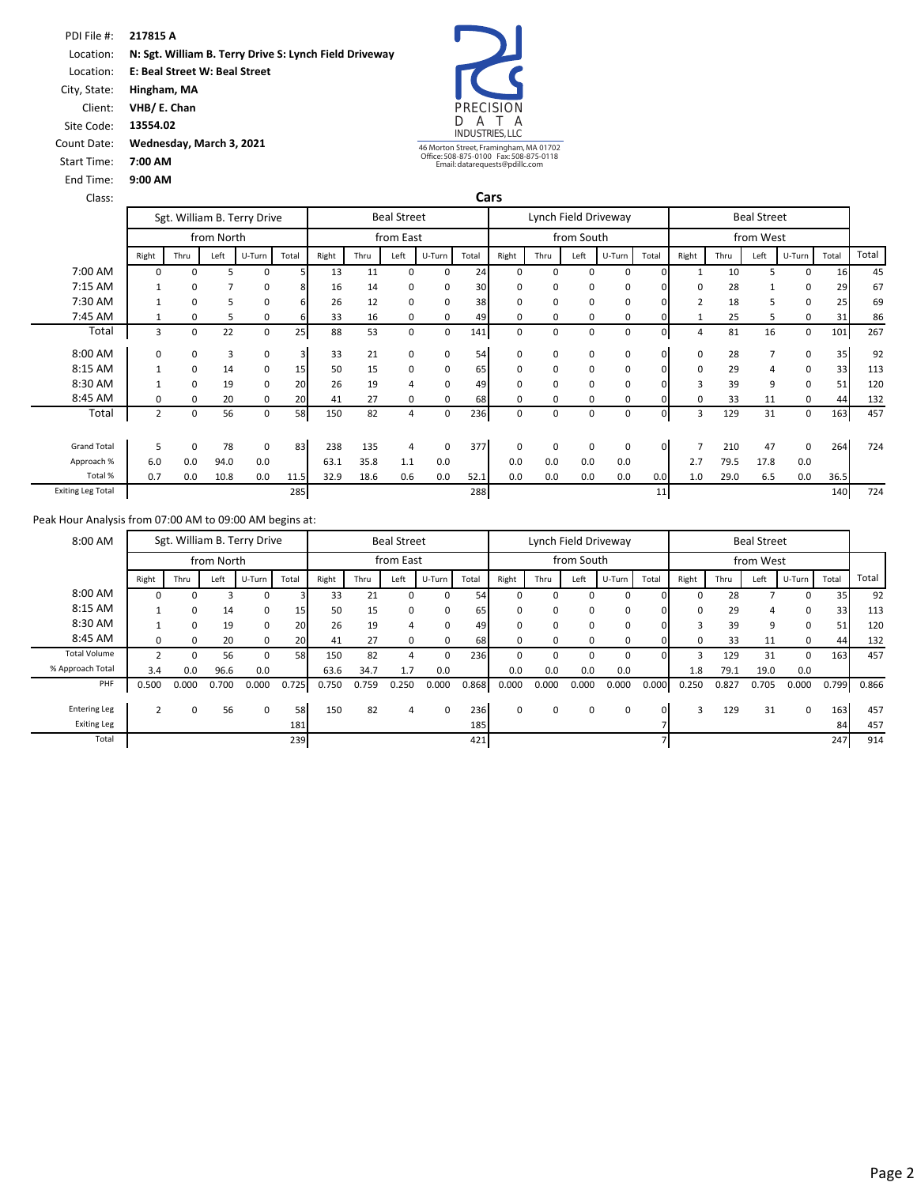PDI File #: **217815 A**
Location: **N: Sgt. William B. Terry Drive S: Lynch Field Driveway**
Location: **E: Beal Street W: Beal Street**
City, State: **Hingham, MA**
Client: **VHB/ E. Chan**
Site Code: **13554.02**
Count Date: **Wednesday, March 3, 2021**
Start Time: **7:00 AM**
End Time: **9:00 AM**
Class:

PRECISION DATA INDUSTRIES, LLC
46 Morton Street, Framingham, MA 01702
Office: 508-875-0100 Fax: 508-875-0118
Email: datarequests@pdillc.com

## Cars

| | Sgt. William B. Terry Drive | | | | | Beal Street | | | | | Lynch Field Driveway | | | | | Beal Street | | | | | |
|---|---|---|---|---|---|---|---|---|---|---|---|---|---|---|---|---|---|---|---|---|---|
| | from North | | | | | from East | | | | | from South | | | | | from West | | | | | |
| | Right | Thru | Left | U-Turn | Total | Right | Thru | Left | U-Turn | Total | Right | Thru | Left | U-Turn | Total | Right | Thru | Left | U-Turn | Total | Total |
| 7:00 AM | 0 | 0 | 5 | 0 | 5 | 13 | 11 | 0 | 0 | 24 | 0 | 0 | 0 | 0 | 0 | 1 | 10 | 5 | 0 | 16 | 45 |
| 7:15 AM | 1 | 0 | 7 | 0 | 8 | 16 | 14 | 0 | 0 | 30 | 0 | 0 | 0 | 0 | 0 | 0 | 28 | 1 | 0 | 29 | 67 |
| 7:30 AM | 1 | 0 | 5 | 0 | 6 | 26 | 12 | 0 | 0 | 38 | 0 | 0 | 0 | 0 | 0 | 2 | 18 | 5 | 0 | 25 | 69 |
| 7:45 AM | 1 | 0 | 5 | 0 | 6 | 33 | 16 | 0 | 0 | 49 | 0 | 0 | 0 | 0 | 0 | 1 | 25 | 5 | 0 | 31 | 86 |
| Total | 3 | 0 | 22 | 0 | 25 | 88 | 53 | 0 | 0 | 141 | 0 | 0 | 0 | 0 | 0 | 4 | 81 | 16 | 0 | 101 | 267 |
| 8:00 AM | 0 | 0 | 3 | 0 | 3 | 33 | 21 | 0 | 0 | 54 | 0 | 0 | 0 | 0 | 0 | 0 | 28 | 7 | 0 | 35 | 92 |
| 8:15 AM | 1 | 0 | 14 | 0 | 15 | 50 | 15 | 0 | 0 | 65 | 0 | 0 | 0 | 0 | 0 | 0 | 29 | 4 | 0 | 33 | 113 |
| 8:30 AM | 1 | 0 | 19 | 0 | 20 | 26 | 19 | 4 | 0 | 49 | 0 | 0 | 0 | 0 | 0 | 3 | 39 | 9 | 0 | 51 | 120 |
| 8:45 AM | 0 | 0 | 20 | 0 | 20 | 41 | 27 | 0 | 0 | 68 | 0 | 0 | 0 | 0 | 0 | 0 | 33 | 11 | 0 | 44 | 132 |
| Total | 2 | 0 | 56 | 0 | 58 | 150 | 82 | 4 | 0 | 236 | 0 | 0 | 0 | 0 | 0 | 3 | 129 | 31 | 0 | 163 | 457 |
| Grand Total | 5 | 0 | 78 | 0 | 83 | 238 | 135 | 4 | 0 | 377 | 0 | 0 | 0 | 0 | 0 | 7 | 210 | 47 | 0 | 264 | 724 |
| Approach % | 6.0 | 0.0 | 94.0 | 0.0 | | 63.1 | 35.8 | 1.1 | 0.0 | | 0.0 | 0.0 | 0.0 | 0.0 | | 2.7 | 79.5 | 17.8 | 0.0 | | |
| Total % | 0.7 | 0.0 | 10.8 | 0.0 | 11.5 | 32.9 | 18.6 | 0.6 | 0.0 | 52.1 | 0.0 | 0.0 | 0.0 | 0.0 | 0.0 | 1.0 | 29.0 | 6.5 | 0.0 | 36.5 | |
| Exiting Leg Total | | | | | 285 | | | | | 288 | | | | | 11 | | | | | 140 | 724 |

Peak Hour Analysis from 07:00 AM to 09:00 AM begins at:

| 8:00 AM | Sgt. William B. Terry Drive | | | | | Beal Street | | | | | Lynch Field Driveway | | | | | Beal Street | | | | | |
|---|---|---|---|---|---|---|---|---|---|---|---|---|---|---|---|---|---|---|---|---|---|
| | from North | | | | | from East | | | | | from South | | | | | from West | | | | | |
| | Right | Thru | Left | U-Turn | Total | Right | Thru | Left | U-Turn | Total | Right | Thru | Left | U-Turn | Total | Right | Thru | Left | U-Turn | Total | Total |
| 8:00 AM | 0 | 0 | 3 | 0 | 3 | 33 | 21 | 0 | 0 | 54 | 0 | 0 | 0 | 0 | 0 | 0 | 28 | 7 | 0 | 35 | 92 |
| 8:15 AM | 1 | 0 | 14 | 0 | 15 | 50 | 15 | 0 | 0 | 65 | 0 | 0 | 0 | 0 | 0 | 0 | 29 | 4 | 0 | 33 | 113 |
| 8:30 AM | 1 | 0 | 19 | 0 | 20 | 26 | 19 | 4 | 0 | 49 | 0 | 0 | 0 | 0 | 0 | 3 | 39 | 9 | 0 | 51 | 120 |
| 8:45 AM | 0 | 0 | 20 | 0 | 20 | 41 | 27 | 0 | 0 | 68 | 0 | 0 | 0 | 0 | 0 | 0 | 33 | 11 | 0 | 44 | 132 |
| Total Volume | 2 | 0 | 56 | 0 | 58 | 150 | 82 | 4 | 0 | 236 | 0 | 0 | 0 | 0 | 0 | 3 | 129 | 31 | 0 | 163 | 457 |
| % Approach Total | 3.4 | 0.0 | 96.6 | 0.0 | | 63.6 | 34.7 | 1.7 | 0.0 | | 0.0 | 0.0 | 0.0 | 0.0 | | 1.8 | 79.1 | 19.0 | 0.0 | | |
| PHF | 0.500 | 0.000 | 0.700 | 0.000 | 0.725 | 0.750 | 0.759 | 0.250 | 0.000 | 0.868 | 0.000 | 0.000 | 0.000 | 0.000 | 0.000 | 0.250 | 0.827 | 0.705 | 0.000 | 0.799 | 0.866 |
| Entering Leg | 2 | 0 | 56 | 0 | 58 | 150 | 82 | 4 | 0 | 236 | 0 | 0 | 0 | 0 | 0 | 3 | 129 | 31 | 0 | 163 | 457 |
| Exiting Leg | | | | | 181 | | | | | 185 | | | | | 7 | | | | | 84 | 457 |
| Total | | | | | 239 | | | | | 421 | | | | | 7 | | | | | 247 | 914 |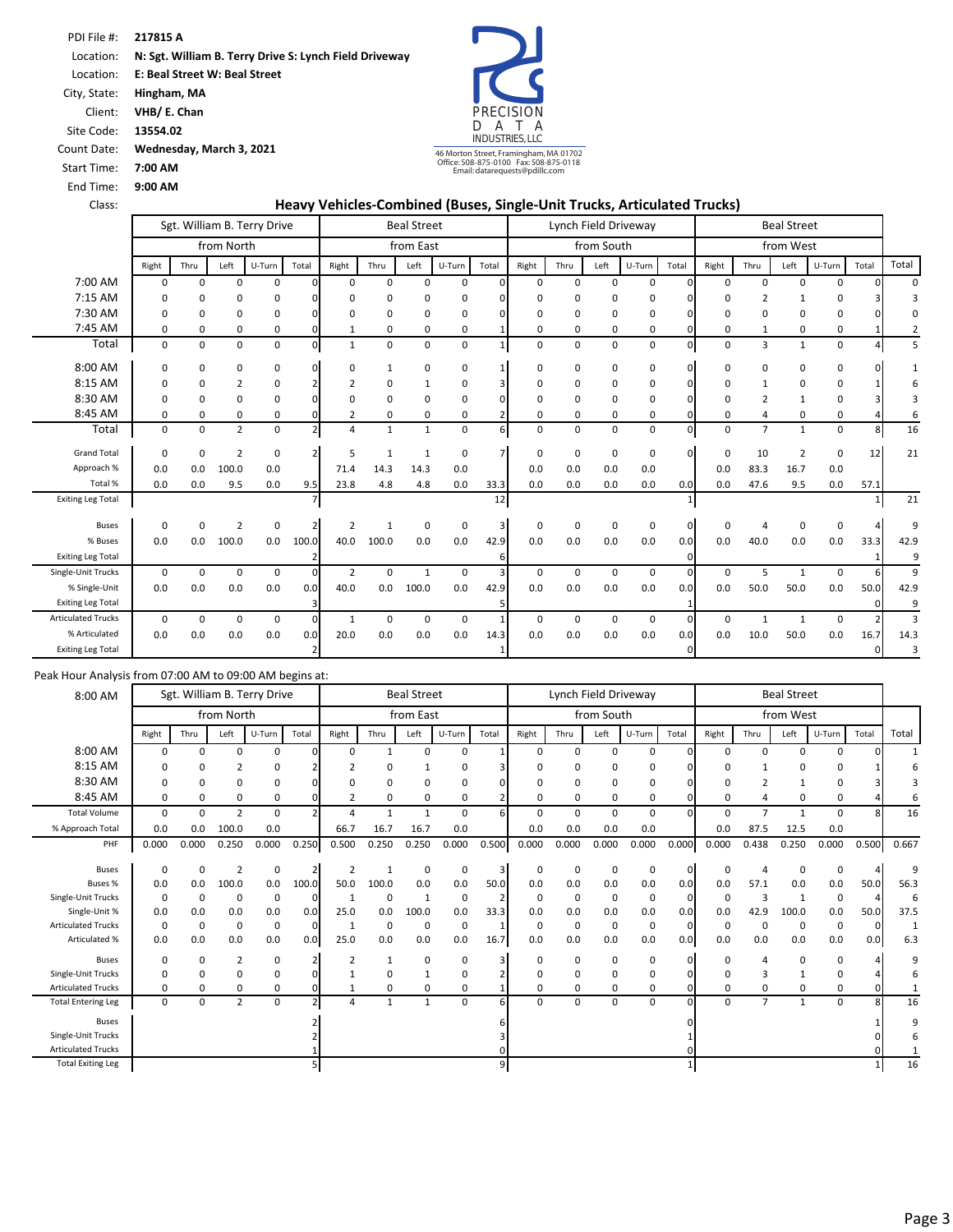PDI File #: **217815 A**
Location: **N: Sgt. William B. Terry Drive S: Lynch Field Driveway**
Location: **E: Beal Street W: Beal Street**
City, State: **Hingham, MA**
Client: **VHB/ E. Chan**
Site Code: **13554.02**
Count Date: **Wednesday, March 3, 2021**
Start Time: **7:00 AM**
End Time: **9:00 AM**
Class:

PRECISION DATA INDUSTRIES, LLC
46 Morton Street, Framingham, MA 01702
Office: 508-875-0100 Fax: 508-875-0118
Email: datarequests@pdillc.com

## Heavy Vehicles-Combined (Buses, Single-Unit Trucks, Articulated Trucks)

| | Sgt. William B. Terry Drive | | | | | Beal Street | | | | | Lynch Field Driveway | | | | | Beal Street | | | | | |
|---|---|---|---|---|---|---|---|---|---|---|---|---|---|---|---|---|---|---|---|---|---|
| | from North | | | | | from East | | | | | from South | | | | | from West | | | | | |
| | Right | Thru | Left | U-Turn | Total | Right | Thru | Left | U-Turn | Total | Right | Thru | Left | U-Turn | Total | Right | Thru | Left | U-Turn | Total | Total |
| 7:00 AM | 0 | 0 | 0 | 0 | 0 | 0 | 0 | 0 | 0 | 0 | 0 | 0 | 0 | 0 | 0 | 0 | 0 | 0 | 0 | 0 | 0 |
| 7:15 AM | 0 | 0 | 0 | 0 | 0 | 0 | 0 | 0 | 0 | 0 | 0 | 0 | 0 | 0 | 0 | 0 | 2 | 1 | 0 | 3 | 3 |
| 7:30 AM | 0 | 0 | 0 | 0 | 0 | 0 | 0 | 0 | 0 | 0 | 0 | 0 | 0 | 0 | 0 | 0 | 0 | 0 | 0 | 0 | 0 |
| 7:45 AM | 0 | 0 | 0 | 0 | 0 | 1 | 0 | 0 | 0 | 1 | 0 | 0 | 0 | 0 | 0 | 0 | 1 | 0 | 0 | 1 | 2 |
| Total | 0 | 0 | 0 | 0 | 0 | 1 | 0 | 0 | 0 | 1 | 0 | 0 | 0 | 0 | 0 | 0 | 3 | 1 | 0 | 4 | 5 |
| 8:00 AM | 0 | 0 | 0 | 0 | 0 | 0 | 1 | 0 | 0 | 1 | 0 | 0 | 0 | 0 | 0 | 0 | 0 | 0 | 0 | 0 | 1 |
| 8:15 AM | 0 | 0 | 2 | 0 | 2 | 2 | 0 | 1 | 0 | 3 | 0 | 0 | 0 | 0 | 0 | 0 | 1 | 0 | 0 | 1 | 6 |
| 8:30 AM | 0 | 0 | 0 | 0 | 0 | 0 | 0 | 0 | 0 | 0 | 0 | 0 | 0 | 0 | 0 | 0 | 2 | 1 | 0 | 3 | 3 |
| 8:45 AM | 0 | 0 | 0 | 0 | 0 | 2 | 0 | 0 | 0 | 2 | 0 | 0 | 0 | 0 | 0 | 0 | 4 | 0 | 0 | 4 | 6 |
| Total | 0 | 0 | 2 | 0 | 2 | 4 | 1 | 1 | 0 | 6 | 0 | 0 | 0 | 0 | 0 | 0 | 7 | 1 | 0 | 8 | 16 |
| Grand Total | 0 | 0 | 2 | 0 | 2 | 5 | 1 | 1 | 0 | 7 | 0 | 0 | 0 | 0 | 0 | 0 | 10 | 2 | 0 | 12 | 21 |
| Approach % | 0.0 | 0.0 | 100.0 | 0.0 | | 71.4 | 14.3 | 14.3 | 0.0 | | 0.0 | 0.0 | 0.0 | 0.0 | | 0.0 | 83.3 | 16.7 | 0.0 | | |
| Total % | 0.0 | 0.0 | 9.5 | 0.0 | 9.5 | 23.8 | 4.8 | 4.8 | 0.0 | 33.3 | 0.0 | 0.0 | 0.0 | 0.0 | 0.0 | 0.0 | 47.6 | 9.5 | 0.0 | 57.1 | |
| Exiting Leg Total | | | | | 7 | | | | | 12 | | | | | 1 | | | | | 1 | 21 |
| Buses | 0 | 0 | 2 | 0 | 2 | 2 | 1 | 0 | 0 | 3 | 0 | 0 | 0 | 0 | 0 | 0 | 4 | 0 | 0 | 4 | 9 |
| % Buses | 0.0 | 0.0 | 100.0 | 0.0 | 100.0 | 40.0 | 100.0 | 0.0 | 0.0 | 42.9 | 0.0 | 0.0 | 0.0 | 0.0 | 0.0 | 0.0 | 40.0 | 0.0 | 0.0 | 33.3 | 42.9 |
| Exiting Leg Total | | | | | 2 | | | | | 6 | | | | | 0 | | | | | 1 | 9 |
| Single-Unit Trucks | 0 | 0 | 0 | 0 | 0 | 2 | 0 | 1 | 0 | 3 | 0 | 0 | 0 | 0 | 0 | 0 | 5 | 1 | 0 | 6 | 9 |
| % Single-Unit | 0.0 | 0.0 | 0.0 | 0.0 | 0.0 | 40.0 | 0.0 | 100.0 | 0.0 | 42.9 | 0.0 | 0.0 | 0.0 | 0.0 | 0.0 | 0.0 | 50.0 | 50.0 | 0.0 | 50.0 | 42.9 |
| Exiting Leg Total | | | | | 3 | | | | | 5 | | | | | 1 | | | | | 0 | 9 |
| Articulated Trucks | 0 | 0 | 0 | 0 | 0 | 1 | 0 | 0 | 0 | 1 | 0 | 0 | 0 | 0 | 0 | 0 | 1 | 1 | 0 | 2 | 3 |
| % Articulated | 0.0 | 0.0 | 0.0 | 0.0 | 0.0 | 20.0 | 0.0 | 0.0 | 0.0 | 14.3 | 0.0 | 0.0 | 0.0 | 0.0 | 0.0 | 0.0 | 10.0 | 50.0 | 0.0 | 16.7 | 14.3 |
| Exiting Leg Total | | | | | 2 | | | | | 1 | | | | | 0 | | | | | 0 | 3 |

Peak Hour Analysis from 07:00 AM to 09:00 AM begins at:

| 8:00 AM | Sgt. William B. Terry Drive | | | | | Beal Street | | | | | Lynch Field Driveway | | | | | Beal Street | | | | | |
|---|---|---|---|---|---|---|---|---|---|---|---|---|---|---|---|---|---|---|---|---|---|
| | from North | | | | | from East | | | | | from South | | | | | from West | | | | | |
| | Right | Thru | Left | U-Turn | Total | Right | Thru | Left | U-Turn | Total | Right | Thru | Left | U-Turn | Total | Right | Thru | Left | U-Turn | Total | Total |
| 8:00 AM | 0 | 0 | 0 | 0 | 0 | 0 | 1 | 0 | 0 | 1 | 0 | 0 | 0 | 0 | 0 | 0 | 0 | 0 | 0 | 0 | 1 |
| 8:15 AM | 0 | 0 | 2 | 0 | 2 | 2 | 0 | 1 | 0 | 3 | 0 | 0 | 0 | 0 | 0 | 0 | 1 | 0 | 0 | 1 | 6 |
| 8:30 AM | 0 | 0 | 0 | 0 | 0 | 0 | 0 | 0 | 0 | 0 | 0 | 0 | 0 | 0 | 0 | 0 | 2 | 1 | 0 | 3 | 3 |
| 8:45 AM | 0 | 0 | 0 | 0 | 0 | 2 | 0 | 0 | 0 | 2 | 0 | 0 | 0 | 0 | 0 | 0 | 4 | 0 | 0 | 4 | 6 |
| Total Volume | 0 | 0 | 2 | 0 | 2 | 4 | 1 | 1 | 0 | 6 | 0 | 0 | 0 | 0 | 0 | 0 | 7 | 1 | 0 | 8 | 16 |
| % Approach Total | 0.0 | 0.0 | 100.0 | 0.0 | | 66.7 | 16.7 | 16.7 | 0.0 | | 0.0 | 0.0 | 0.0 | 0.0 | | 0.0 | 87.5 | 12.5 | 0.0 | | |
| PHF | 0.000 | 0.000 | 0.250 | 0.000 | 0.250 | 0.500 | 0.250 | 0.250 | 0.000 | 0.500 | 0.000 | 0.000 | 0.000 | 0.000 | 0.000 | 0.000 | 0.438 | 0.250 | 0.000 | 0.500 | 0.667 |
| Buses | 0 | 0 | 2 | 0 | 2 | 2 | 1 | 0 | 0 | 3 | 0 | 0 | 0 | 0 | 0 | 0 | 4 | 0 | 0 | 4 | 9 |
| Buses % | 0.0 | 0.0 | 100.0 | 0.0 | 100.0 | 50.0 | 100.0 | 0.0 | 0.0 | 50.0 | 0.0 | 0.0 | 0.0 | 0.0 | 0.0 | 0.0 | 57.1 | 0.0 | 0.0 | 50.0 | 56.3 |
| Single-Unit Trucks | 0 | 0 | 0 | 0 | 0 | 1 | 0 | 1 | 0 | 2 | 0 | 0 | 0 | 0 | 0 | 0 | 3 | 1 | 0 | 4 | 6 |
| Single-Unit % | 0.0 | 0.0 | 0.0 | 0.0 | 0.0 | 25.0 | 0.0 | 100.0 | 0.0 | 33.3 | 0.0 | 0.0 | 0.0 | 0.0 | 0.0 | 0.0 | 42.9 | 100.0 | 0.0 | 50.0 | 37.5 |
| Articulated Trucks | 0 | 0 | 0 | 0 | 0 | 1 | 0 | 0 | 0 | 1 | 0 | 0 | 0 | 0 | 0 | 0 | 0 | 0 | 0 | 0 | 1 |
| Articulated % | 0.0 | 0.0 | 0.0 | 0.0 | 0.0 | 25.0 | 0.0 | 0.0 | 0.0 | 16.7 | 0.0 | 0.0 | 0.0 | 0.0 | 0.0 | 0.0 | 0.0 | 0.0 | 0.0 | 0.0 | 6.3 |
| Buses | 0 | 0 | 2 | 0 | 2 | 2 | 1 | 0 | 0 | 3 | 0 | 0 | 0 | 0 | 0 | 0 | 4 | 0 | 0 | 4 | 9 |
| Single-Unit Trucks | 0 | 0 | 0 | 0 | 0 | 1 | 0 | 1 | 0 | 2 | 0 | 0 | 0 | 0 | 0 | 0 | 3 | 1 | 0 | 4 | 6 |
| Articulated Trucks | 0 | 0 | 0 | 0 | 0 | 1 | 0 | 0 | 0 | 1 | 0 | 0 | 0 | 0 | 0 | 0 | 0 | 0 | 0 | 0 | 1 |
| Total Entering Leg | 0 | 0 | 2 | 0 | 2 | 4 | 1 | 1 | 0 | 6 | 0 | 0 | 0 | 0 | 0 | 0 | 7 | 1 | 0 | 8 | 16 |
| Buses | | | | | 2 | | | | | 6 | | | | | 0 | | | | | 1 | 9 |
| Single-Unit Trucks | | | | | 2 | | | | | 3 | | | | | 1 | | | | | 0 | 6 |
| Articulated Trucks | | | | | 1 | | | | | 0 | | | | | 0 | | | | | 0 | 1 |
| Total Exiting Leg | | | | | 5 | | | | | 9 | | | | | 1 | | | | | 1 | 16 |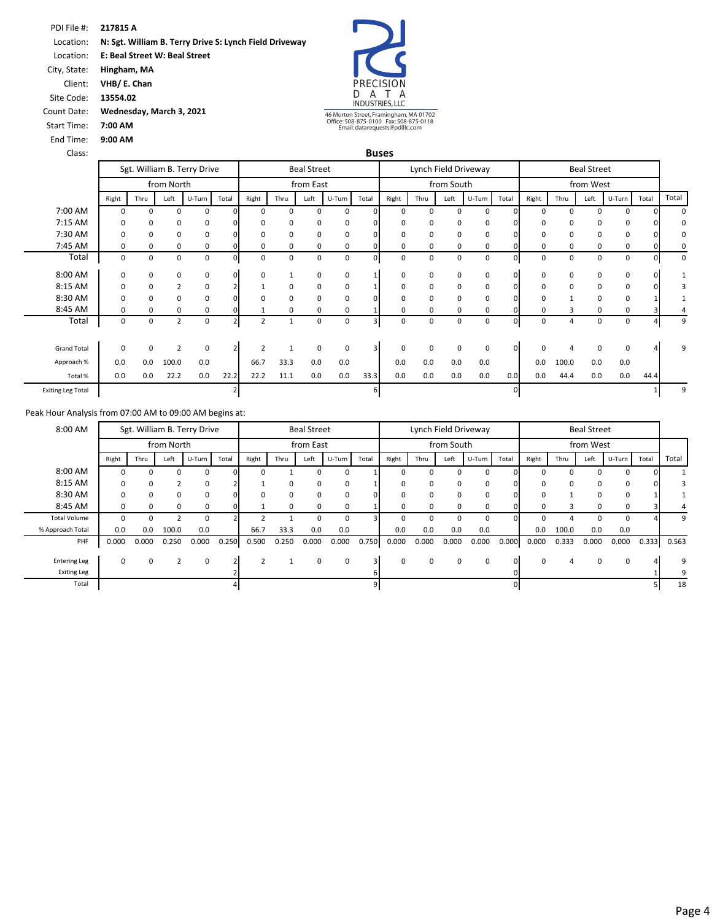PDI File #: **217815 A**
Location: **N: Sgt. William B. Terry Drive S: Lynch Field Driveway**
Location: **E: Beal Street W: Beal Street**
City, State: **Hingham, MA**
Client: **VHB/ E. Chan**
Site Code: **13554.02**
Count Date: **Wednesday, March 3, 2021**
Start Time: **7:00 AM**
End Time: **9:00 AM**
Class: **Buses**

PRECISION DATA INDUSTRIES, LLC
46 Morton Street, Framingham, MA 01702
Office: 508-875-0100 Fax: 508-875-0118
Email: datarequests@pdillc.com

| | Sgt. William B. Terry Drive | | | | | Beal Street | | | | | Lynch Field Driveway | | | | | Beal Street | | | | | |
|---|---|---|---|---|---|---|---|---|---|---|---|---|---|---|---|---|---|---|---|---|---|
| | from North | | | | | from East | | | | | from South | | | | | from West | | | | | |
| | Right | Thru | Left | U-Turn | Total | Right | Thru | Left | U-Turn | Total | Right | Thru | Left | U-Turn | Total | Right | Thru | Left | U-Turn | Total | Total |
| 7:00 AM | 0 | 0 | 0 | 0 | 0 | 0 | 0 | 0 | 0 | 0 | 0 | 0 | 0 | 0 | 0 | 0 | 0 | 0 | 0 | 0 | 0 |
| 7:15 AM | 0 | 0 | 0 | 0 | 0 | 0 | 0 | 0 | 0 | 0 | 0 | 0 | 0 | 0 | 0 | 0 | 0 | 0 | 0 | 0 | 0 |
| 7:30 AM | 0 | 0 | 0 | 0 | 0 | 0 | 0 | 0 | 0 | 0 | 0 | 0 | 0 | 0 | 0 | 0 | 0 | 0 | 0 | 0 | 0 |
| 7:45 AM | 0 | 0 | 0 | 0 | 0 | 0 | 0 | 0 | 0 | 0 | 0 | 0 | 0 | 0 | 0 | 0 | 0 | 0 | 0 | 0 | 0 |
| Total | 0 | 0 | 0 | 0 | 0 | 0 | 0 | 0 | 0 | 0 | 0 | 0 | 0 | 0 | 0 | 0 | 0 | 0 | 0 | 0 | 0 |
| 8:00 AM | 0 | 0 | 0 | 0 | 0 | 0 | 1 | 0 | 0 | 1 | 0 | 0 | 0 | 0 | 0 | 0 | 0 | 0 | 0 | 0 | 1 |
| 8:15 AM | 0 | 0 | 2 | 0 | 2 | 1 | 0 | 0 | 0 | 1 | 0 | 0 | 0 | 0 | 0 | 0 | 0 | 0 | 0 | 0 | 3 |
| 8:30 AM | 0 | 0 | 0 | 0 | 0 | 0 | 0 | 0 | 0 | 0 | 0 | 0 | 0 | 0 | 0 | 0 | 1 | 0 | 0 | 1 | 1 |
| 8:45 AM | 0 | 0 | 0 | 0 | 0 | 1 | 0 | 0 | 0 | 1 | 0 | 0 | 0 | 0 | 0 | 0 | 3 | 0 | 0 | 3 | 4 |
| Total | 0 | 0 | 2 | 0 | 2 | 2 | 1 | 0 | 0 | 3 | 0 | 0 | 0 | 0 | 0 | 0 | 4 | 0 | 0 | 4 | 9 |
| Grand Total | 0 | 0 | 2 | 0 | 2 | 2 | 1 | 0 | 0 | 3 | 0 | 0 | 0 | 0 | 0 | 0 | 4 | 0 | 0 | 4 | 9 |
| Approach % | 0.0 | 0.0 | 100.0 | 0.0 | | 66.7 | 33.3 | 0.0 | 0.0 | | 0.0 | 0.0 | 0.0 | 0.0 | | 0.0 | 100.0 | 0.0 | 0.0 | | |
| Total % | 0.0 | 0.0 | 22.2 | 0.0 | 22.2 | 22.2 | 11.1 | 0.0 | 0.0 | 33.3 | 0.0 | 0.0 | 0.0 | 0.0 | 0.0 | 0.0 | 44.4 | 0.0 | 0.0 | 44.4 | |
| Exiting Leg Total | | | | | 2 | | | | | 6 | | | | | 0 | | | | | 1 | 9 |

Peak Hour Analysis from 07:00 AM to 09:00 AM begins at:

| 8:00 AM | Sgt. William B. Terry Drive | | | | | Beal Street | | | | | Lynch Field Driveway | | | | | Beal Street | | | | | |
|---|---|---|---|---|---|---|---|---|---|---|---|---|---|---|---|---|---|---|---|---|---|
| | from North | | | | | from East | | | | | from South | | | | | from West | | | | | |
| | Right | Thru | Left | U-Turn | Total | Right | Thru | Left | U-Turn | Total | Right | Thru | Left | U-Turn | Total | Right | Thru | Left | U-Turn | Total | Total |
| 8:00 AM | 0 | 0 | 0 | 0 | 0 | 0 | 1 | 0 | 0 | 1 | 0 | 0 | 0 | 0 | 0 | 0 | 0 | 0 | 0 | 0 | 1 |
| 8:15 AM | 0 | 0 | 2 | 0 | 2 | 1 | 0 | 0 | 0 | 1 | 0 | 0 | 0 | 0 | 0 | 0 | 0 | 0 | 0 | 0 | 3 |
| 8:30 AM | 0 | 0 | 0 | 0 | 0 | 0 | 0 | 0 | 0 | 0 | 0 | 0 | 0 | 0 | 0 | 0 | 1 | 0 | 0 | 1 | 1 |
| 8:45 AM | 0 | 0 | 0 | 0 | 0 | 1 | 0 | 0 | 0 | 1 | 0 | 0 | 0 | 0 | 0 | 0 | 3 | 0 | 0 | 3 | 4 |
| Total Volume | 0 | 0 | 2 | 0 | 2 | 2 | 1 | 0 | 0 | 3 | 0 | 0 | 0 | 0 | 0 | 0 | 4 | 0 | 0 | 4 | 9 |
| % Approach Total | 0.0 | 0.0 | 100.0 | 0.0 | | 66.7 | 33.3 | 0.0 | 0.0 | | 0.0 | 0.0 | 0.0 | 0.0 | | 0.0 | 100.0 | 0.0 | 0.0 | | |
| PHF | 0.000 | 0.000 | 0.250 | 0.000 | 0.250 | 0.500 | 0.250 | 0.000 | 0.000 | 0.750 | 0.000 | 0.000 | 0.000 | 0.000 | 0.000 | 0.000 | 0.333 | 0.000 | 0.000 | 0.333 | 0.563 |
| Entering Leg | 0 | 0 | 2 | 0 | 2 | 2 | 1 | 0 | 0 | 3 | 0 | 0 | 0 | 0 | 0 | 0 | 4 | 0 | 0 | 4 | 9 |
| Exiting Leg | | | | | 2 | | | | | 6 | | | | | 0 | | | | | 1 | 9 |
| Total | | | | | 4 | | | | | 9 | | | | | 0 | | | | | 5 | 18 |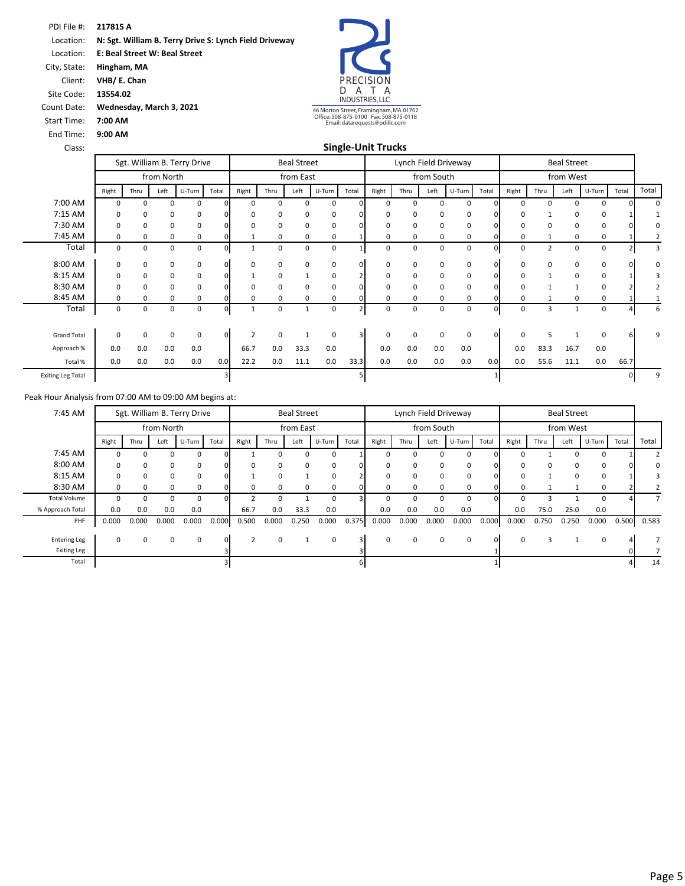PDI File #: **217815 A**
Location: **N: Sgt. William B. Terry Drive S: Lynch Field Driveway**
Location: **E: Beal Street W: Beal Street**
City, State: **Hingham, MA**
Client: **VHB/ E. Chan**
Site Code: **13554.02**
Count Date: **Wednesday, March 3, 2021**
Start Time: **7:00 AM**
End Time: **9:00 AM**
Class:

PRECISION DATA INDUSTRIES, LLC
46 Morton Street, Framingham, MA 01702
Office: 508-875-0100 Fax: 508-875-0118
Email: datarequests@pdillc.com

## Single-Unit Trucks

| | Sgt. William B. Terry Drive | | | | | Beal Street | | | | | Lynch Field Driveway | | | | | Beal Street | | | | | |
|---|---|---|---|---|---|---|---|---|---|---|---|---|---|---|---|---|---|---|---|---|---|
| | from North | | | | | from East | | | | | from South | | | | | from West | | | | | |
| | Right | Thru | Left | U-Turn | Total | Right | Thru | Left | U-Turn | Total | Right | Thru | Left | U-Turn | Total | Right | Thru | Left | U-Turn | Total | Total |
| 7:00 AM | 0 | 0 | 0 | 0 | 0 | 0 | 0 | 0 | 0 | 0 | 0 | 0 | 0 | 0 | 0 | 0 | 0 | 0 | 0 | 0 | 0 |
| 7:15 AM | 0 | 0 | 0 | 0 | 0 | 0 | 0 | 0 | 0 | 0 | 0 | 0 | 0 | 0 | 0 | 0 | 1 | 0 | 0 | 1 | 1 |
| 7:30 AM | 0 | 0 | 0 | 0 | 0 | 0 | 0 | 0 | 0 | 0 | 0 | 0 | 0 | 0 | 0 | 0 | 0 | 0 | 0 | 0 | 0 |
| 7:45 AM | 0 | 0 | 0 | 0 | 0 | 1 | 0 | 0 | 0 | 1 | 0 | 0 | 0 | 0 | 0 | 0 | 1 | 0 | 0 | 1 | 2 |
| Total | 0 | 0 | 0 | 0 | 0 | 1 | 0 | 0 | 0 | 1 | 0 | 0 | 0 | 0 | 0 | 0 | 2 | 0 | 0 | 2 | 3 |
| 8:00 AM | 0 | 0 | 0 | 0 | 0 | 0 | 0 | 0 | 0 | 0 | 0 | 0 | 0 | 0 | 0 | 0 | 0 | 0 | 0 | 0 | 0 |
| 8:15 AM | 0 | 0 | 0 | 0 | 0 | 1 | 0 | 1 | 0 | 2 | 0 | 0 | 0 | 0 | 0 | 0 | 1 | 0 | 0 | 1 | 3 |
| 8:30 AM | 0 | 0 | 0 | 0 | 0 | 0 | 0 | 0 | 0 | 0 | 0 | 0 | 0 | 0 | 0 | 0 | 1 | 1 | 0 | 2 | 2 |
| 8:45 AM | 0 | 0 | 0 | 0 | 0 | 0 | 0 | 0 | 0 | 0 | 0 | 0 | 0 | 0 | 0 | 0 | 1 | 0 | 0 | 1 | 1 |
| Total | 0 | 0 | 0 | 0 | 0 | 1 | 0 | 1 | 0 | 2 | 0 | 0 | 0 | 0 | 0 | 0 | 3 | 1 | 0 | 4 | 6 |
| Grand Total | 0 | 0 | 0 | 0 | 0 | 2 | 0 | 1 | 0 | 3 | 0 | 0 | 0 | 0 | 0 | 0 | 5 | 1 | 0 | 6 | 9 |
| Approach % | 0.0 | 0.0 | 0.0 | 0.0 | | 66.7 | 0.0 | 33.3 | 0.0 | | 0.0 | 0.0 | 0.0 | 0.0 | | 0.0 | 83.3 | 16.7 | 0.0 | | |
| Total % | 0.0 | 0.0 | 0.0 | 0.0 | 0.0 | 22.2 | 0.0 | 11.1 | 0.0 | 33.3 | 0.0 | 0.0 | 0.0 | 0.0 | 0.0 | 0.0 | 55.6 | 11.1 | 0.0 | 66.7 | |
| Exiting Leg Total | | | | | 3 | | | | | 5 | | | | | 1 | | | | | 0 | 9 |

Peak Hour Analysis from 07:00 AM to 09:00 AM begins at:

| 7:45 AM | Sgt. William B. Terry Drive | | | | | Beal Street | | | | | Lynch Field Driveway | | | | | Beal Street | | | | | |
|---|---|---|---|---|---|---|---|---|---|---|---|---|---|---|---|---|---|---|---|---|---|
| | from North | | | | | from East | | | | | from South | | | | | from West | | | | | |
| | Right | Thru | Left | U-Turn | Total | Right | Thru | Left | U-Turn | Total | Right | Thru | Left | U-Turn | Total | Right | Thru | Left | U-Turn | Total | Total |
| 7:45 AM | 0 | 0 | 0 | 0 | 0 | 1 | 0 | 0 | 0 | 1 | 0 | 0 | 0 | 0 | 0 | 0 | 1 | 0 | 0 | 1 | 2 |
| 8:00 AM | 0 | 0 | 0 | 0 | 0 | 0 | 0 | 0 | 0 | 0 | 0 | 0 | 0 | 0 | 0 | 0 | 0 | 0 | 0 | 0 | 0 |
| 8:15 AM | 0 | 0 | 0 | 0 | 0 | 1 | 0 | 1 | 0 | 2 | 0 | 0 | 0 | 0 | 0 | 0 | 1 | 0 | 0 | 1 | 3 |
| 8:30 AM | 0 | 0 | 0 | 0 | 0 | 0 | 0 | 0 | 0 | 0 | 0 | 0 | 0 | 0 | 0 | 0 | 1 | 1 | 0 | 2 | 2 |
| Total Volume | 0 | 0 | 0 | 0 | 0 | 2 | 0 | 1 | 0 | 3 | 0 | 0 | 0 | 0 | 0 | 0 | 3 | 1 | 0 | 4 | 7 |
| % Approach Total | 0.0 | 0.0 | 0.0 | 0.0 | | 66.7 | 0.0 | 33.3 | 0.0 | | 0.0 | 0.0 | 0.0 | 0.0 | | 0.0 | 75.0 | 25.0 | 0.0 | | |
| PHF | 0.000 | 0.000 | 0.000 | 0.000 | 0.000 | 0.500 | 0.000 | 0.250 | 0.000 | 0.375 | 0.000 | 0.000 | 0.000 | 0.000 | 0.000 | 0.000 | 0.750 | 0.250 | 0.000 | 0.500 | 0.583 |
| Entering Leg | 0 | 0 | 0 | 0 | 0 | 2 | 0 | 1 | 0 | 3 | 0 | 0 | 0 | 0 | 0 | 0 | 3 | 1 | 0 | 4 | 7 |
| Exiting Leg | | | | | 3 | | | | | 3 | | | | | 1 | | | | | 0 | 7 |
| Total | | | | | 3 | | | | | 6 | | | | | 1 | | | | | 4 | 14 |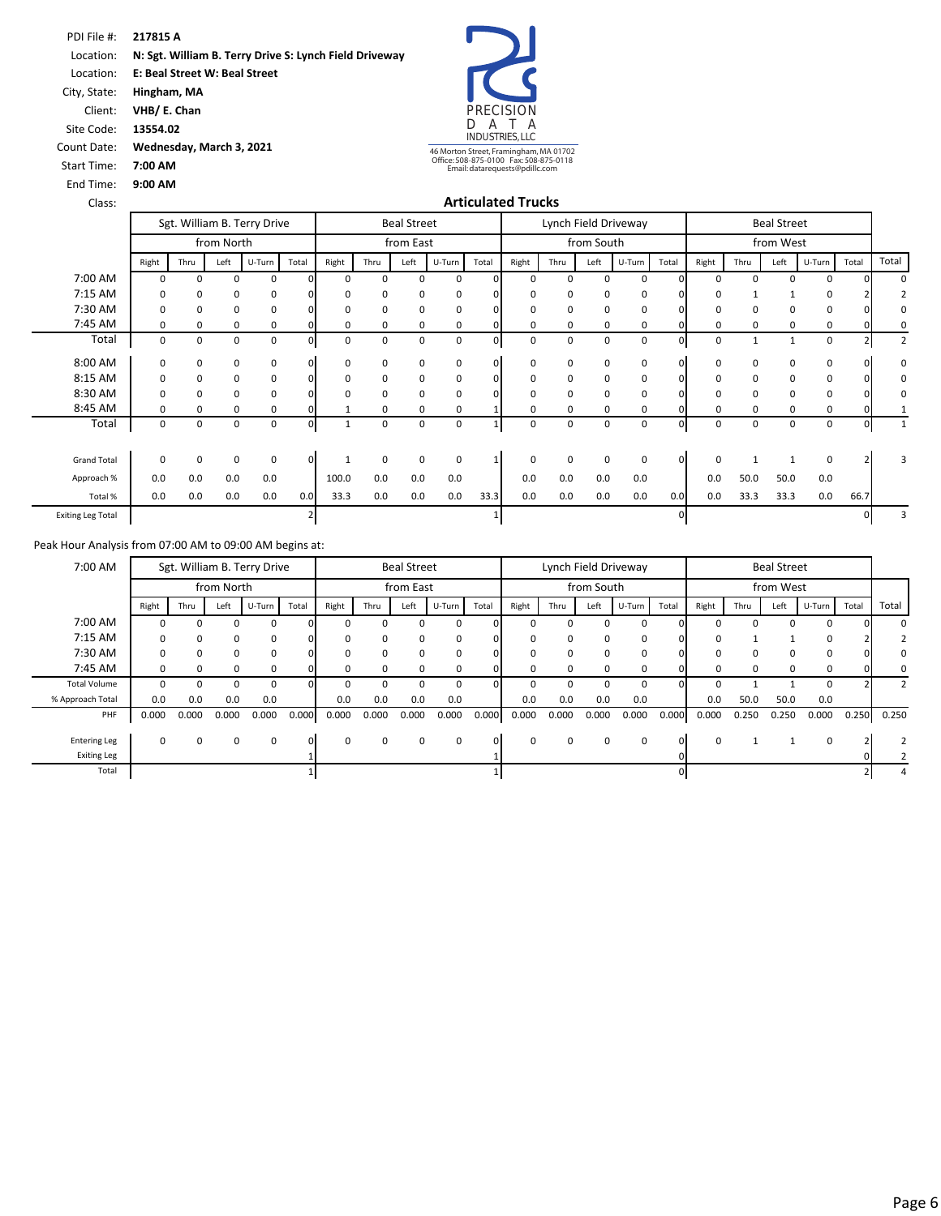PDI File #: **217815 A**
Location: **N: Sgt. William B. Terry Drive S: Lynch Field Driveway**
Location: **E: Beal Street W: Beal Street**
City, State: **Hingham, MA**
Client: **VHB/ E. Chan**
Site Code: **13554.02**
Count Date: **Wednesday, March 3, 2021**
Start Time: **7:00 AM**
End Time: **9:00 AM**
Class:

PRECISION DATA INDUSTRIES, LLC
46 Morton Street, Framingham, MA 01702
Office: 508-875-0100 Fax: 508-875-0118
Email: datarequests@pdillc.com

## Articulated Trucks

| | Sgt. William B. Terry Drive | | | | | Beal Street | | | | | Lynch Field Driveway | | | | | Beal Street | | | | | |
|---|---|---|---|---|---|---|---|---|---|---|---|---|---|---|---|---|---|---|---|---|---|
| | from North | | | | | from East | | | | | from South | | | | | from West | | | | | |
| | Right | Thru | Left | U-Turn | Total | Right | Thru | Left | U-Turn | Total | Right | Thru | Left | U-Turn | Total | Right | Thru | Left | U-Turn | Total | Total |
| 7:00 AM | 0 | 0 | 0 | 0 | 0 | 0 | 0 | 0 | 0 | 0 | 0 | 0 | 0 | 0 | 0 | 0 | 0 | 0 | 0 | 0 | 0 |
| 7:15 AM | 0 | 0 | 0 | 0 | 0 | 0 | 0 | 0 | 0 | 0 | 0 | 0 | 0 | 0 | 0 | 0 | 1 | 1 | 0 | 2 | 2 |
| 7:30 AM | 0 | 0 | 0 | 0 | 0 | 0 | 0 | 0 | 0 | 0 | 0 | 0 | 0 | 0 | 0 | 0 | 0 | 0 | 0 | 0 | 0 |
| 7:45 AM | 0 | 0 | 0 | 0 | 0 | 0 | 0 | 0 | 0 | 0 | 0 | 0 | 0 | 0 | 0 | 0 | 0 | 0 | 0 | 0 | 0 |
| Total | 0 | 0 | 0 | 0 | 0 | 0 | 0 | 0 | 0 | 0 | 0 | 0 | 0 | 0 | 0 | 0 | 1 | 1 | 0 | 2 | 2 |
| 8:00 AM | 0 | 0 | 0 | 0 | 0 | 0 | 0 | 0 | 0 | 0 | 0 | 0 | 0 | 0 | 0 | 0 | 0 | 0 | 0 | 0 | 0 |
| 8:15 AM | 0 | 0 | 0 | 0 | 0 | 0 | 0 | 0 | 0 | 0 | 0 | 0 | 0 | 0 | 0 | 0 | 0 | 0 | 0 | 0 | 0 |
| 8:30 AM | 0 | 0 | 0 | 0 | 0 | 0 | 0 | 0 | 0 | 0 | 0 | 0 | 0 | 0 | 0 | 0 | 0 | 0 | 0 | 0 | 0 |
| 8:45 AM | 0 | 0 | 0 | 0 | 0 | 1 | 0 | 0 | 0 | 1 | 0 | 0 | 0 | 0 | 0 | 0 | 0 | 0 | 0 | 0 | 1 |
| Total | 0 | 0 | 0 | 0 | 0 | 1 | 0 | 0 | 0 | 1 | 0 | 0 | 0 | 0 | 0 | 0 | 0 | 0 | 0 | 0 | 1 |
| Grand Total | 0 | 0 | 0 | 0 | 0 | 1 | 0 | 0 | 0 | 1 | 0 | 0 | 0 | 0 | 0 | 0 | 1 | 1 | 0 | 2 | 3 |
| Approach % | 0.0 | 0.0 | 0.0 | 0.0 | | 100.0 | 0.0 | 0.0 | 0.0 | | 0.0 | 0.0 | 0.0 | 0.0 | | 0.0 | 50.0 | 50.0 | 0.0 | | |
| Total % | 0.0 | 0.0 | 0.0 | 0.0 | 0.0 | 33.3 | 0.0 | 0.0 | 0.0 | 33.3 | 0.0 | 0.0 | 0.0 | 0.0 | 0.0 | 0.0 | 33.3 | 33.3 | 0.0 | 66.7 | |
| Exiting Leg Total | | | | | 2 | | | | | 1 | | | | | 0 | | | | | 0 | 3 |

Peak Hour Analysis from 07:00 AM to 09:00 AM begins at:

| 7:00 AM | Sgt. William B. Terry Drive | | | | | Beal Street | | | | | Lynch Field Driveway | | | | | Beal Street | | | | | |
|---|---|---|---|---|---|---|---|---|---|---|---|---|---|---|---|---|---|---|---|---|---|
| | from North | | | | | from East | | | | | from South | | | | | from West | | | | | |
| | Right | Thru | Left | U-Turn | Total | Right | Thru | Left | U-Turn | Total | Right | Thru | Left | U-Turn | Total | Right | Thru | Left | U-Turn | Total | Total |
| 7:00 AM | 0 | 0 | 0 | 0 | 0 | 0 | 0 | 0 | 0 | 0 | 0 | 0 | 0 | 0 | 0 | 0 | 0 | 0 | 0 | 0 | 0 |
| 7:15 AM | 0 | 0 | 0 | 0 | 0 | 0 | 0 | 0 | 0 | 0 | 0 | 0 | 0 | 0 | 0 | 0 | 1 | 1 | 0 | 2 | 2 |
| 7:30 AM | 0 | 0 | 0 | 0 | 0 | 0 | 0 | 0 | 0 | 0 | 0 | 0 | 0 | 0 | 0 | 0 | 0 | 0 | 0 | 0 | 0 |
| 7:45 AM | 0 | 0 | 0 | 0 | 0 | 0 | 0 | 0 | 0 | 0 | 0 | 0 | 0 | 0 | 0 | 0 | 0 | 0 | 0 | 0 | 0 |
| Total Volume | 0 | 0 | 0 | 0 | 0 | 0 | 0 | 0 | 0 | 0 | 0 | 0 | 0 | 0 | 0 | 0 | 1 | 1 | 0 | 2 | 2 |
| % Approach Total | 0.0 | 0.0 | 0.0 | 0.0 | | 0.0 | 0.0 | 0.0 | 0.0 | | 0.0 | 0.0 | 0.0 | 0.0 | | 0.0 | 50.0 | 50.0 | 0.0 | | |
| PHF | 0.000 | 0.000 | 0.000 | 0.000 | 0.000 | 0.000 | 0.000 | 0.000 | 0.000 | 0.000 | 0.000 | 0.000 | 0.000 | 0.000 | 0.000 | 0.000 | 0.250 | 0.250 | 0.000 | 0.250 | 0.250 |
| Entering Leg | 0 | 0 | 0 | 0 | 0 | 0 | 0 | 0 | 0 | 0 | 0 | 0 | 0 | 0 | 0 | 0 | 1 | 1 | 0 | 2 | 2 |
| Exiting Leg | | | | | 1 | | | | | 1 | | | | | 0 | | | | | 0 | 2 |
| Total | | | | | 1 | | | | | 1 | | | | | 0 | | | | | 2 | 4 |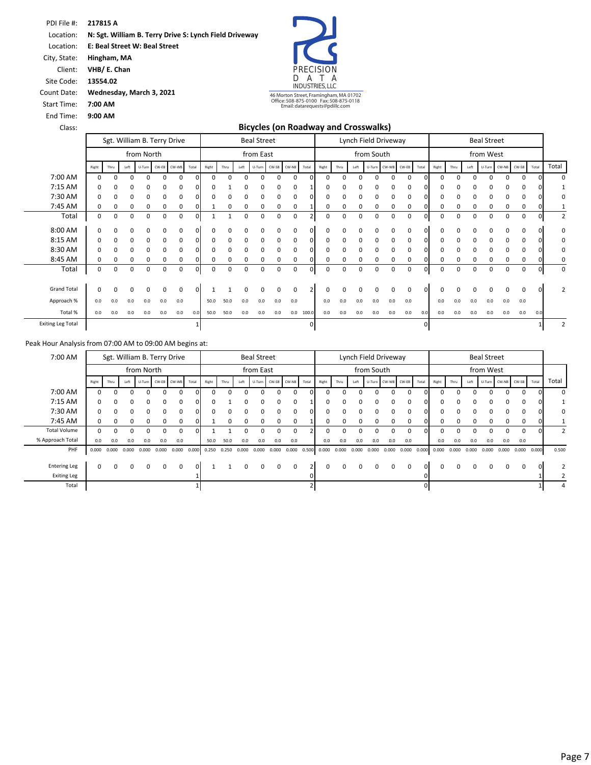PDI File #: **217815 A**
Location: **N: Sgt. William B. Terry Drive S: Lynch Field Driveway**
Location: **E: Beal Street W: Beal Street**
City, State: **Hingham, MA**
Client: **VHB/ E. Chan**
Site Code: **13554.02**
Count Date: **Wednesday, March 3, 2021**
Start Time: **7:00 AM**
End Time: **9:00 AM**
Class:

PRECISION DATA INDUSTRIES, LLC
46 Morton Street, Framingham, MA 01702
Office: 508-875-0100 Fax: 508-875-0118
Email: datarequests@pdillc.com

## Bicycles (on Roadway and Crosswalks)

| | Sgt. William B. Terry Drive | | | | | | | Beal Street | | | | | | | Lynch Field Driveway | | | | | | | Beal Street | | | | | | | |
|---|---|---|---|---|---|---|---|---|---|---|---|---|---|---|---|---|---|---|---|---|---|---|---|---|---|---|---|---|---|
| | from North | | | | | | | from East | | | | | | | from South | | | | | | | from West | | | | | | | |
| | Right | Thru | Left | U-Turn | CW-EB | CW-WB | Total | Right | Thru | Left | U-Turn | CW-SB | CW-NB | Total | Right | Thru | Left | U-Turn | CW-WB | CW-EB | Total | Right | Thru | Left | U-Turn | CW-NB | CW-SB | Total | Total |
| 7:00 AM | 0 | 0 | 0 | 0 | 0 | 0 | 0 | 0 | 0 | 0 | 0 | 0 | 0 | 0 | 0 | 0 | 0 | 0 | 0 | 0 | 0 | 0 | 0 | 0 | 0 | 0 | 0 | 0 | 0 |
| 7:15 AM | 0 | 0 | 0 | 0 | 0 | 0 | 0 | 0 | 1 | 0 | 0 | 0 | 0 | 1 | 0 | 0 | 0 | 0 | 0 | 0 | 0 | 0 | 0 | 0 | 0 | 0 | 0 | 0 | 1 |
| 7:30 AM | 0 | 0 | 0 | 0 | 0 | 0 | 0 | 0 | 0 | 0 | 0 | 0 | 0 | 0 | 0 | 0 | 0 | 0 | 0 | 0 | 0 | 0 | 0 | 0 | 0 | 0 | 0 | 0 | 0 |
| 7:45 AM | 0 | 0 | 0 | 0 | 0 | 0 | 0 | 1 | 0 | 0 | 0 | 0 | 0 | 1 | 0 | 0 | 0 | 0 | 0 | 0 | 0 | 0 | 0 | 0 | 0 | 0 | 0 | 0 | 1 |
| Total | 0 | 0 | 0 | 0 | 0 | 0 | 0 | 1 | 1 | 0 | 0 | 0 | 0 | 2 | 0 | 0 | 0 | 0 | 0 | 0 | 0 | 0 | 0 | 0 | 0 | 0 | 0 | 0 | 2 |
| 8:00 AM | 0 | 0 | 0 | 0 | 0 | 0 | 0 | 0 | 0 | 0 | 0 | 0 | 0 | 0 | 0 | 0 | 0 | 0 | 0 | 0 | 0 | 0 | 0 | 0 | 0 | 0 | 0 | 0 | 0 |
| 8:15 AM | 0 | 0 | 0 | 0 | 0 | 0 | 0 | 0 | 0 | 0 | 0 | 0 | 0 | 0 | 0 | 0 | 0 | 0 | 0 | 0 | 0 | 0 | 0 | 0 | 0 | 0 | 0 | 0 | 0 |
| 8:30 AM | 0 | 0 | 0 | 0 | 0 | 0 | 0 | 0 | 0 | 0 | 0 | 0 | 0 | 0 | 0 | 0 | 0 | 0 | 0 | 0 | 0 | 0 | 0 | 0 | 0 | 0 | 0 | 0 | 0 |
| 8:45 AM | 0 | 0 | 0 | 0 | 0 | 0 | 0 | 0 | 0 | 0 | 0 | 0 | 0 | 0 | 0 | 0 | 0 | 0 | 0 | 0 | 0 | 0 | 0 | 0 | 0 | 0 | 0 | 0 | 0 |
| Total | 0 | 0 | 0 | 0 | 0 | 0 | 0 | 0 | 0 | 0 | 0 | 0 | 0 | 0 | 0 | 0 | 0 | 0 | 0 | 0 | 0 | 0 | 0 | 0 | 0 | 0 | 0 | 0 | 0 |
| Grand Total | 0 | 0 | 0 | 0 | 0 | 0 | 0 | 1 | 1 | 0 | 0 | 0 | 0 | 2 | 0 | 0 | 0 | 0 | 0 | 0 | 0 | 0 | 0 | 0 | 0 | 0 | 0 | 0 | 2 |
| Approach % | 0.0 | 0.0 | 0.0 | 0.0 | 0.0 | 0.0 | | 50.0 | 50.0 | 0.0 | 0.0 | 0.0 | 0.0 | | 0.0 | 0.0 | 0.0 | 0.0 | 0.0 | 0.0 | | 0.0 | 0.0 | 0.0 | 0.0 | 0.0 | 0.0 | | |
| Total % | 0.0 | 0.0 | 0.0 | 0.0 | 0.0 | 0.0 | 0.0 | 50.0 | 50.0 | 0.0 | 0.0 | 0.0 | 0.0 | 100.0 | 0.0 | 0.0 | 0.0 | 0.0 | 0.0 | 0.0 | 0.0 | 0.0 | 0.0 | 0.0 | 0.0 | 0.0 | 0.0 | 0.0 | |
| Exiting Leg Total | | | | | | | 1 | | | | | | | 0 | | | | | | | 0 | | | | | | | 1 | 2 |

Peak Hour Analysis from 07:00 AM to 09:00 AM begins at:

| 7:00 AM | Sgt. William B. Terry Drive | | | | | | | Beal Street | | | | | | | Lynch Field Driveway | | | | | | | Beal Street | | | | | | | |
|---|---|---|---|---|---|---|---|---|---|---|---|---|---|---|---|---|---|---|---|---|---|---|---|---|---|---|---|---|---|
| | from North | | | | | | | from East | | | | | | | from South | | | | | | | from West | | | | | | | |
| | Right | Thru | Left | U-Turn | CW-EB | CW-WB | Total | Right | Thru | Left | U-Turn | CW-SB | CW-NB | Total | Right | Thru | Left | U-Turn | CW-WB | CW-EB | Total | Right | Thru | Left | U-Turn | CW-NB | CW-SB | Total | Total |
| 7:00 AM | 0 | 0 | 0 | 0 | 0 | 0 | 0 | 0 | 0 | 0 | 0 | 0 | 0 | 0 | 0 | 0 | 0 | 0 | 0 | 0 | 0 | 0 | 0 | 0 | 0 | 0 | 0 | 0 | 0 |
| 7:15 AM | 0 | 0 | 0 | 0 | 0 | 0 | 0 | 0 | 1 | 0 | 0 | 0 | 0 | 1 | 0 | 0 | 0 | 0 | 0 | 0 | 0 | 0 | 0 | 0 | 0 | 0 | 0 | 0 | 1 |
| 7:30 AM | 0 | 0 | 0 | 0 | 0 | 0 | 0 | 0 | 0 | 0 | 0 | 0 | 0 | 0 | 0 | 0 | 0 | 0 | 0 | 0 | 0 | 0 | 0 | 0 | 0 | 0 | 0 | 0 | 0 |
| 7:45 AM | 0 | 0 | 0 | 0 | 0 | 0 | 0 | 1 | 0 | 0 | 0 | 0 | 0 | 1 | 0 | 0 | 0 | 0 | 0 | 0 | 0 | 0 | 0 | 0 | 0 | 0 | 0 | 0 | 1 |
| Total Volume | 0 | 0 | 0 | 0 | 0 | 0 | 0 | 1 | 1 | 0 | 0 | 0 | 0 | 2 | 0 | 0 | 0 | 0 | 0 | 0 | 0 | 0 | 0 | 0 | 0 | 0 | 0 | 0 | 2 |
| % Approach Total | 0.0 | 0.0 | 0.0 | 0.0 | 0.0 | 0.0 | | 50.0 | 50.0 | 0.0 | 0.0 | 0.0 | 0.0 | | 0.0 | 0.0 | 0.0 | 0.0 | 0.0 | 0.0 | | 0.0 | 0.0 | 0.0 | 0.0 | 0.0 | 0.0 | | |
| PHF | 0.000 | 0.000 | 0.000 | 0.000 | 0.000 | 0.000 | 0.000 | 0.250 | 0.250 | 0.000 | 0.000 | 0.000 | 0.000 | 0.500 | 0.000 | 0.000 | 0.000 | 0.000 | 0.000 | 0.000 | 0.000 | 0.000 | 0.000 | 0.000 | 0.000 | 0.000 | 0.000 | 0.000 | 0.500 |
| Entering Leg | 0 | 0 | 0 | 0 | 0 | 0 | 0 | 1 | 1 | 0 | 0 | 0 | 0 | 2 | 0 | 0 | 0 | 0 | 0 | 0 | 0 | 0 | 0 | 0 | 0 | 0 | 0 | 0 | 2 |
| Exiting Leg | | | | | | | 1 | | | | | | | 0 | | | | | | | 0 | | | | | | | 1 | 2 |
| Total | | | | | | | 1 | | | | | | | 2 | | | | | | | 0 | | | | | | | 1 | 4 |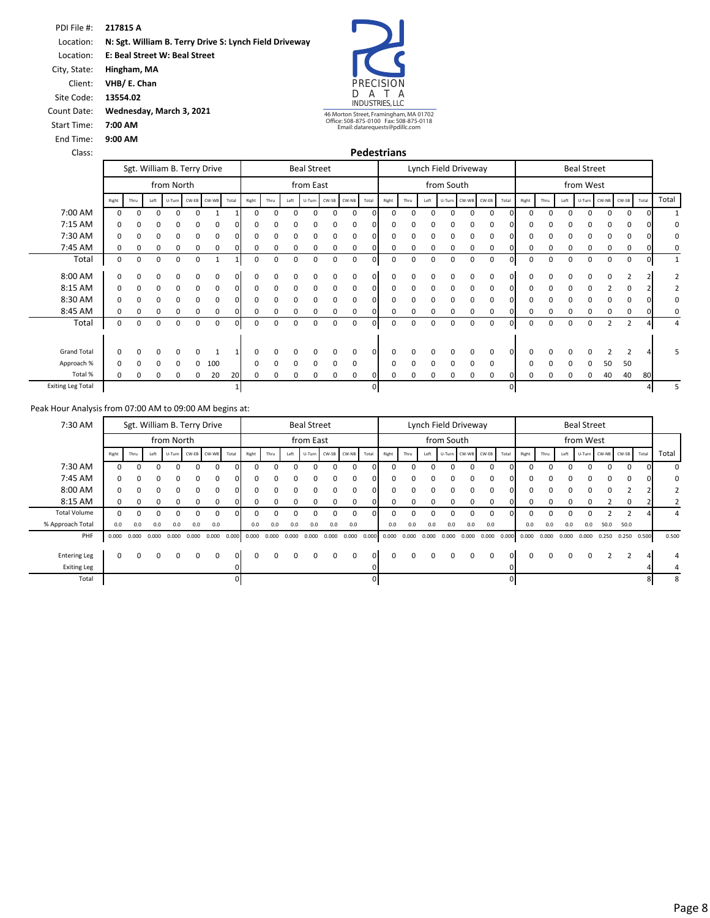PDI File #: **217815 A**
Location: **N: Sgt. William B. Terry Drive S: Lynch Field Driveway**
Location: **E: Beal Street W: Beal Street**
City, State: **Hingham, MA**
Client: **VHB/ E. Chan**
Site Code: **13554.02**
Count Date: **Wednesday, March 3, 2021**
Start Time: **7:00 AM**
End Time: **9:00 AM**
Class:

PRECISION DATA INDUSTRIES, LLC
46 Morton Street, Framingham, MA 01702
Office: 508-875-0100 Fax: 508-875-0118
Email: datarequests@pdillc.com

## Pedestrians

| | Sgt. William B. Terry Drive | | | | | | | Beal Street | | | | | | | Lynch Field Driveway | | | | | | | Beal Street | | | | | | | |
|---|---|---|---|---|---|---|---|---|---|---|---|---|---|---|---|---|---|---|---|---|---|---|---|---|---|---|---|---|---|
| | from North | | | | | | | from East | | | | | | | from South | | | | | | | from West | | | | | | | |
| | Right | Thru | Left | U-Turn | CW-EB | CW-WB | Total | Right | Thru | Left | U-Turn | CW-SB | CW-NB | Total | Right | Thru | Left | U-Turn | CW-WB | CW-EB | Total | Right | Thru | Left | U-Turn | CW-NB | CW-SB | Total | Total |
| 7:00 AM | 0 | 0 | 0 | 0 | 0 | 1 | 1 | 0 | 0 | 0 | 0 | 0 | 0 | 0 | 0 | 0 | 0 | 0 | 0 | 0 | 0 | 0 | 0 | 0 | 0 | 0 | 0 | 0 | 1 |
| 7:15 AM | 0 | 0 | 0 | 0 | 0 | 0 | 0 | 0 | 0 | 0 | 0 | 0 | 0 | 0 | 0 | 0 | 0 | 0 | 0 | 0 | 0 | 0 | 0 | 0 | 0 | 0 | 0 | 0 | 0 |
| 7:30 AM | 0 | 0 | 0 | 0 | 0 | 0 | 0 | 0 | 0 | 0 | 0 | 0 | 0 | 0 | 0 | 0 | 0 | 0 | 0 | 0 | 0 | 0 | 0 | 0 | 0 | 0 | 0 | 0 | 0 |
| 7:45 AM | 0 | 0 | 0 | 0 | 0 | 0 | 0 | 0 | 0 | 0 | 0 | 0 | 0 | 0 | 0 | 0 | 0 | 0 | 0 | 0 | 0 | 0 | 0 | 0 | 0 | 0 | 0 | 0 | 0 |
| Total | 0 | 0 | 0 | 0 | 0 | 1 | 1 | 0 | 0 | 0 | 0 | 0 | 0 | 0 | 0 | 0 | 0 | 0 | 0 | 0 | 0 | 0 | 0 | 0 | 0 | 0 | 0 | 0 | 1 |
| 8:00 AM | 0 | 0 | 0 | 0 | 0 | 0 | 0 | 0 | 0 | 0 | 0 | 0 | 0 | 0 | 0 | 0 | 0 | 0 | 0 | 0 | 0 | 0 | 0 | 0 | 0 | 0 | 2 | 2 | 2 |
| 8:15 AM | 0 | 0 | 0 | 0 | 0 | 0 | 0 | 0 | 0 | 0 | 0 | 0 | 0 | 0 | 0 | 0 | 0 | 0 | 0 | 0 | 0 | 0 | 0 | 0 | 0 | 2 | 0 | 2 | 2 |
| 8:30 AM | 0 | 0 | 0 | 0 | 0 | 0 | 0 | 0 | 0 | 0 | 0 | 0 | 0 | 0 | 0 | 0 | 0 | 0 | 0 | 0 | 0 | 0 | 0 | 0 | 0 | 0 | 0 | 0 | 0 |
| 8:45 AM | 0 | 0 | 0 | 0 | 0 | 0 | 0 | 0 | 0 | 0 | 0 | 0 | 0 | 0 | 0 | 0 | 0 | 0 | 0 | 0 | 0 | 0 | 0 | 0 | 0 | 0 | 0 | 0 | 0 |
| Total | 0 | 0 | 0 | 0 | 0 | 0 | 0 | 0 | 0 | 0 | 0 | 0 | 0 | 0 | 0 | 0 | 0 | 0 | 0 | 0 | 0 | 0 | 0 | 0 | 0 | 2 | 2 | 4 | 4 |
| Grand Total | 0 | 0 | 0 | 0 | 0 | 1 | 1 | 0 | 0 | 0 | 0 | 0 | 0 | 0 | 0 | 0 | 0 | 0 | 0 | 0 | 0 | 0 | 0 | 0 | 0 | 2 | 2 | 4 | 5 |
| Approach % | 0 | 0 | 0 | 0 | 0 | 100 | | 0 | 0 | 0 | 0 | 0 | 0 | | 0 | 0 | 0 | 0 | 0 | 0 | | 0 | 0 | 0 | 0 | 50 | 50 | | |
| Total % | 0 | 0 | 0 | 0 | 0 | 20 | 20 | 0 | 0 | 0 | 0 | 0 | 0 | 0 | 0 | 0 | 0 | 0 | 0 | 0 | 0 | 0 | 0 | 0 | 0 | 40 | 40 | 80 | |
| Exiting Leg Total | | | | | | | 1 | | | | | | | 0 | | | | | | | 0 | | | | | | | 4 | 5 |

Peak Hour Analysis from 07:00 AM to 09:00 AM begins at:

| 7:30 AM | Sgt. William B. Terry Drive | | | | | | | Beal Street | | | | | | | Lynch Field Driveway | | | | | | | Beal Street | | | | | | | |
|---|---|---|---|---|---|---|---|---|---|---|---|---|---|---|---|---|---|---|---|---|---|---|---|---|---|---|---|---|---|
| | from North | | | | | | | from East | | | | | | | from South | | | | | | | from West | | | | | | | |
| | Right | Thru | Left | U-Turn | CW-EB | CW-WB | Total | Right | Thru | Left | U-Turn | CW-SB | CW-NB | Total | Right | Thru | Left | U-Turn | CW-WB | CW-EB | Total | Right | Thru | Left | U-Turn | CW-NB | CW-SB | Total | Total |
| 7:30 AM | 0 | 0 | 0 | 0 | 0 | 0 | 0 | 0 | 0 | 0 | 0 | 0 | 0 | 0 | 0 | 0 | 0 | 0 | 0 | 0 | 0 | 0 | 0 | 0 | 0 | 0 | 0 | 0 | 0 |
| 7:45 AM | 0 | 0 | 0 | 0 | 0 | 0 | 0 | 0 | 0 | 0 | 0 | 0 | 0 | 0 | 0 | 0 | 0 | 0 | 0 | 0 | 0 | 0 | 0 | 0 | 0 | 0 | 0 | 0 | 0 |
| 8:00 AM | 0 | 0 | 0 | 0 | 0 | 0 | 0 | 0 | 0 | 0 | 0 | 0 | 0 | 0 | 0 | 0 | 0 | 0 | 0 | 0 | 0 | 0 | 0 | 0 | 0 | 0 | 2 | 2 | 2 |
| 8:15 AM | 0 | 0 | 0 | 0 | 0 | 0 | 0 | 0 | 0 | 0 | 0 | 0 | 0 | 0 | 0 | 0 | 0 | 0 | 0 | 0 | 0 | 0 | 0 | 0 | 0 | 2 | 0 | 2 | 2 |
| Total Volume | 0 | 0 | 0 | 0 | 0 | 0 | 0 | 0 | 0 | 0 | 0 | 0 | 0 | 0 | 0 | 0 | 0 | 0 | 0 | 0 | 0 | 0 | 0 | 0 | 0 | 2 | 2 | 4 | 4 |
| % Approach Total | 0.0 | 0.0 | 0.0 | 0.0 | 0.0 | 0.0 | | 0.0 | 0.0 | 0.0 | 0.0 | 0.0 | 0.0 | | 0.0 | 0.0 | 0.0 | 0.0 | 0.0 | 0.0 | | 0.0 | 0.0 | 0.0 | 0.0 | 50.0 | 50.0 | | |
| PHF | 0.000 | 0.000 | 0.000 | 0.000 | 0.000 | 0.000 | 0.000 | 0.000 | 0.000 | 0.000 | 0.000 | 0.000 | 0.000 | 0.000 | 0.000 | 0.000 | 0.000 | 0.000 | 0.000 | 0.000 | 0.000 | 0.000 | 0.000 | 0.000 | 0.000 | 0.250 | 0.250 | 0.500 | 0.500 |
| Entering Leg | 0 | 0 | 0 | 0 | 0 | 0 | 0 | 0 | 0 | 0 | 0 | 0 | 0 | 0 | 0 | 0 | 0 | 0 | 0 | 0 | 0 | 0 | 0 | 0 | 0 | 2 | 2 | 4 | 4 |
| Exiting Leg | | | | | | | 0 | | | | | | | 0 | | | | | | | 0 | | | | | | | 4 | 4 |
| Total | | | | | | | 0 | | | | | | | 0 | | | | | | | 0 | | | | | | | 8 | 8 |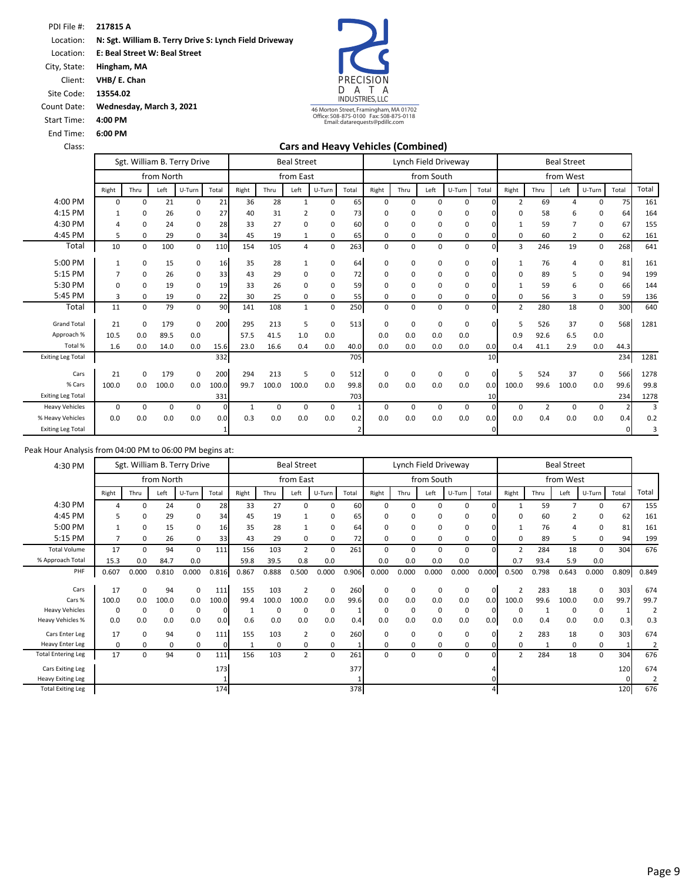PDI File #: **217815 A**
Location: **N: Sgt. William B. Terry Drive S: Lynch Field Driveway**
Location: **E: Beal Street W: Beal Street**
City, State: **Hingham, MA**
Client: **VHB/ E. Chan**
Site Code: **13554.02**
Count Date: **Wednesday, March 3, 2021**
Start Time: **4:00 PM**
End Time: **6:00 PM**
Class:

PRECISION DATA INDUSTRIES, LLC
46 Morton Street, Framingham, MA 01702
Office: 508-875-0100 Fax: 508-875-0118
Email: datarequests@pdillc.com

## Cars and Heavy Vehicles (Combined)

| | Sgt. William B. Terry Drive | | | | | Beal Street | | | | | Lynch Field Driveway | | | | | Beal Street | | | | | |
|---|---|---|---|---|---|---|---|---|---|---|---|---|---|---|---|---|---|---|---|---|---|
| | from North | | | | | from East | | | | | from South | | | | | from West | | | | | |
| | Right | Thru | Left | U-Turn | Total | Right | Thru | Left | U-Turn | Total | Right | Thru | Left | U-Turn | Total | Right | Thru | Left | U-Turn | Total | Total |
| 4:00 PM | 0 | 0 | 21 | 0 | 21 | 36 | 28 | 1 | 0 | 65 | 0 | 0 | 0 | 0 | 0 | 2 | 69 | 4 | 0 | 75 | 161 |
| 4:15 PM | 1 | 0 | 26 | 0 | 27 | 40 | 31 | 2 | 0 | 73 | 0 | 0 | 0 | 0 | 0 | 0 | 58 | 6 | 0 | 64 | 164 |
| 4:30 PM | 4 | 0 | 24 | 0 | 28 | 33 | 27 | 0 | 0 | 60 | 0 | 0 | 0 | 0 | 0 | 1 | 59 | 7 | 0 | 67 | 155 |
| 4:45 PM | 5 | 0 | 29 | 0 | 34 | 45 | 19 | 1 | 0 | 65 | 0 | 0 | 0 | 0 | 0 | 0 | 60 | 2 | 0 | 62 | 161 |
| Total | 10 | 0 | 100 | 0 | 110 | 154 | 105 | 4 | 0 | 263 | 0 | 0 | 0 | 0 | 0 | 3 | 246 | 19 | 0 | 268 | 641 |
| 5:00 PM | 1 | 0 | 15 | 0 | 16 | 35 | 28 | 1 | 0 | 64 | 0 | 0 | 0 | 0 | 0 | 1 | 76 | 4 | 0 | 81 | 161 |
| 5:15 PM | 7 | 0 | 26 | 0 | 33 | 43 | 29 | 0 | 0 | 72 | 0 | 0 | 0 | 0 | 0 | 0 | 89 | 5 | 0 | 94 | 199 |
| 5:30 PM | 0 | 0 | 19 | 0 | 19 | 33 | 26 | 0 | 0 | 59 | 0 | 0 | 0 | 0 | 0 | 1 | 59 | 6 | 0 | 66 | 144 |
| 5:45 PM | 3 | 0 | 19 | 0 | 22 | 30 | 25 | 0 | 0 | 55 | 0 | 0 | 0 | 0 | 0 | 0 | 56 | 3 | 0 | 59 | 136 |
| Total | 11 | 0 | 79 | 0 | 90 | 141 | 108 | 1 | 0 | 250 | 0 | 0 | 0 | 0 | 0 | 2 | 280 | 18 | 0 | 300 | 640 |
| Grand Total | 21 | 0 | 179 | 0 | 200 | 295 | 213 | 5 | 0 | 513 | 0 | 0 | 0 | 0 | 0 | 5 | 526 | 37 | 0 | 568 | 1281 |
| Approach % | 10.5 | 0.0 | 89.5 | 0.0 | | 57.5 | 41.5 | 1.0 | 0.0 | | 0.0 | 0.0 | 0.0 | 0.0 | | 0.9 | 92.6 | 6.5 | 0.0 | | |
| Total % | 1.6 | 0.0 | 14.0 | 0.0 | 15.6 | 23.0 | 16.6 | 0.4 | 0.0 | 40.0 | 0.0 | 0.0 | 0.0 | 0.0 | 0.0 | 0.4 | 41.1 | 2.9 | 0.0 | 44.3 | |
| Exiting Leg Total | | | | | 332 | | | | | 705 | | | | | 10 | | | | | 234 | 1281 |
| Cars | 21 | 0 | 179 | 0 | 200 | 294 | 213 | 5 | 0 | 512 | 0 | 0 | 0 | 0 | 0 | 5 | 524 | 37 | 0 | 566 | 1278 |
| % Cars | 100.0 | 0.0 | 100.0 | 0.0 | 100.0 | 99.7 | 100.0 | 100.0 | 0.0 | 99.8 | 0.0 | 0.0 | 0.0 | 0.0 | 0.0 | 100.0 | 99.6 | 100.0 | 0.0 | 99.6 | 99.8 |
| Exiting Leg Total | | | | | 331 | | | | | 703 | | | | | 10 | | | | | 234 | 1278 |
| Heavy Vehicles | 0 | 0 | 0 | 0 | 0 | 1 | 0 | 0 | 0 | 1 | 0 | 0 | 0 | 0 | 0 | 0 | 2 | 0 | 0 | 2 | 3 |
| % Heavy Vehicles | 0.0 | 0.0 | 0.0 | 0.0 | 0.0 | 0.3 | 0.0 | 0.0 | 0.0 | 0.2 | 0.0 | 0.0 | 0.0 | 0.0 | 0.0 | 0.0 | 0.4 | 0.0 | 0.0 | 0.4 | 0.2 |
| Exiting Leg Total | | | | | 1 | | | | | 2 | | | | | 0 | | | | | 0 | 3 |

Peak Hour Analysis from 04:00 PM to 06:00 PM begins at:

| 4:30 PM | Sgt. William B. Terry Drive | | | | | Beal Street | | | | | Lynch Field Driveway | | | | | Beal Street | | | | | |
|---|---|---|---|---|---|---|---|---|---|---|---|---|---|---|---|---|---|---|---|---|---|
| | from North | | | | | from East | | | | | from South | | | | | from West | | | | | |
| | Right | Thru | Left | U-Turn | Total | Right | Thru | Left | U-Turn | Total | Right | Thru | Left | U-Turn | Total | Right | Thru | Left | U-Turn | Total | Total |
| 4:30 PM | 4 | 0 | 24 | 0 | 28 | 33 | 27 | 0 | 0 | 60 | 0 | 0 | 0 | 0 | 0 | 1 | 59 | 7 | 0 | 67 | 155 |
| 4:45 PM | 5 | 0 | 29 | 0 | 34 | 45 | 19 | 1 | 0 | 65 | 0 | 0 | 0 | 0 | 0 | 0 | 60 | 2 | 0 | 62 | 161 |
| 5:00 PM | 1 | 0 | 15 | 0 | 16 | 35 | 28 | 1 | 0 | 64 | 0 | 0 | 0 | 0 | 0 | 1 | 76 | 4 | 0 | 81 | 161 |
| 5:15 PM | 7 | 0 | 26 | 0 | 33 | 43 | 29 | 0 | 0 | 72 | 0 | 0 | 0 | 0 | 0 | 0 | 89 | 5 | 0 | 94 | 199 |
| Total Volume | 17 | 0 | 94 | 0 | 111 | 156 | 103 | 2 | 0 | 261 | 0 | 0 | 0 | 0 | 0 | 2 | 284 | 18 | 0 | 304 | 676 |
| % Approach Total | 15.3 | 0.0 | 84.7 | 0.0 | | 59.8 | 39.5 | 0.8 | 0.0 | | 0.0 | 0.0 | 0.0 | 0.0 | | 0.7 | 93.4 | 5.9 | 0.0 | | |
| PHF | 0.607 | 0.000 | 0.810 | 0.000 | 0.816 | 0.867 | 0.888 | 0.500 | 0.000 | 0.906 | 0.000 | 0.000 | 0.000 | 0.000 | 0.000 | 0.500 | 0.798 | 0.643 | 0.000 | 0.809 | 0.849 |
| Cars | 17 | 0 | 94 | 0 | 111 | 155 | 103 | 2 | 0 | 260 | 0 | 0 | 0 | 0 | 0 | 2 | 283 | 18 | 0 | 303 | 674 |
| Cars % | 100.0 | 0.0 | 100.0 | 0.0 | 100.0 | 99.4 | 100.0 | 100.0 | 0.0 | 99.6 | 0.0 | 0.0 | 0.0 | 0.0 | 0.0 | 100.0 | 99.6 | 100.0 | 0.0 | 99.7 | 99.7 |
| Heavy Vehicles | 0 | 0 | 0 | 0 | 0 | 1 | 0 | 0 | 0 | 1 | 0 | 0 | 0 | 0 | 0 | 0 | 1 | 0 | 0 | 1 | 2 |
| Heavy Vehicles % | 0.0 | 0.0 | 0.0 | 0.0 | 0.0 | 0.6 | 0.0 | 0.0 | 0.0 | 0.4 | 0.0 | 0.0 | 0.0 | 0.0 | 0.0 | 0.0 | 0.4 | 0.0 | 0.0 | 0.3 | 0.3 |
| Cars Enter Leg | 17 | 0 | 94 | 0 | 111 | 155 | 103 | 2 | 0 | 260 | 0 | 0 | 0 | 0 | 0 | 2 | 283 | 18 | 0 | 303 | 674 |
| Heavy Enter Leg | 0 | 0 | 0 | 0 | 0 | 1 | 0 | 0 | 0 | 1 | 0 | 0 | 0 | 0 | 0 | 0 | 1 | 0 | 0 | 1 | 2 |
| Total Entering Leg | 17 | 0 | 94 | 0 | 111 | 156 | 103 | 2 | 0 | 261 | 0 | 0 | 0 | 0 | 0 | 2 | 284 | 18 | 0 | 304 | 676 |
| Cars Exiting Leg | | | | | 173 | | | | | 377 | | | | | 4 | | | | | 120 | 674 |
| Heavy Exiting Leg | | | | | 1 | | | | | 1 | | | | | 0 | | | | | 0 | 2 |
| Total Exiting Leg | | | | | 174 | | | | | 378 | | | | | 4 | | | | | 120 | 676 |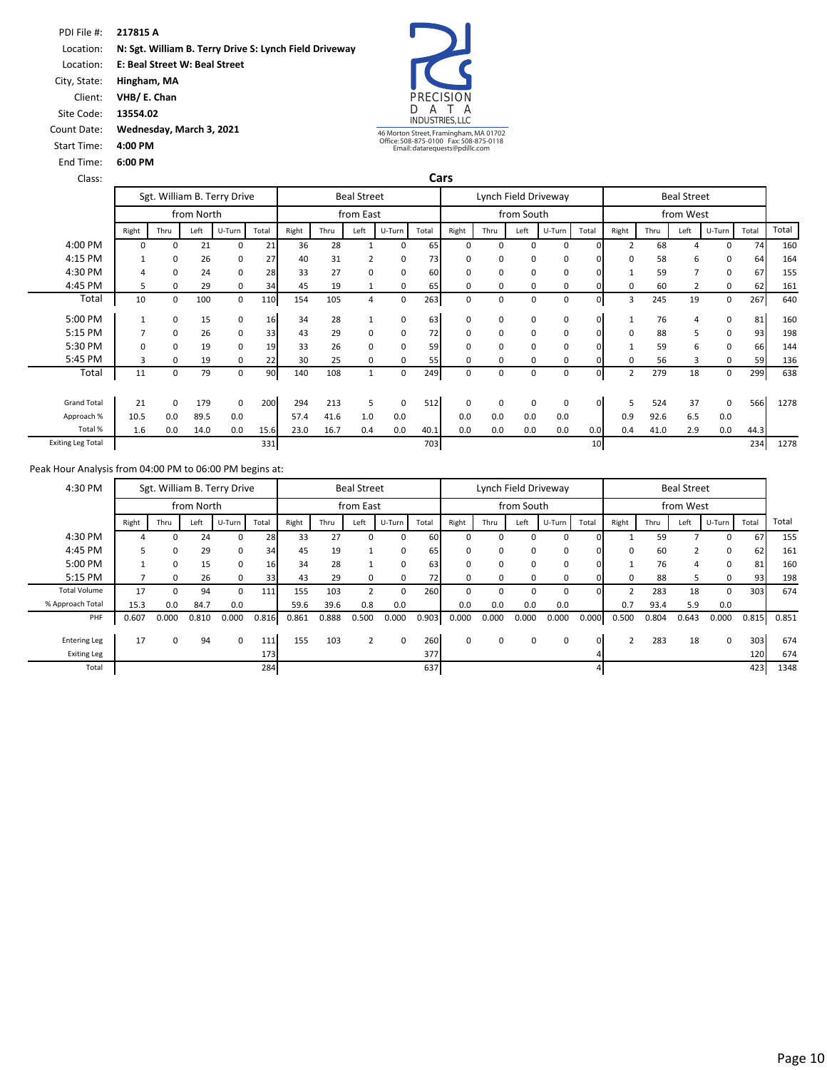PDI File #: **217815 A**
Location: **N: Sgt. William B. Terry Drive S: Lynch Field Driveway**
Location: **E: Beal Street W: Beal Street**
City, State: **Hingham, MA**
Client: **VHB/ E. Chan**
Site Code: **13554.02**
Count Date: **Wednesday, March 3, 2021**
Start Time: **4:00 PM**
End Time: **6:00 PM**
Class:

PRECISION DATA INDUSTRIES, LLC
46 Morton Street, Framingham, MA 01702
Office: 508-875-0100 Fax: 508-875-0118
Email: datarequests@pdillc.com

## Cars

| | Sgt. William B. Terry Drive | | | | | Beal Street | | | | | Lynch Field Driveway | | | | | Beal Street | | | | | |
|---|---|---|---|---|---|---|---|---|---|---|---|---|---|---|---|---|---|---|---|---|---|
| | from North | | | | | from East | | | | | from South | | | | | from West | | | | | |
| | Right | Thru | Left | U-Turn | Total | Right | Thru | Left | U-Turn | Total | Right | Thru | Left | U-Turn | Total | Right | Thru | Left | U-Turn | Total | Total |
| 4:00 PM | 0 | 0 | 21 | 0 | 21 | 36 | 28 | 1 | 0 | 65 | 0 | 0 | 0 | 0 | 0 | 2 | 68 | 4 | 0 | 74 | 160 |
| 4:15 PM | 1 | 0 | 26 | 0 | 27 | 40 | 31 | 2 | 0 | 73 | 0 | 0 | 0 | 0 | 0 | 0 | 58 | 6 | 0 | 64 | 164 |
| 4:30 PM | 4 | 0 | 24 | 0 | 28 | 33 | 27 | 0 | 0 | 60 | 0 | 0 | 0 | 0 | 0 | 1 | 59 | 7 | 0 | 67 | 155 |
| 4:45 PM | 5 | 0 | 29 | 0 | 34 | 45 | 19 | 1 | 0 | 65 | 0 | 0 | 0 | 0 | 0 | 0 | 60 | 2 | 0 | 62 | 161 |
| Total | 10 | 0 | 100 | 0 | 110 | 154 | 105 | 4 | 0 | 263 | 0 | 0 | 0 | 0 | 0 | 3 | 245 | 19 | 0 | 267 | 640 |
| 5:00 PM | 1 | 0 | 15 | 0 | 16 | 34 | 28 | 1 | 0 | 63 | 0 | 0 | 0 | 0 | 0 | 1 | 76 | 4 | 0 | 81 | 160 |
| 5:15 PM | 7 | 0 | 26 | 0 | 33 | 43 | 29 | 0 | 0 | 72 | 0 | 0 | 0 | 0 | 0 | 0 | 88 | 5 | 0 | 93 | 198 |
| 5:30 PM | 0 | 0 | 19 | 0 | 19 | 33 | 26 | 0 | 0 | 59 | 0 | 0 | 0 | 0 | 0 | 1 | 59 | 6 | 0 | 66 | 144 |
| 5:45 PM | 3 | 0 | 19 | 0 | 22 | 30 | 25 | 0 | 0 | 55 | 0 | 0 | 0 | 0 | 0 | 0 | 56 | 3 | 0 | 59 | 136 |
| Total | 11 | 0 | 79 | 0 | 90 | 140 | 108 | 1 | 0 | 249 | 0 | 0 | 0 | 0 | 0 | 2 | 279 | 18 | 0 | 299 | 638 |
| Grand Total | 21 | 0 | 179 | 0 | 200 | 294 | 213 | 5 | 0 | 512 | 0 | 0 | 0 | 0 | 0 | 5 | 524 | 37 | 0 | 566 | 1278 |
| Approach % | 10.5 | 0.0 | 89.5 | 0.0 | | 57.4 | 41.6 | 1.0 | 0.0 | | 0.0 | 0.0 | 0.0 | 0.0 | | 0.9 | 92.6 | 6.5 | 0.0 | | |
| Total % | 1.6 | 0.0 | 14.0 | 0.0 | 15.6 | 23.0 | 16.7 | 0.4 | 0.0 | 40.1 | 0.0 | 0.0 | 0.0 | 0.0 | 0.0 | 0.4 | 41.0 | 2.9 | 0.0 | 44.3 | |
| Exiting Leg Total | | | | | 331 | | | | | 703 | | | | | 10 | | | | | 234 | 1278 |

Peak Hour Analysis from 04:00 PM to 06:00 PM begins at:

| 4:30 PM | Sgt. William B. Terry Drive | | | | | Beal Street | | | | | Lynch Field Driveway | | | | | Beal Street | | | | | |
|---|---|---|---|---|---|---|---|---|---|---|---|---|---|---|---|---|---|---|---|---|---|
| | from North | | | | | from East | | | | | from South | | | | | from West | | | | | |
| | Right | Thru | Left | U-Turn | Total | Right | Thru | Left | U-Turn | Total | Right | Thru | Left | U-Turn | Total | Right | Thru | Left | U-Turn | Total | Total |
| 4:30 PM | 4 | 0 | 24 | 0 | 28 | 33 | 27 | 0 | 0 | 60 | 0 | 0 | 0 | 0 | 0 | 1 | 59 | 7 | 0 | 67 | 155 |
| 4:45 PM | 5 | 0 | 29 | 0 | 34 | 45 | 19 | 1 | 0 | 65 | 0 | 0 | 0 | 0 | 0 | 0 | 60 | 2 | 0 | 62 | 161 |
| 5:00 PM | 1 | 0 | 15 | 0 | 16 | 34 | 28 | 1 | 0 | 63 | 0 | 0 | 0 | 0 | 0 | 1 | 76 | 4 | 0 | 81 | 160 |
| 5:15 PM | 7 | 0 | 26 | 0 | 33 | 43 | 29 | 0 | 0 | 72 | 0 | 0 | 0 | 0 | 0 | 0 | 88 | 5 | 0 | 93 | 198 |
| Total Volume | 17 | 0 | 94 | 0 | 111 | 155 | 103 | 2 | 0 | 260 | 0 | 0 | 0 | 0 | 0 | 2 | 283 | 18 | 0 | 303 | 674 |
| % Approach Total | 15.3 | 0.0 | 84.7 | 0.0 | | 59.6 | 39.6 | 0.8 | 0.0 | | 0.0 | 0.0 | 0.0 | 0.0 | | 0.7 | 93.4 | 5.9 | 0.0 | | |
| PHF | 0.607 | 0.000 | 0.810 | 0.000 | 0.816 | 0.861 | 0.888 | 0.500 | 0.000 | 0.903 | 0.000 | 0.000 | 0.000 | 0.000 | 0.000 | 0.500 | 0.804 | 0.643 | 0.000 | 0.815 | 0.851 |
| Entering Leg | 17 | 0 | 94 | 0 | 111 | 155 | 103 | 2 | 0 | 260 | 0 | 0 | 0 | 0 | 0 | 2 | 283 | 18 | 0 | 303 | 674 |
| Exiting Leg | | | | | 173 | | | | | 377 | | | | | 4 | | | | | 120 | 674 |
| Total | | | | | 284 | | | | | 637 | | | | | 4 | | | | | 423 | 1348 |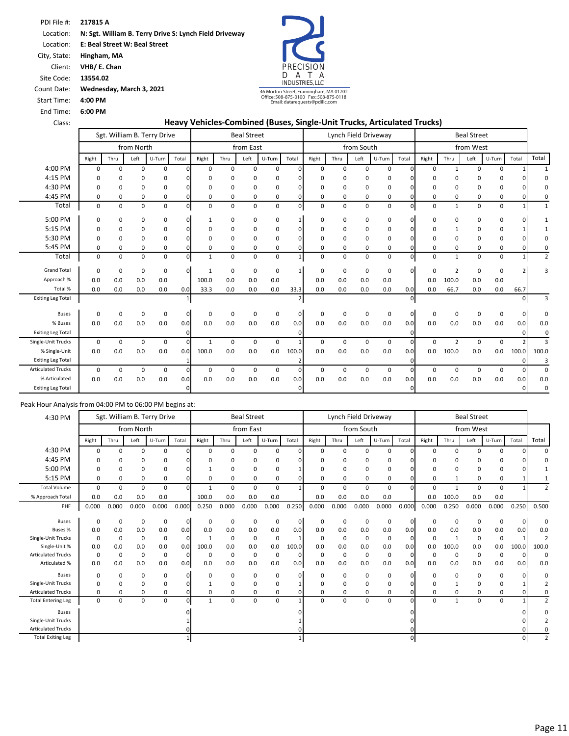PDI File #: **217815 A**
Location: **N: Sgt. William B. Terry Drive S: Lynch Field Driveway**
Location: **E: Beal Street W: Beal Street**
City, State: **Hingham, MA**
Client: **VHB/ E. Chan**
Site Code: **13554.02**
Count Date: **Wednesday, March 3, 2021**
Start Time: **4:00 PM**
End Time: **6:00 PM**
Class:

PRECISION DATA INDUSTRIES, LLC
46 Morton Street, Framingham, MA 01702
Office: 508-875-0100 Fax: 508-875-0118
Email: datarequests@pdillc.com

## Heavy Vehicles-Combined (Buses, Single-Unit Trucks, Articulated Trucks)

| | Sgt. William B. Terry Drive | | | | | Beal Street | | | | | Lynch Field Driveway | | | | | Beal Street | | | | | |
|---|---|---|---|---|---|---|---|---|---|---|---|---|---|---|---|---|---|---|---|---|---|
| | from North | | | | | from East | | | | | from South | | | | | from West | | | | | |
| | Right | Thru | Left | U-Turn | Total | Right | Thru | Left | U-Turn | Total | Right | Thru | Left | U-Turn | Total | Right | Thru | Left | U-Turn | Total | Total |
| 4:00 PM | 0 | 0 | 0 | 0 | 0 | 0 | 0 | 0 | 0 | 0 | 0 | 0 | 0 | 0 | 0 | 0 | 1 | 0 | 0 | 1 | 1 |
| 4:15 PM | 0 | 0 | 0 | 0 | 0 | 0 | 0 | 0 | 0 | 0 | 0 | 0 | 0 | 0 | 0 | 0 | 0 | 0 | 0 | 0 | 0 |
| 4:30 PM | 0 | 0 | 0 | 0 | 0 | 0 | 0 | 0 | 0 | 0 | 0 | 0 | 0 | 0 | 0 | 0 | 0 | 0 | 0 | 0 | 0 |
| 4:45 PM | 0 | 0 | 0 | 0 | 0 | 0 | 0 | 0 | 0 | 0 | 0 | 0 | 0 | 0 | 0 | 0 | 0 | 0 | 0 | 0 | 0 |
| Total | 0 | 0 | 0 | 0 | 0 | 0 | 0 | 0 | 0 | 0 | 0 | 0 | 0 | 0 | 0 | 0 | 1 | 0 | 0 | 1 | 1 |
| 5:00 PM | 0 | 0 | 0 | 0 | 0 | 1 | 0 | 0 | 0 | 1 | 0 | 0 | 0 | 0 | 0 | 0 | 0 | 0 | 0 | 0 | 1 |
| 5:15 PM | 0 | 0 | 0 | 0 | 0 | 0 | 0 | 0 | 0 | 0 | 0 | 0 | 0 | 0 | 0 | 0 | 1 | 0 | 0 | 1 | 1 |
| 5:30 PM | 0 | 0 | 0 | 0 | 0 | 0 | 0 | 0 | 0 | 0 | 0 | 0 | 0 | 0 | 0 | 0 | 0 | 0 | 0 | 0 | 0 |
| 5:45 PM | 0 | 0 | 0 | 0 | 0 | 0 | 0 | 0 | 0 | 0 | 0 | 0 | 0 | 0 | 0 | 0 | 0 | 0 | 0 | 0 | 0 |
| Total | 0 | 0 | 0 | 0 | 0 | 1 | 0 | 0 | 0 | 1 | 0 | 0 | 0 | 0 | 0 | 0 | 1 | 0 | 0 | 1 | 2 |
| Grand Total | 0 | 0 | 0 | 0 | 0 | 1 | 0 | 0 | 0 | 1 | 0 | 0 | 0 | 0 | 0 | 0 | 2 | 0 | 0 | 2 | 3 |
| Approach % | 0.0 | 0.0 | 0.0 | 0.0 | | 100.0 | 0.0 | 0.0 | 0.0 | | 0.0 | 0.0 | 0.0 | 0.0 | | 0.0 | 100.0 | 0.0 | 0.0 | | |
| Total % | 0.0 | 0.0 | 0.0 | 0.0 | 0.0 | 33.3 | 0.0 | 0.0 | 0.0 | 33.3 | 0.0 | 0.0 | 0.0 | 0.0 | 0.0 | 0.0 | 66.7 | 0.0 | 0.0 | 66.7 | |
| Exiting Leg Total | | | | | 1 | | | | | 2 | | | | | 0 | | | | | 0 | 3 |
| Buses | 0 | 0 | 0 | 0 | 0 | 0 | 0 | 0 | 0 | 0 | 0 | 0 | 0 | 0 | 0 | 0 | 0 | 0 | 0 | 0 | 0 |
| % Buses | 0.0 | 0.0 | 0.0 | 0.0 | 0.0 | 0.0 | 0.0 | 0.0 | 0.0 | 0.0 | 0.0 | 0.0 | 0.0 | 0.0 | 0.0 | 0.0 | 0.0 | 0.0 | 0.0 | 0.0 | 0.0 |
| Exiting Leg Total | | | | | 0 | | | | | 0 | | | | | 0 | | | | | 0 | 0 |
| Single-Unit Trucks | 0 | 0 | 0 | 0 | 0 | 1 | 0 | 0 | 0 | 1 | 0 | 0 | 0 | 0 | 0 | 0 | 2 | 0 | 0 | 2 | 3 |
| % Single-Unit | 0.0 | 0.0 | 0.0 | 0.0 | 0.0 | 100.0 | 0.0 | 0.0 | 0.0 | 100.0 | 0.0 | 0.0 | 0.0 | 0.0 | 0.0 | 0.0 | 100.0 | 0.0 | 0.0 | 100.0 | 100.0 |
| Exiting Leg Total | | | | | 1 | | | | | 2 | | | | | 0 | | | | | 0 | 3 |
| Articulated Trucks | 0 | 0 | 0 | 0 | 0 | 0 | 0 | 0 | 0 | 0 | 0 | 0 | 0 | 0 | 0 | 0 | 0 | 0 | 0 | 0 | 0 |
| % Articulated | 0.0 | 0.0 | 0.0 | 0.0 | 0.0 | 0.0 | 0.0 | 0.0 | 0.0 | 0.0 | 0.0 | 0.0 | 0.0 | 0.0 | 0.0 | 0.0 | 0.0 | 0.0 | 0.0 | 0.0 | 0.0 |
| Exiting Leg Total | | | | | 0 | | | | | 0 | | | | | 0 | | | | | 0 | 0 |

Peak Hour Analysis from 04:00 PM to 06:00 PM begins at:

| 4:30 PM | Sgt. William B. Terry Drive | | | | | Beal Street | | | | | Lynch Field Driveway | | | | | Beal Street | | | | | |
|---|---|---|---|---|---|---|---|---|---|---|---|---|---|---|---|---|---|---|---|---|---|
| | from North | | | | | from East | | | | | from South | | | | | from West | | | | | |
| | Right | Thru | Left | U-Turn | Total | Right | Thru | Left | U-Turn | Total | Right | Thru | Left | U-Turn | Total | Right | Thru | Left | U-Turn | Total | Total |
| 4:30 PM | 0 | 0 | 0 | 0 | 0 | 0 | 0 | 0 | 0 | 0 | 0 | 0 | 0 | 0 | 0 | 0 | 0 | 0 | 0 | 0 | 0 |
| 4:45 PM | 0 | 0 | 0 | 0 | 0 | 0 | 0 | 0 | 0 | 0 | 0 | 0 | 0 | 0 | 0 | 0 | 0 | 0 | 0 | 0 | 0 |
| 5:00 PM | 0 | 0 | 0 | 0 | 0 | 1 | 0 | 0 | 0 | 1 | 0 | 0 | 0 | 0 | 0 | 0 | 0 | 0 | 0 | 0 | 1 |
| 5:15 PM | 0 | 0 | 0 | 0 | 0 | 0 | 0 | 0 | 0 | 0 | 0 | 0 | 0 | 0 | 0 | 0 | 1 | 0 | 0 | 1 | 1 |
| Total Volume | 0 | 0 | 0 | 0 | 0 | 1 | 0 | 0 | 0 | 1 | 0 | 0 | 0 | 0 | 0 | 0 | 1 | 0 | 0 | 1 | 2 |
| % Approach Total | 0.0 | 0.0 | 0.0 | 0.0 | | 100.0 | 0.0 | 0.0 | 0.0 | | 0.0 | 0.0 | 0.0 | 0.0 | | 0.0 | 100.0 | 0.0 | 0.0 | | |
| PHF | 0.000 | 0.000 | 0.000 | 0.000 | 0.000 | 0.250 | 0.000 | 0.000 | 0.000 | 0.250 | 0.000 | 0.000 | 0.000 | 0.000 | 0.000 | 0.000 | 0.250 | 0.000 | 0.000 | 0.250 | 0.500 |
| Buses | 0 | 0 | 0 | 0 | 0 | 0 | 0 | 0 | 0 | 0 | 0 | 0 | 0 | 0 | 0 | 0 | 0 | 0 | 0 | 0 | 0 |
| Buses % | 0.0 | 0.0 | 0.0 | 0.0 | 0.0 | 0.0 | 0.0 | 0.0 | 0.0 | 0.0 | 0.0 | 0.0 | 0.0 | 0.0 | 0.0 | 0.0 | 0.0 | 0.0 | 0.0 | 0.0 | 0.0 |
| Single-Unit Trucks | 0 | 0 | 0 | 0 | 0 | 1 | 0 | 0 | 0 | 1 | 0 | 0 | 0 | 0 | 0 | 0 | 1 | 0 | 0 | 1 | 2 |
| Single-Unit % | 0.0 | 0.0 | 0.0 | 0.0 | 0.0 | 100.0 | 0.0 | 0.0 | 0.0 | 100.0 | 0.0 | 0.0 | 0.0 | 0.0 | 0.0 | 0.0 | 100.0 | 0.0 | 0.0 | 100.0 | 100.0 |
| Articulated Trucks | 0 | 0 | 0 | 0 | 0 | 0 | 0 | 0 | 0 | 0 | 0 | 0 | 0 | 0 | 0 | 0 | 0 | 0 | 0 | 0 | 0 |
| Articulated % | 0.0 | 0.0 | 0.0 | 0.0 | 0.0 | 0.0 | 0.0 | 0.0 | 0.0 | 0.0 | 0.0 | 0.0 | 0.0 | 0.0 | 0.0 | 0.0 | 0.0 | 0.0 | 0.0 | 0.0 | 0.0 |
| Buses | 0 | 0 | 0 | 0 | 0 | 0 | 0 | 0 | 0 | 0 | 0 | 0 | 0 | 0 | 0 | 0 | 0 | 0 | 0 | 0 | 0 |
| Single-Unit Trucks | 0 | 0 | 0 | 0 | 0 | 1 | 0 | 0 | 0 | 1 | 0 | 0 | 0 | 0 | 0 | 0 | 1 | 0 | 0 | 1 | 2 |
| Articulated Trucks | 0 | 0 | 0 | 0 | 0 | 0 | 0 | 0 | 0 | 0 | 0 | 0 | 0 | 0 | 0 | 0 | 0 | 0 | 0 | 0 | 0 |
| Total Entering Leg | 0 | 0 | 0 | 0 | 0 | 1 | 0 | 0 | 0 | 1 | 0 | 0 | 0 | 0 | 0 | 0 | 1 | 0 | 0 | 1 | 2 |
| Buses | | | | | 0 | | | | | 0 | | | | | 0 | | | | | 0 | 0 |
| Single-Unit Trucks | | | | | 1 | | | | | 1 | | | | | 0 | | | | | 0 | 2 |
| Articulated Trucks | | | | | 0 | | | | | 0 | | | | | 0 | | | | | 0 | 0 |
| Total Exiting Leg | | | | | 1 | | | | | 1 | | | | | 0 | | | | | 0 | 2 |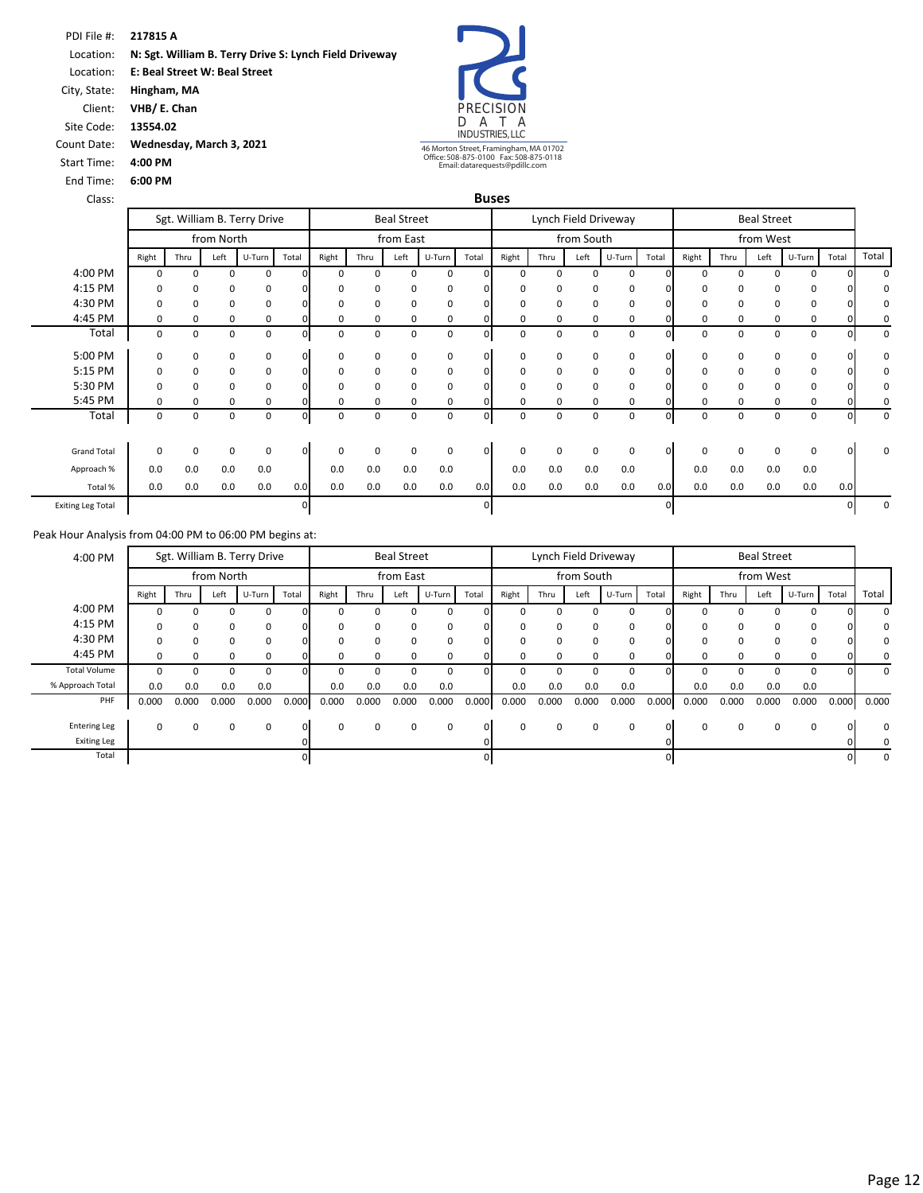PDI File #: **217815 A**
Location: **N: Sgt. William B. Terry Drive S: Lynch Field Driveway**
Location: **E: Beal Street W: Beal Street**
City, State: **Hingham, MA**
Client: **VHB/ E. Chan**
Site Code: **13554.02**
Count Date: **Wednesday, March 3, 2021**
Start Time: **4:00 PM**
End Time: **6:00 PM**
Class:

PRECISION DATA INDUSTRIES, LLC
46 Morton Street, Framingham, MA 01702
Office: 508-875-0100 Fax: 508-875-0118
Email: datarequests@pdillc.com

## Buses

| | Sgt. William B. Terry Drive | | | | | Beal Street | | | | | Lynch Field Driveway | | | | | Beal Street | | | | | |
|---|---|---|---|---|---|---|---|---|---|---|---|---|---|---|---|---|---|---|---|---|---|
| | from North | | | | | from East | | | | | from South | | | | | from West | | | | | |
| | Right | Thru | Left | U-Turn | Total | Right | Thru | Left | U-Turn | Total | Right | Thru | Left | U-Turn | Total | Right | Thru | Left | U-Turn | Total | Total |
| 4:00 PM | 0 | 0 | 0 | 0 | 0 | 0 | 0 | 0 | 0 | 0 | 0 | 0 | 0 | 0 | 0 | 0 | 0 | 0 | 0 | 0 | 0 |
| 4:15 PM | 0 | 0 | 0 | 0 | 0 | 0 | 0 | 0 | 0 | 0 | 0 | 0 | 0 | 0 | 0 | 0 | 0 | 0 | 0 | 0 | 0 |
| 4:30 PM | 0 | 0 | 0 | 0 | 0 | 0 | 0 | 0 | 0 | 0 | 0 | 0 | 0 | 0 | 0 | 0 | 0 | 0 | 0 | 0 | 0 |
| 4:45 PM | 0 | 0 | 0 | 0 | 0 | 0 | 0 | 0 | 0 | 0 | 0 | 0 | 0 | 0 | 0 | 0 | 0 | 0 | 0 | 0 | 0 |
| Total | 0 | 0 | 0 | 0 | 0 | 0 | 0 | 0 | 0 | 0 | 0 | 0 | 0 | 0 | 0 | 0 | 0 | 0 | 0 | 0 | 0 |
| 5:00 PM | 0 | 0 | 0 | 0 | 0 | 0 | 0 | 0 | 0 | 0 | 0 | 0 | 0 | 0 | 0 | 0 | 0 | 0 | 0 | 0 | 0 |
| 5:15 PM | 0 | 0 | 0 | 0 | 0 | 0 | 0 | 0 | 0 | 0 | 0 | 0 | 0 | 0 | 0 | 0 | 0 | 0 | 0 | 0 | 0 |
| 5:30 PM | 0 | 0 | 0 | 0 | 0 | 0 | 0 | 0 | 0 | 0 | 0 | 0 | 0 | 0 | 0 | 0 | 0 | 0 | 0 | 0 | 0 |
| 5:45 PM | 0 | 0 | 0 | 0 | 0 | 0 | 0 | 0 | 0 | 0 | 0 | 0 | 0 | 0 | 0 | 0 | 0 | 0 | 0 | 0 | 0 |
| Total | 0 | 0 | 0 | 0 | 0 | 0 | 0 | 0 | 0 | 0 | 0 | 0 | 0 | 0 | 0 | 0 | 0 | 0 | 0 | 0 | 0 |
| Grand Total | 0 | 0 | 0 | 0 | 0 | 0 | 0 | 0 | 0 | 0 | 0 | 0 | 0 | 0 | 0 | 0 | 0 | 0 | 0 | 0 | 0 |
| Approach % | 0.0 | 0.0 | 0.0 | 0.0 | | 0.0 | 0.0 | 0.0 | 0.0 | | 0.0 | 0.0 | 0.0 | 0.0 | | 0.0 | 0.0 | 0.0 | 0.0 | | |
| Total % | 0.0 | 0.0 | 0.0 | 0.0 | 0.0 | 0.0 | 0.0 | 0.0 | 0.0 | 0.0 | 0.0 | 0.0 | 0.0 | 0.0 | 0.0 | 0.0 | 0.0 | 0.0 | 0.0 | 0.0 | |
| Exiting Leg Total | | | | | 0 | | | | | 0 | | | | | 0 | | | | | 0 | 0 |

Peak Hour Analysis from 04:00 PM to 06:00 PM begins at:

| 4:00 PM | Sgt. William B. Terry Drive | | | | | Beal Street | | | | | Lynch Field Driveway | | | | | Beal Street | | | | | |
|---|---|---|---|---|---|---|---|---|---|---|---|---|---|---|---|---|---|---|---|---|---|
| | from North | | | | | from East | | | | | from South | | | | | from West | | | | | |
| | Right | Thru | Left | U-Turn | Total | Right | Thru | Left | U-Turn | Total | Right | Thru | Left | U-Turn | Total | Right | Thru | Left | U-Turn | Total | Total |
| 4:00 PM | 0 | 0 | 0 | 0 | 0 | 0 | 0 | 0 | 0 | 0 | 0 | 0 | 0 | 0 | 0 | 0 | 0 | 0 | 0 | 0 | 0 |
| 4:15 PM | 0 | 0 | 0 | 0 | 0 | 0 | 0 | 0 | 0 | 0 | 0 | 0 | 0 | 0 | 0 | 0 | 0 | 0 | 0 | 0 | 0 |
| 4:30 PM | 0 | 0 | 0 | 0 | 0 | 0 | 0 | 0 | 0 | 0 | 0 | 0 | 0 | 0 | 0 | 0 | 0 | 0 | 0 | 0 | 0 |
| 4:45 PM | 0 | 0 | 0 | 0 | 0 | 0 | 0 | 0 | 0 | 0 | 0 | 0 | 0 | 0 | 0 | 0 | 0 | 0 | 0 | 0 | 0 |
| Total Volume | 0 | 0 | 0 | 0 | 0 | 0 | 0 | 0 | 0 | 0 | 0 | 0 | 0 | 0 | 0 | 0 | 0 | 0 | 0 | 0 | 0 |
| % Approach Total | 0.0 | 0.0 | 0.0 | 0.0 | | 0.0 | 0.0 | 0.0 | 0.0 | | 0.0 | 0.0 | 0.0 | 0.0 | | 0.0 | 0.0 | 0.0 | 0.0 | | |
| PHF | 0.000 | 0.000 | 0.000 | 0.000 | 0.000 | 0.000 | 0.000 | 0.000 | 0.000 | 0.000 | 0.000 | 0.000 | 0.000 | 0.000 | 0.000 | 0.000 | 0.000 | 0.000 | 0.000 | 0.000 | 0.000 |
| Entering Leg | 0 | 0 | 0 | 0 | 0 | 0 | 0 | 0 | 0 | 0 | 0 | 0 | 0 | 0 | 0 | 0 | 0 | 0 | 0 | 0 | 0 |
| Exiting Leg | | | | | 0 | | | | | 0 | | | | | 0 | | | | | 0 | 0 |
| Total | | | | | 0 | | | | | 0 | | | | | 0 | | | | | 0 | 0 |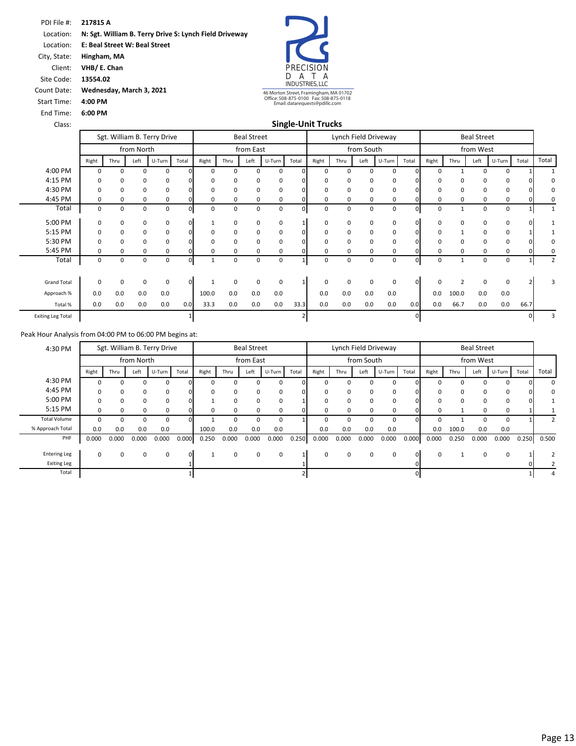PDI File #: **217815 A**
Location: **N: Sgt. William B. Terry Drive S: Lynch Field Driveway**
Location: **E: Beal Street W: Beal Street**
City, State: **Hingham, MA**
Client: **VHB/ E. Chan**
Site Code: **13554.02**
Count Date: **Wednesday, March 3, 2021**
Start Time: **4:00 PM**
End Time: **6:00 PM**
Class:

PRECISION DATA INDUSTRIES, LLC
46 Morton Street, Framingham, MA 01702
Office: 508-875-0100 Fax: 508-875-0118
Email: datarequests@pdillc.com

## Single-Unit Trucks

| | Sgt. William B. Terry Drive | | | | | Beal Street | | | | | Lynch Field Driveway | | | | | Beal Street | | | | | |
|---|---|---|---|---|---|---|---|---|---|---|---|---|---|---|---|---|---|---|---|---|---|
| | from North | | | | | from East | | | | | from South | | | | | from West | | | | | |
| | Right | Thru | Left | U-Turn | Total | Right | Thru | Left | U-Turn | Total | Right | Thru | Left | U-Turn | Total | Right | Thru | Left | U-Turn | Total | Total |
| 4:00 PM | 0 | 0 | 0 | 0 | 0 | 0 | 0 | 0 | 0 | 0 | 0 | 0 | 0 | 0 | 0 | 0 | 1 | 0 | 0 | 1 | 1 |
| 4:15 PM | 0 | 0 | 0 | 0 | 0 | 0 | 0 | 0 | 0 | 0 | 0 | 0 | 0 | 0 | 0 | 0 | 0 | 0 | 0 | 0 | 0 |
| 4:30 PM | 0 | 0 | 0 | 0 | 0 | 0 | 0 | 0 | 0 | 0 | 0 | 0 | 0 | 0 | 0 | 0 | 0 | 0 | 0 | 0 | 0 |
| 4:45 PM | 0 | 0 | 0 | 0 | 0 | 0 | 0 | 0 | 0 | 0 | 0 | 0 | 0 | 0 | 0 | 0 | 0 | 0 | 0 | 0 | 0 |
| Total | 0 | 0 | 0 | 0 | 0 | 0 | 0 | 0 | 0 | 0 | 0 | 0 | 0 | 0 | 0 | 0 | 1 | 0 | 0 | 1 | 1 |
| 5:00 PM | 0 | 0 | 0 | 0 | 0 | 1 | 0 | 0 | 0 | 1 | 0 | 0 | 0 | 0 | 0 | 0 | 0 | 0 | 0 | 0 | 1 |
| 5:15 PM | 0 | 0 | 0 | 0 | 0 | 0 | 0 | 0 | 0 | 0 | 0 | 0 | 0 | 0 | 0 | 0 | 1 | 0 | 0 | 1 | 1 |
| 5:30 PM | 0 | 0 | 0 | 0 | 0 | 0 | 0 | 0 | 0 | 0 | 0 | 0 | 0 | 0 | 0 | 0 | 0 | 0 | 0 | 0 | 0 |
| 5:45 PM | 0 | 0 | 0 | 0 | 0 | 0 | 0 | 0 | 0 | 0 | 0 | 0 | 0 | 0 | 0 | 0 | 0 | 0 | 0 | 0 | 0 |
| Total | 0 | 0 | 0 | 0 | 0 | 1 | 0 | 0 | 0 | 1 | 0 | 0 | 0 | 0 | 0 | 0 | 1 | 0 | 0 | 1 | 2 |
| Grand Total | 0 | 0 | 0 | 0 | 0 | 1 | 0 | 0 | 0 | 1 | 0 | 0 | 0 | 0 | 0 | 0 | 2 | 0 | 0 | 2 | 3 |
| Approach % | 0.0 | 0.0 | 0.0 | 0.0 | | 100.0 | 0.0 | 0.0 | 0.0 | | 0.0 | 0.0 | 0.0 | 0.0 | | 0.0 | 100.0 | 0.0 | 0.0 | | |
| Total % | 0.0 | 0.0 | 0.0 | 0.0 | 0.0 | 33.3 | 0.0 | 0.0 | 0.0 | 33.3 | 0.0 | 0.0 | 0.0 | 0.0 | 0.0 | 0.0 | 66.7 | 0.0 | 0.0 | 66.7 | |
| Exiting Leg Total | | | | | 1 | | | | | 2 | | | | | 0 | | | | | 0 | 3 |

Peak Hour Analysis from 04:00 PM to 06:00 PM begins at:

| 4:30 PM | Sgt. William B. Terry Drive | | | | | Beal Street | | | | | Lynch Field Driveway | | | | | Beal Street | | | | | |
|---|---|---|---|---|---|---|---|---|---|---|---|---|---|---|---|---|---|---|---|---|---|
| | from North | | | | | from East | | | | | from South | | | | | from West | | | | | |
| | Right | Thru | Left | U-Turn | Total | Right | Thru | Left | U-Turn | Total | Right | Thru | Left | U-Turn | Total | Right | Thru | Left | U-Turn | Total | Total |
| 4:30 PM | 0 | 0 | 0 | 0 | 0 | 0 | 0 | 0 | 0 | 0 | 0 | 0 | 0 | 0 | 0 | 0 | 0 | 0 | 0 | 0 | 0 |
| 4:45 PM | 0 | 0 | 0 | 0 | 0 | 0 | 0 | 0 | 0 | 0 | 0 | 0 | 0 | 0 | 0 | 0 | 0 | 0 | 0 | 0 | 0 |
| 5:00 PM | 0 | 0 | 0 | 0 | 0 | 1 | 0 | 0 | 0 | 1 | 0 | 0 | 0 | 0 | 0 | 0 | 0 | 0 | 0 | 0 | 1 |
| 5:15 PM | 0 | 0 | 0 | 0 | 0 | 0 | 0 | 0 | 0 | 0 | 0 | 0 | 0 | 0 | 0 | 0 | 1 | 0 | 0 | 1 | 1 |
| Total Volume | 0 | 0 | 0 | 0 | 0 | 1 | 0 | 0 | 0 | 1 | 0 | 0 | 0 | 0 | 0 | 0 | 1 | 0 | 0 | 1 | 2 |
| % Approach Total | 0.0 | 0.0 | 0.0 | 0.0 | | 100.0 | 0.0 | 0.0 | 0.0 | | 0.0 | 0.0 | 0.0 | 0.0 | | 0.0 | 100.0 | 0.0 | 0.0 | | |
| PHF | 0.000 | 0.000 | 0.000 | 0.000 | 0.000 | 0.250 | 0.000 | 0.000 | 0.000 | 0.250 | 0.000 | 0.000 | 0.000 | 0.000 | 0.000 | 0.000 | 0.250 | 0.000 | 0.000 | 0.250 | 0.500 |
| Entering Leg | 0 | 0 | 0 | 0 | 0 | 1 | 0 | 0 | 0 | 1 | 0 | 0 | 0 | 0 | 0 | 0 | 1 | 0 | 0 | 1 | 2 |
| Exiting Leg | | | | | 1 | | | | | 1 | | | | | 0 | | | | | 0 | 2 |
| Total | | | | | 1 | | | | | 2 | | | | | 0 | | | | | 1 | 4 |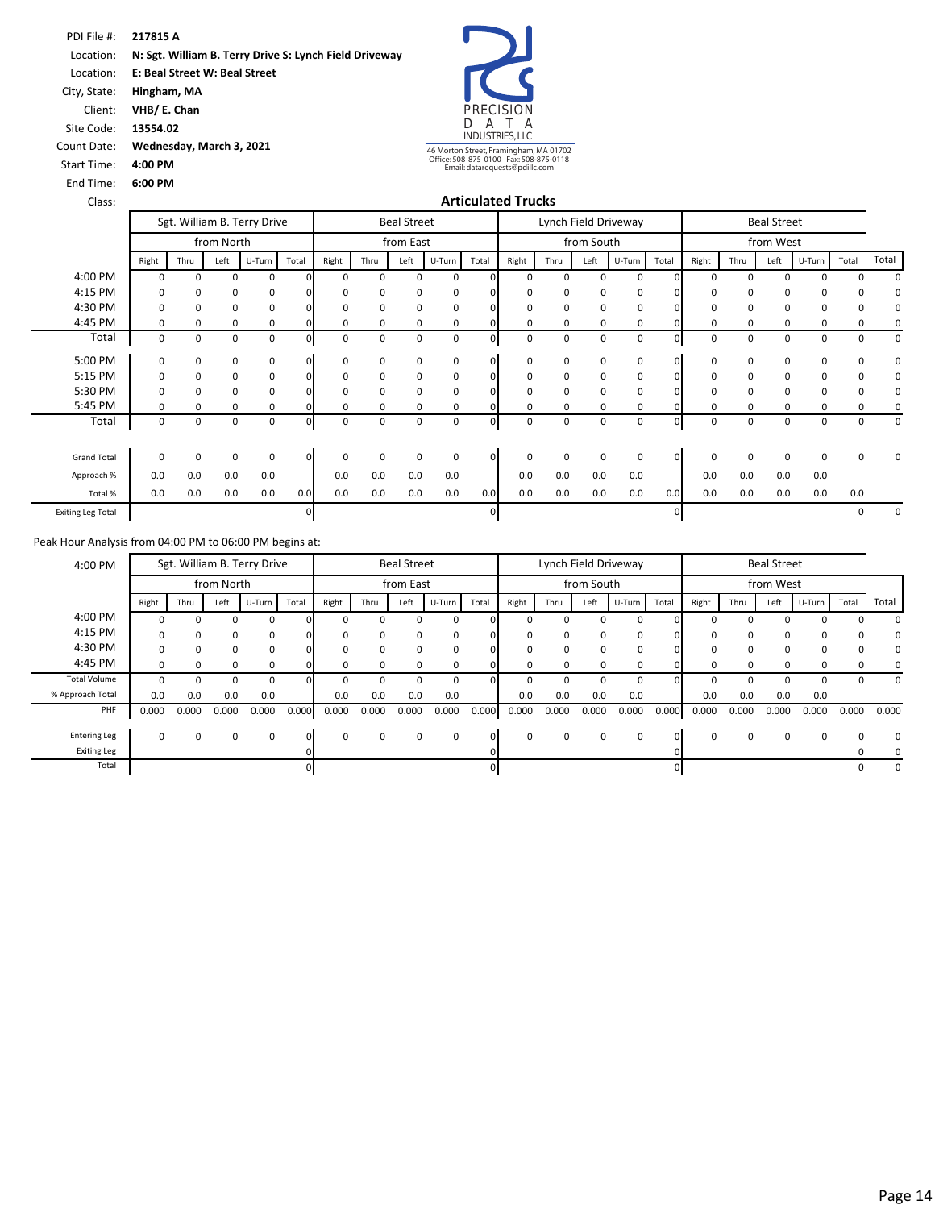PDI File #: **217815 A**
Location: **N: Sgt. William B. Terry Drive S: Lynch Field Driveway**
Location: **E: Beal Street W: Beal Street**
City, State: **Hingham, MA**
Client: **VHB/ E. Chan**
Site Code: **13554.02**
Count Date: **Wednesday, March 3, 2021**
Start Time: **4:00 PM**
End Time: **6:00 PM**
Class:

PRECISION DATA INDUSTRIES, LLC
46 Morton Street, Framingham, MA 01702
Office: 508-875-0100 Fax: 508-875-0118
Email: datarequests@pdillc.com

## Articulated Trucks

| | Sgt. William B. Terry Drive | | | | | Beal Street | | | | | Lynch Field Driveway | | | | | Beal Street | | | | | |
|---|---|---|---|---|---|---|---|---|---|---|---|---|---|---|---|---|---|---|---|---|---|
| | from North | | | | | from East | | | | | from South | | | | | from West | | | | | |
| | Right | Thru | Left | U-Turn | Total | Right | Thru | Left | U-Turn | Total | Right | Thru | Left | U-Turn | Total | Right | Thru | Left | U-Turn | Total | Total |
| 4:00 PM | 0 | 0 | 0 | 0 | 0 | 0 | 0 | 0 | 0 | 0 | 0 | 0 | 0 | 0 | 0 | 0 | 0 | 0 | 0 | 0 | 0 |
| 4:15 PM | 0 | 0 | 0 | 0 | 0 | 0 | 0 | 0 | 0 | 0 | 0 | 0 | 0 | 0 | 0 | 0 | 0 | 0 | 0 | 0 | 0 |
| 4:30 PM | 0 | 0 | 0 | 0 | 0 | 0 | 0 | 0 | 0 | 0 | 0 | 0 | 0 | 0 | 0 | 0 | 0 | 0 | 0 | 0 | 0 |
| 4:45 PM | 0 | 0 | 0 | 0 | 0 | 0 | 0 | 0 | 0 | 0 | 0 | 0 | 0 | 0 | 0 | 0 | 0 | 0 | 0 | 0 | 0 |
| Total | 0 | 0 | 0 | 0 | 0 | 0 | 0 | 0 | 0 | 0 | 0 | 0 | 0 | 0 | 0 | 0 | 0 | 0 | 0 | 0 | 0 |
| 5:00 PM | 0 | 0 | 0 | 0 | 0 | 0 | 0 | 0 | 0 | 0 | 0 | 0 | 0 | 0 | 0 | 0 | 0 | 0 | 0 | 0 | 0 |
| 5:15 PM | 0 | 0 | 0 | 0 | 0 | 0 | 0 | 0 | 0 | 0 | 0 | 0 | 0 | 0 | 0 | 0 | 0 | 0 | 0 | 0 | 0 |
| 5:30 PM | 0 | 0 | 0 | 0 | 0 | 0 | 0 | 0 | 0 | 0 | 0 | 0 | 0 | 0 | 0 | 0 | 0 | 0 | 0 | 0 | 0 |
| 5:45 PM | 0 | 0 | 0 | 0 | 0 | 0 | 0 | 0 | 0 | 0 | 0 | 0 | 0 | 0 | 0 | 0 | 0 | 0 | 0 | 0 | 0 |
| Total | 0 | 0 | 0 | 0 | 0 | 0 | 0 | 0 | 0 | 0 | 0 | 0 | 0 | 0 | 0 | 0 | 0 | 0 | 0 | 0 | 0 |
| Grand Total | 0 | 0 | 0 | 0 | 0 | 0 | 0 | 0 | 0 | 0 | 0 | 0 | 0 | 0 | 0 | 0 | 0 | 0 | 0 | 0 | 0 |
| Approach % | 0.0 | 0.0 | 0.0 | 0.0 | | 0.0 | 0.0 | 0.0 | 0.0 | | 0.0 | 0.0 | 0.0 | 0.0 | | 0.0 | 0.0 | 0.0 | 0.0 | | |
| Total % | 0.0 | 0.0 | 0.0 | 0.0 | 0.0 | 0.0 | 0.0 | 0.0 | 0.0 | 0.0 | 0.0 | 0.0 | 0.0 | 0.0 | 0.0 | 0.0 | 0.0 | 0.0 | 0.0 | 0.0 | |
| Exiting Leg Total | | | | | 0 | | | | | 0 | | | | | 0 | | | | | 0 | 0 |

Peak Hour Analysis from 04:00 PM to 06:00 PM begins at:

| 4:00 PM | Sgt. William B. Terry Drive | | | | | Beal Street | | | | | Lynch Field Driveway | | | | | Beal Street | | | | | |
|---|---|---|---|---|---|---|---|---|---|---|---|---|---|---|---|---|---|---|---|---|---|
| | from North | | | | | from East | | | | | from South | | | | | from West | | | | | |
| | Right | Thru | Left | U-Turn | Total | Right | Thru | Left | U-Turn | Total | Right | Thru | Left | U-Turn | Total | Right | Thru | Left | U-Turn | Total | Total |
| 4:00 PM | 0 | 0 | 0 | 0 | 0 | 0 | 0 | 0 | 0 | 0 | 0 | 0 | 0 | 0 | 0 | 0 | 0 | 0 | 0 | 0 | 0 |
| 4:15 PM | 0 | 0 | 0 | 0 | 0 | 0 | 0 | 0 | 0 | 0 | 0 | 0 | 0 | 0 | 0 | 0 | 0 | 0 | 0 | 0 | 0 |
| 4:30 PM | 0 | 0 | 0 | 0 | 0 | 0 | 0 | 0 | 0 | 0 | 0 | 0 | 0 | 0 | 0 | 0 | 0 | 0 | 0 | 0 | 0 |
| 4:45 PM | 0 | 0 | 0 | 0 | 0 | 0 | 0 | 0 | 0 | 0 | 0 | 0 | 0 | 0 | 0 | 0 | 0 | 0 | 0 | 0 | 0 |
| Total Volume | 0 | 0 | 0 | 0 | 0 | 0 | 0 | 0 | 0 | 0 | 0 | 0 | 0 | 0 | 0 | 0 | 0 | 0 | 0 | 0 | 0 |
| % Approach Total | 0.0 | 0.0 | 0.0 | 0.0 | | 0.0 | 0.0 | 0.0 | 0.0 | | 0.0 | 0.0 | 0.0 | 0.0 | | 0.0 | 0.0 | 0.0 | 0.0 | | |
| PHF | 0.000 | 0.000 | 0.000 | 0.000 | 0.000 | 0.000 | 0.000 | 0.000 | 0.000 | 0.000 | 0.000 | 0.000 | 0.000 | 0.000 | 0.000 | 0.000 | 0.000 | 0.000 | 0.000 | 0.000 | 0.000 |
| Entering Leg | 0 | 0 | 0 | 0 | 0 | 0 | 0 | 0 | 0 | 0 | 0 | 0 | 0 | 0 | 0 | 0 | 0 | 0 | 0 | 0 | 0 |
| Exiting Leg | | | | | 0 | | | | | 0 | | | | | 0 | | | | | 0 | 0 |
| Total | | | | | 0 | | | | | 0 | | | | | 0 | | | | | 0 | 0 |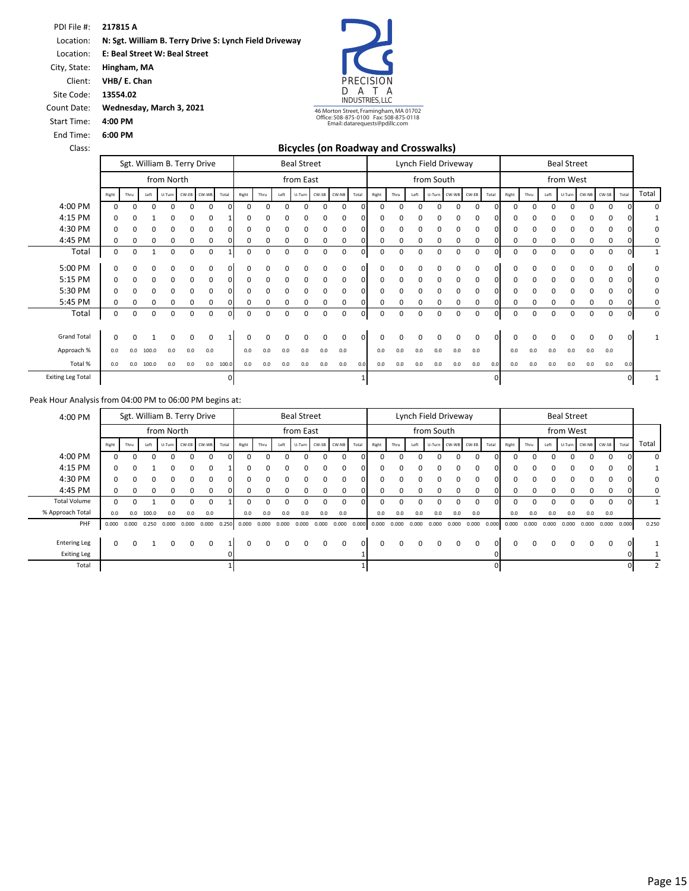PDI File #: **217815 A**
Location: **N: Sgt. William B. Terry Drive S: Lynch Field Driveway**
Location: **E: Beal Street W: Beal Street**
City, State: **Hingham, MA**
Client: **VHB/ E. Chan**
Site Code: **13554.02**
Count Date: **Wednesday, March 3, 2021**
Start Time: **4:00 PM**
End Time: **6:00 PM**
Class:

PRECISION DATA INDUSTRIES, LLC
46 Morton Street, Framingham, MA 01702
Office: 508-875-0100 Fax: 508-875-0118
Email: datarequests@pdillc.com

## Bicycles (on Roadway and Crosswalks)

| | Sgt. William B. Terry Drive | | | | | | | Beal Street | | | | | | | Lynch Field Driveway | | | | | | | Beal Street | | | | | | | |
|---|---|---|---|---|---|---|---|---|---|---|---|---|---|---|---|---|---|---|---|---|---|---|---|---|---|---|---|---|---|
| | from North | | | | | | | from East | | | | | | | from South | | | | | | | from West | | | | | | | |
| | Right | Thru | Left | U-Turn | CW-EB | CW-WB | Total | Right | Thru | Left | U-Turn | CW-SB | CW-NB | Total | Right | Thru | Left | U-Turn | CW-WB | CW-EB | Total | Right | Thru | Left | U-Turn | CW-NB | CW-SB | Total | Total |
| 4:00 PM | 0 | 0 | 0 | 0 | 0 | 0 | 0 | 0 | 0 | 0 | 0 | 0 | 0 | 0 | 0 | 0 | 0 | 0 | 0 | 0 | 0 | 0 | 0 | 0 | 0 | 0 | 0 | 0 | 0 |
| 4:15 PM | 0 | 0 | 1 | 0 | 0 | 0 | 1 | 0 | 0 | 0 | 0 | 0 | 0 | 0 | 0 | 0 | 0 | 0 | 0 | 0 | 0 | 0 | 0 | 0 | 0 | 0 | 0 | 0 | 1 |
| 4:30 PM | 0 | 0 | 0 | 0 | 0 | 0 | 0 | 0 | 0 | 0 | 0 | 0 | 0 | 0 | 0 | 0 | 0 | 0 | 0 | 0 | 0 | 0 | 0 | 0 | 0 | 0 | 0 | 0 | 0 |
| 4:45 PM | 0 | 0 | 0 | 0 | 0 | 0 | 0 | 0 | 0 | 0 | 0 | 0 | 0 | 0 | 0 | 0 | 0 | 0 | 0 | 0 | 0 | 0 | 0 | 0 | 0 | 0 | 0 | 0 | 0 |
| Total | 0 | 0 | 1 | 0 | 0 | 0 | 1 | 0 | 0 | 0 | 0 | 0 | 0 | 0 | 0 | 0 | 0 | 0 | 0 | 0 | 0 | 0 | 0 | 0 | 0 | 0 | 0 | 0 | 1 |
| 5:00 PM | 0 | 0 | 0 | 0 | 0 | 0 | 0 | 0 | 0 | 0 | 0 | 0 | 0 | 0 | 0 | 0 | 0 | 0 | 0 | 0 | 0 | 0 | 0 | 0 | 0 | 0 | 0 | 0 | 0 |
| 5:15 PM | 0 | 0 | 0 | 0 | 0 | 0 | 0 | 0 | 0 | 0 | 0 | 0 | 0 | 0 | 0 | 0 | 0 | 0 | 0 | 0 | 0 | 0 | 0 | 0 | 0 | 0 | 0 | 0 | 0 |
| 5:30 PM | 0 | 0 | 0 | 0 | 0 | 0 | 0 | 0 | 0 | 0 | 0 | 0 | 0 | 0 | 0 | 0 | 0 | 0 | 0 | 0 | 0 | 0 | 0 | 0 | 0 | 0 | 0 | 0 | 0 |
| 5:45 PM | 0 | 0 | 0 | 0 | 0 | 0 | 0 | 0 | 0 | 0 | 0 | 0 | 0 | 0 | 0 | 0 | 0 | 0 | 0 | 0 | 0 | 0 | 0 | 0 | 0 | 0 | 0 | 0 | 0 |
| Total | 0 | 0 | 0 | 0 | 0 | 0 | 0 | 0 | 0 | 0 | 0 | 0 | 0 | 0 | 0 | 0 | 0 | 0 | 0 | 0 | 0 | 0 | 0 | 0 | 0 | 0 | 0 | 0 | 0 |
| Grand Total | 0 | 0 | 1 | 0 | 0 | 0 | 1 | 0 | 0 | 0 | 0 | 0 | 0 | 0 | 0 | 0 | 0 | 0 | 0 | 0 | 0 | 0 | 0 | 0 | 0 | 0 | 0 | 0 | 1 |
| Approach % | 0.0 | 0.0 | 100.0 | 0.0 | 0.0 | 0.0 | | 0.0 | 0.0 | 0.0 | 0.0 | 0.0 | 0.0 | | 0.0 | 0.0 | 0.0 | 0.0 | 0.0 | 0.0 | | 0.0 | 0.0 | 0.0 | 0.0 | 0.0 | 0.0 | | |
| Total % | 0.0 | 0.0 | 100.0 | 0.0 | 0.0 | 0.0 | 100.0 | 0.0 | 0.0 | 0.0 | 0.0 | 0.0 | 0.0 | 0.0 | 0.0 | 0.0 | 0.0 | 0.0 | 0.0 | 0.0 | 0.0 | 0.0 | 0.0 | 0.0 | 0.0 | 0.0 | 0.0 | 0.0 | |
| Exiting Leg Total | | | | | | | 0 | | | | | | | 1 | | | | | | | 0 | | | | | | | 0 | 1 |

Peak Hour Analysis from 04:00 PM to 06:00 PM begins at:

| 4:00 PM | Sgt. William B. Terry Drive | | | | | | | Beal Street | | | | | | | Lynch Field Driveway | | | | | | | Beal Street | | | | | | | |
|---|---|---|---|---|---|---|---|---|---|---|---|---|---|---|---|---|---|---|---|---|---|---|---|---|---|---|---|---|---|
| | from North | | | | | | | from East | | | | | | | from South | | | | | | | from West | | | | | | | |
| | Right | Thru | Left | U-Turn | CW-EB | CW-WB | Total | Right | Thru | Left | U-Turn | CW-SB | CW-NB | Total | Right | Thru | Left | U-Turn | CW-WB | CW-EB | Total | Right | Thru | Left | U-Turn | CW-NB | CW-SB | Total | Total |
| 4:00 PM | 0 | 0 | 0 | 0 | 0 | 0 | 0 | 0 | 0 | 0 | 0 | 0 | 0 | 0 | 0 | 0 | 0 | 0 | 0 | 0 | 0 | 0 | 0 | 0 | 0 | 0 | 0 | 0 | 0 |
| 4:15 PM | 0 | 0 | 1 | 0 | 0 | 0 | 1 | 0 | 0 | 0 | 0 | 0 | 0 | 0 | 0 | 0 | 0 | 0 | 0 | 0 | 0 | 0 | 0 | 0 | 0 | 0 | 0 | 0 | 1 |
| 4:30 PM | 0 | 0 | 0 | 0 | 0 | 0 | 0 | 0 | 0 | 0 | 0 | 0 | 0 | 0 | 0 | 0 | 0 | 0 | 0 | 0 | 0 | 0 | 0 | 0 | 0 | 0 | 0 | 0 | 0 |
| 4:45 PM | 0 | 0 | 0 | 0 | 0 | 0 | 0 | 0 | 0 | 0 | 0 | 0 | 0 | 0 | 0 | 0 | 0 | 0 | 0 | 0 | 0 | 0 | 0 | 0 | 0 | 0 | 0 | 0 | 0 |
| Total Volume | 0 | 0 | 1 | 0 | 0 | 0 | 1 | 0 | 0 | 0 | 0 | 0 | 0 | 0 | 0 | 0 | 0 | 0 | 0 | 0 | 0 | 0 | 0 | 0 | 0 | 0 | 0 | 0 | 1 |
| % Approach Total | 0.0 | 0.0 | 100.0 | 0.0 | 0.0 | 0.0 | | 0.0 | 0.0 | 0.0 | 0.0 | 0.0 | 0.0 | | 0.0 | 0.0 | 0.0 | 0.0 | 0.0 | 0.0 | | 0.0 | 0.0 | 0.0 | 0.0 | 0.0 | 0.0 | | |
| PHF | 0.000 | 0.000 | 0.250 | 0.000 | 0.000 | 0.000 | 0.250 | 0.000 | 0.000 | 0.000 | 0.000 | 0.000 | 0.000 | 0.000 | 0.000 | 0.000 | 0.000 | 0.000 | 0.000 | 0.000 | 0.000 | 0.000 | 0.000 | 0.000 | 0.000 | 0.000 | 0.000 | 0.000 | 0.250 |
| Entering Leg | 0 | 0 | 1 | 0 | 0 | 0 | 1 | 0 | 0 | 0 | 0 | 0 | 0 | 0 | 0 | 0 | 0 | 0 | 0 | 0 | 0 | 0 | 0 | 0 | 0 | 0 | 0 | 0 | 1 |
| Exiting Leg | | | | | | | 0 | | | | | | | 1 | | | | | | | 0 | | | | | | | 0 | 1 |
| Total | | | | | | | 1 | | | | | | | 1 | | | | | | | 0 | | | | | | | 0 | 2 |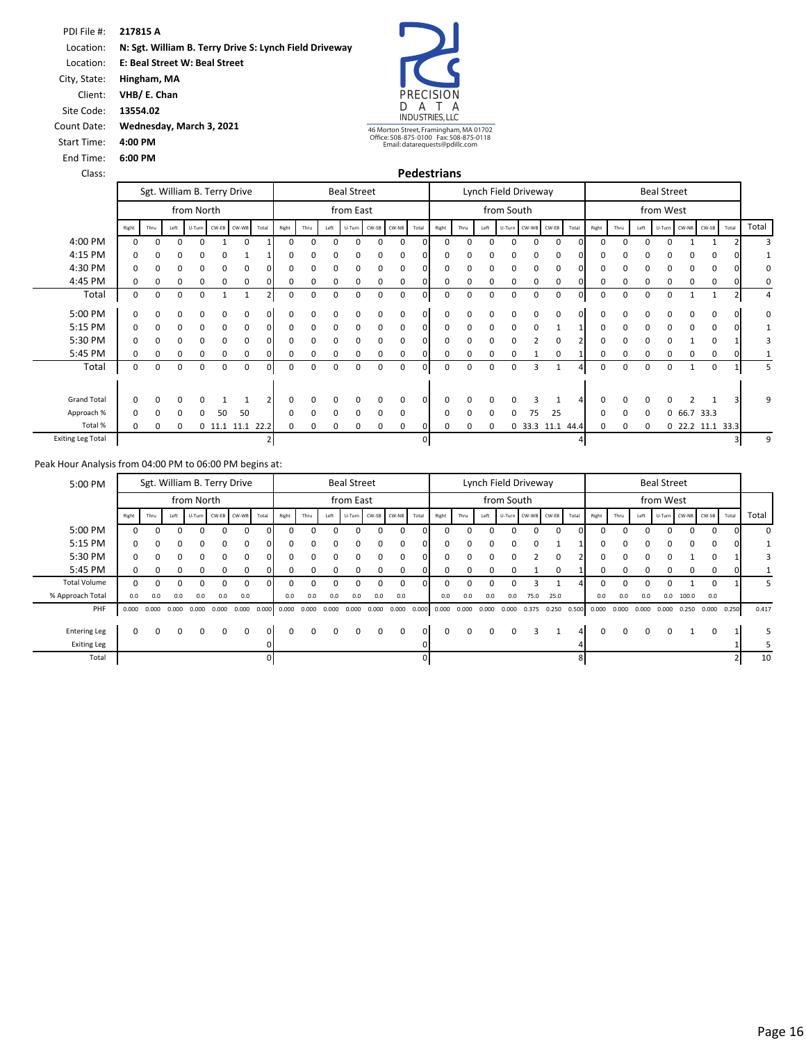PDI File #: **217815 A**
Location: **N: Sgt. William B. Terry Drive S: Lynch Field Driveway**
Location: **E: Beal Street W: Beal Street**
City, State: **Hingham, MA**
Client: **VHB/ E. Chan**
Site Code: **13554.02**
Count Date: **Wednesday, March 3, 2021**
Start Time: **4:00 PM**
End Time: **6:00 PM**
Class:

PRECISION DATA INDUSTRIES, LLC
46 Morton Street, Framingham, MA 01702
Office: 508-875-0100 Fax: 508-875-0118
Email: datarequests@pdillc.com

## Pedestrians

| | Sgt. William B. Terry Drive | | | | | | | Beal Street | | | | | | | Lynch Field Driveway | | | | | | | Beal Street | | | | | | | |
|---|---|---|---|---|---|---|---|---|---|---|---|---|---|---|---|---|---|---|---|---|---|---|---|---|---|---|---|---|---|
| | from North | | | | | | | from East | | | | | | | from South | | | | | | | from West | | | | | | | |
| | Right | Thru | Left | U-Turn | CW-EB | CW-WB | Total | Right | Thru | Left | U-Turn | CW-SB | CW-NB | Total | Right | Thru | Left | U-Turn | CW-WB | CW-EB | Total | Right | Thru | Left | U-Turn | CW-NB | CW-SB | Total | Total |
| 4:00 PM | 0 | 0 | 0 | 0 | 1 | 0 | 1 | 0 | 0 | 0 | 0 | 0 | 0 | 0 | 0 | 0 | 0 | 0 | 0 | 0 | 0 | 0 | 0 | 0 | 0 | 1 | 1 | 2 | 3 |
| 4:15 PM | 0 | 0 | 0 | 0 | 0 | 1 | 1 | 0 | 0 | 0 | 0 | 0 | 0 | 0 | 0 | 0 | 0 | 0 | 0 | 0 | 0 | 0 | 0 | 0 | 0 | 0 | 0 | 0 | 1 |
| 4:30 PM | 0 | 0 | 0 | 0 | 0 | 0 | 0 | 0 | 0 | 0 | 0 | 0 | 0 | 0 | 0 | 0 | 0 | 0 | 0 | 0 | 0 | 0 | 0 | 0 | 0 | 0 | 0 | 0 | 0 |
| 4:45 PM | 0 | 0 | 0 | 0 | 0 | 0 | 0 | 0 | 0 | 0 | 0 | 0 | 0 | 0 | 0 | 0 | 0 | 0 | 0 | 0 | 0 | 0 | 0 | 0 | 0 | 0 | 0 | 0 | 0 |
| Total | 0 | 0 | 0 | 0 | 1 | 1 | 2 | 0 | 0 | 0 | 0 | 0 | 0 | 0 | 0 | 0 | 0 | 0 | 0 | 0 | 0 | 0 | 0 | 0 | 0 | 1 | 1 | 2 | 4 |
| 5:00 PM | 0 | 0 | 0 | 0 | 0 | 0 | 0 | 0 | 0 | 0 | 0 | 0 | 0 | 0 | 0 | 0 | 0 | 0 | 0 | 0 | 0 | 0 | 0 | 0 | 0 | 0 | 0 | 0 | 0 |
| 5:15 PM | 0 | 0 | 0 | 0 | 0 | 0 | 0 | 0 | 0 | 0 | 0 | 0 | 0 | 0 | 0 | 0 | 0 | 0 | 0 | 1 | 1 | 0 | 0 | 0 | 0 | 0 | 0 | 0 | 1 |
| 5:30 PM | 0 | 0 | 0 | 0 | 0 | 0 | 0 | 0 | 0 | 0 | 0 | 0 | 0 | 0 | 0 | 0 | 0 | 0 | 2 | 0 | 2 | 0 | 0 | 0 | 0 | 1 | 0 | 1 | 3 |
| 5:45 PM | 0 | 0 | 0 | 0 | 0 | 0 | 0 | 0 | 0 | 0 | 0 | 0 | 0 | 0 | 0 | 0 | 0 | 0 | 1 | 0 | 1 | 0 | 0 | 0 | 0 | 0 | 0 | 0 | 1 |
| Total | 0 | 0 | 0 | 0 | 0 | 0 | 0 | 0 | 0 | 0 | 0 | 0 | 0 | 0 | 0 | 0 | 0 | 0 | 3 | 1 | 4 | 0 | 0 | 0 | 0 | 1 | 0 | 1 | 5 |
| Grand Total | 0 | 0 | 0 | 0 | 1 | 1 | 2 | 0 | 0 | 0 | 0 | 0 | 0 | 0 | 0 | 0 | 0 | 0 | 3 | 1 | 4 | 0 | 0 | 0 | 0 | 2 | 1 | 3 | 9 |
| Approach % | 0 | 0 | 0 | 0 | 50 | 50 | | 0 | 0 | 0 | 0 | 0 | 0 | | 0 | 0 | 0 | 0 | 75 | 25 | | 0 | 0 | 0 | 0 | 66.7 | 33.3 | | |
| Total % | 0 | 0 | 0 | 0 | 11.1 | 11.1 | 22.2 | 0 | 0 | 0 | 0 | 0 | 0 | 0 | 0 | 0 | 0 | 0 | 33.3 | 11.1 | 44.4 | 0 | 0 | 0 | 0 | 22.2 | 11.1 | 33.3 | |
| Exiting Leg Total | | | | | | | 2 | | | | | | | 0 | | | | | | | 4 | | | | | | | 3 | 9 |

Peak Hour Analysis from 04:00 PM to 06:00 PM begins at:

| 5:00 PM | Sgt. William B. Terry Drive | | | | | | | Beal Street | | | | | | | Lynch Field Driveway | | | | | | | Beal Street | | | | | | | |
|---|---|---|---|---|---|---|---|---|---|---|---|---|---|---|---|---|---|---|---|---|---|---|---|---|---|---|---|---|---|
| | from North | | | | | | | from East | | | | | | | from South | | | | | | | from West | | | | | | | |
| | Right | Thru | Left | U-Turn | CW-EB | CW-WB | Total | Right | Thru | Left | U-Turn | CW-SB | CW-NB | Total | Right | Thru | Left | U-Turn | CW-WB | CW-EB | Total | Right | Thru | Left | U-Turn | CW-NB | CW-SB | Total | Total |
| 5:00 PM | 0 | 0 | 0 | 0 | 0 | 0 | 0 | 0 | 0 | 0 | 0 | 0 | 0 | 0 | 0 | 0 | 0 | 0 | 0 | 0 | 0 | 0 | 0 | 0 | 0 | 0 | 0 | 0 | 0 |
| 5:15 PM | 0 | 0 | 0 | 0 | 0 | 0 | 0 | 0 | 0 | 0 | 0 | 0 | 0 | 0 | 0 | 0 | 0 | 0 | 0 | 1 | 1 | 0 | 0 | 0 | 0 | 0 | 0 | 0 | 1 |
| 5:30 PM | 0 | 0 | 0 | 0 | 0 | 0 | 0 | 0 | 0 | 0 | 0 | 0 | 0 | 0 | 0 | 0 | 0 | 0 | 2 | 0 | 2 | 0 | 0 | 0 | 0 | 1 | 0 | 1 | 3 |
| 5:45 PM | 0 | 0 | 0 | 0 | 0 | 0 | 0 | 0 | 0 | 0 | 0 | 0 | 0 | 0 | 0 | 0 | 0 | 0 | 1 | 0 | 1 | 0 | 0 | 0 | 0 | 0 | 0 | 0 | 1 |
| Total Volume | 0 | 0 | 0 | 0 | 0 | 0 | 0 | 0 | 0 | 0 | 0 | 0 | 0 | 0 | 0 | 0 | 0 | 0 | 3 | 1 | 4 | 0 | 0 | 0 | 0 | 1 | 0 | 1 | 5 |
| % Approach Total | 0.0 | 0.0 | 0.0 | 0.0 | 0.0 | 0.0 | | 0.0 | 0.0 | 0.0 | 0.0 | 0.0 | 0.0 | | 0.0 | 0.0 | 0.0 | 0.0 | 75.0 | 25.0 | | 0.0 | 0.0 | 0.0 | 0.0 | 100.0 | 0.0 | | |
| PHF | 0.000 | 0.000 | 0.000 | 0.000 | 0.000 | 0.000 | 0.000 | 0.000 | 0.000 | 0.000 | 0.000 | 0.000 | 0.000 | 0.000 | 0.000 | 0.000 | 0.000 | 0.000 | 0.375 | 0.250 | 0.500 | 0.000 | 0.000 | 0.000 | 0.000 | 0.250 | 0.000 | 0.250 | 0.417 |
| Entering Leg | 0 | 0 | 0 | 0 | 0 | 0 | 0 | 0 | 0 | 0 | 0 | 0 | 0 | 0 | 0 | 0 | 0 | 0 | 3 | 1 | 4 | 0 | 0 | 0 | 0 | 1 | 0 | 1 | 5 |
| Exiting Leg | | | | | | | 0 | | | | | | | 0 | | | | | | | 4 | | | | | | | 1 | 5 |
| Total | | | | | | | 0 | | | | | | | 0 | | | | | | | 8 | | | | | | | 2 | 10 |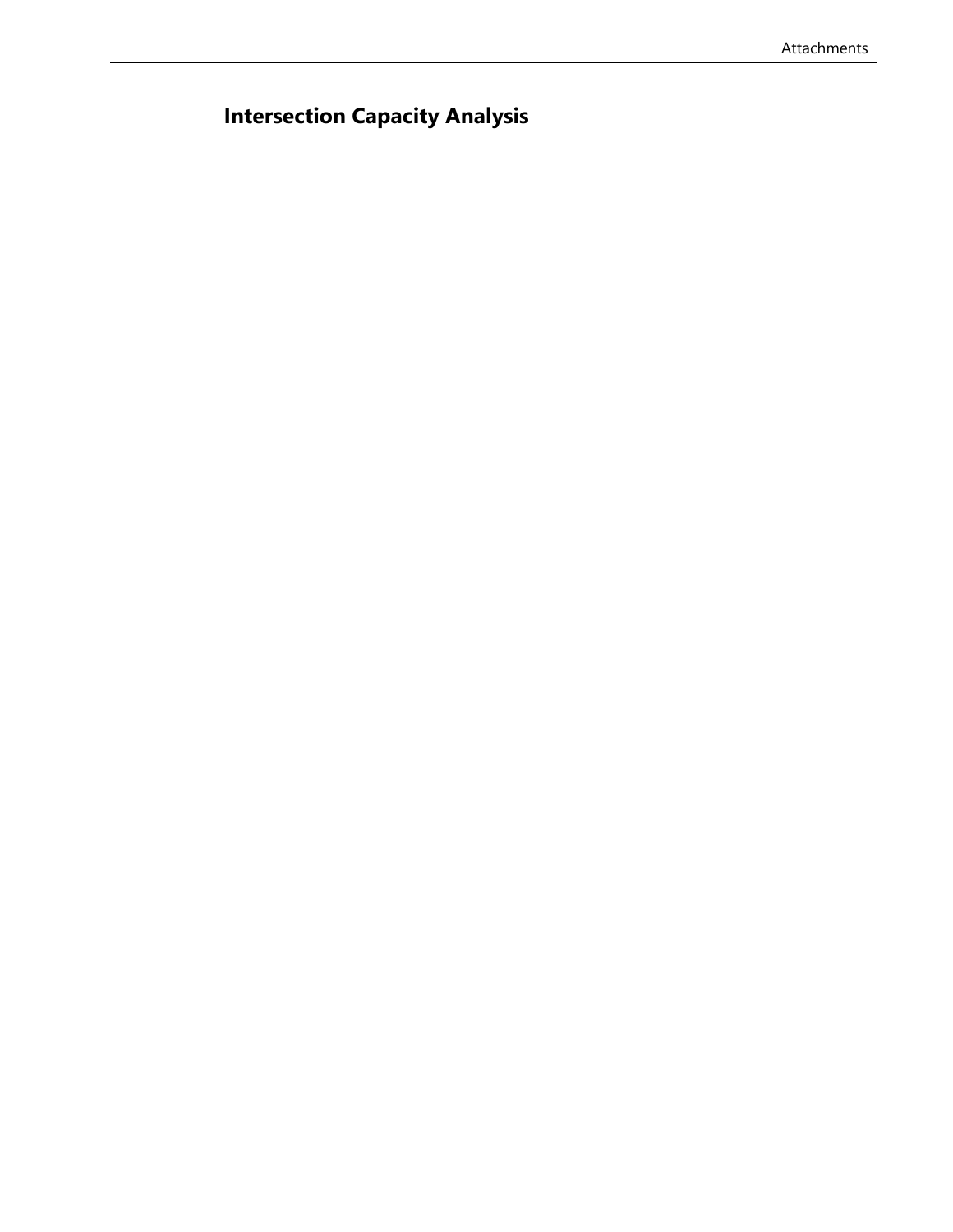## Intersection Capacity Analysis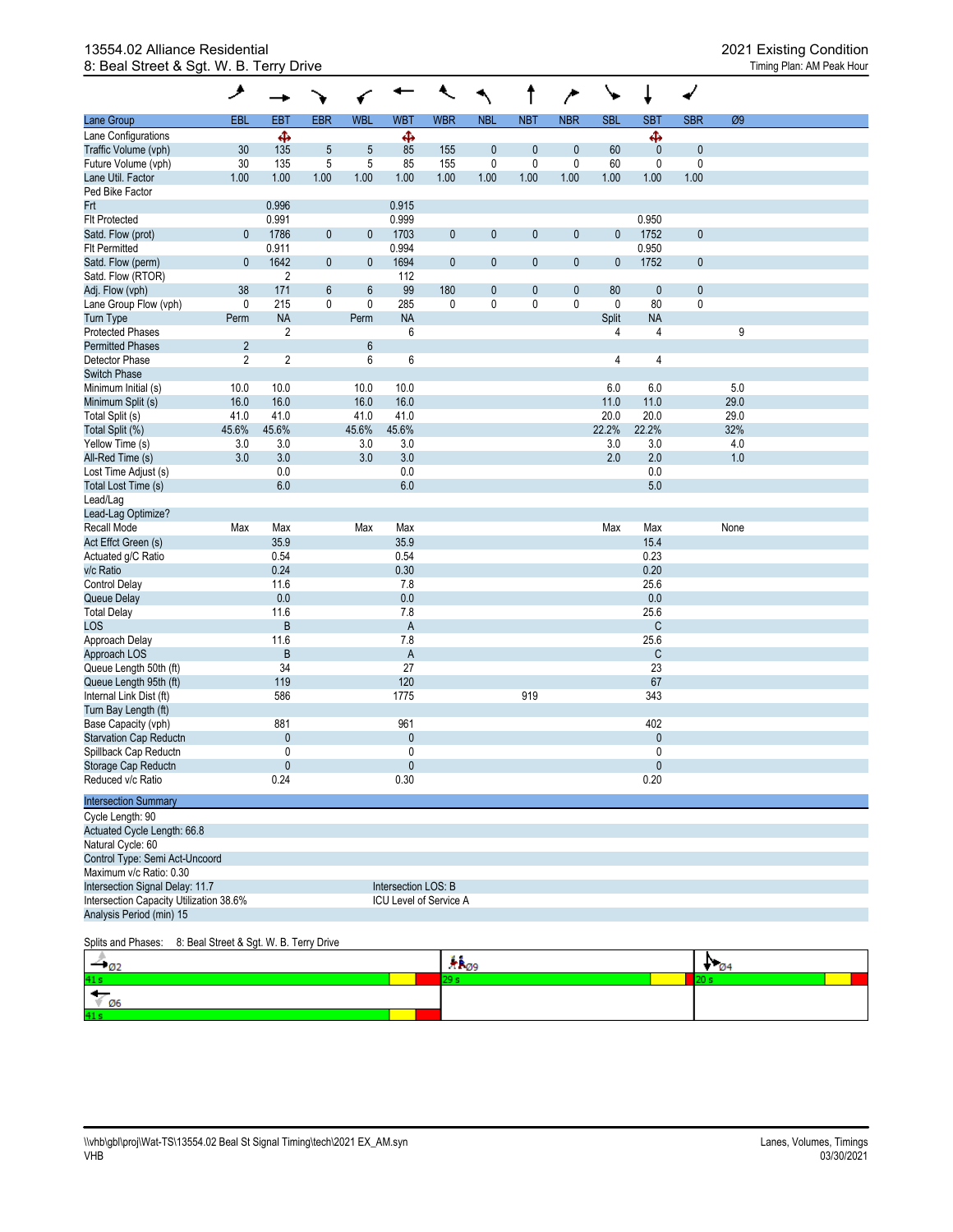13554.02 Alliance Residential
8: Beal Street & Sgt. W. B. Terry Drive

2021 Existing Condition
Timing Plan: AM Peak Hour

| Lane Group | EBL | EBT | EBR | WBL | WBT | WBR | NBL | NBT | NBR | SBL | SBT | SBR | Ø9 |
|---|---|---|---|---|---|---|---|---|---|---|---|---|---|
| Lane Configurations | | ✥ | | | ✥ | | | | | | ✥ | | |
| Traffic Volume (vph) | 30 | 135 | 5 | 5 | 85 | 155 | 0 | 0 | 0 | 60 | 0 | 0 | |
| Future Volume (vph) | 30 | 135 | 5 | 5 | 85 | 155 | 0 | 0 | 0 | 60 | 0 | 0 | |
| Lane Util. Factor | 1.00 | 1.00 | 1.00 | 1.00 | 1.00 | 1.00 | 1.00 | 1.00 | 1.00 | 1.00 | 1.00 | 1.00 | |
| Ped Bike Factor | | | | | | | | | | | | | |
| Frt | | 0.996 | | | 0.915 | | | | | | | | |
| Flt Protected | | 0.991 | | | 0.999 | | | | | | 0.950 | | |
| Satd. Flow (prot) | 0 | 1786 | 0 | 0 | 1703 | 0 | 0 | 0 | 0 | 0 | 1752 | 0 | |
| Flt Permitted | | 0.911 | | | 0.994 | | | | | | 0.950 | | |
| Satd. Flow (perm) | 0 | 1642 | 0 | 0 | 1694 | 0 | 0 | 0 | 0 | 0 | 1752 | 0 | |
| Satd. Flow (RTOR) | | 2 | | | 112 | | | | | | | | |
| Adj. Flow (vph) | 38 | 171 | 6 | 6 | 99 | 180 | 0 | 0 | 0 | 80 | 0 | 0 | |
| Lane Group Flow (vph) | 0 | 215 | 0 | 0 | 285 | 0 | 0 | 0 | 0 | 0 | 80 | 0 | |
| Turn Type | Perm | NA | | Perm | NA | | | | | Split | NA | | |
| Protected Phases | | 2 | | | 6 | | | | | 4 | 4 | | 9 |
| Permitted Phases | 2 | | | 6 | | | | | | | | | |
| Detector Phase | 2 | 2 | | 6 | 6 | | | | | 4 | 4 | | |
| Switch Phase | | | | | | | | | | | | | |
| Minimum Initial (s) | 10.0 | 10.0 | | 10.0 | 10.0 | | | | | 6.0 | 6.0 | | 5.0 |
| Minimum Split (s) | 16.0 | 16.0 | | 16.0 | 16.0 | | | | | 11.0 | 11.0 | | 29.0 |
| Total Split (s) | 41.0 | 41.0 | | 41.0 | 41.0 | | | | | 20.0 | 20.0 | | 29.0 |
| Total Split (%) | 45.6% | 45.6% | | 45.6% | 45.6% | | | | | 22.2% | 22.2% | | 32% |
| Yellow Time (s) | 3.0 | 3.0 | | 3.0 | 3.0 | | | | | 3.0 | 3.0 | | 4.0 |
| All-Red Time (s) | 3.0 | 3.0 | | 3.0 | 3.0 | | | | | 2.0 | 2.0 | | 1.0 |
| Lost Time Adjust (s) | | 0.0 | | | 0.0 | | | | | | 0.0 | | |
| Total Lost Time (s) | | 6.0 | | | 6.0 | | | | | | 5.0 | | |
| Lead/Lag | | | | | | | | | | | | | |
| Lead-Lag Optimize? | | | | | | | | | | | | | |
| Recall Mode | Max | Max | | Max | Max | | | | | Max | Max | | None |
| Act Effct Green (s) | | 35.9 | | | 35.9 | | | | | | 15.4 | | |
| Actuated g/C Ratio | | 0.54 | | | 0.54 | | | | | | 0.23 | | |
| v/c Ratio | | 0.24 | | | 0.30 | | | | | | 0.20 | | |
| Control Delay | | 11.6 | | | 7.8 | | | | | | 25.6 | | |
| Queue Delay | | 0.0 | | | 0.0 | | | | | | 0.0 | | |
| Total Delay | | 11.6 | | | 7.8 | | | | | | 25.6 | | |
| LOS | | B | | | A | | | | | | C | | |
| Approach Delay | | 11.6 | | | 7.8 | | | | | | 25.6 | | |
| Approach LOS | | B | | | A | | | | | | C | | |
| Queue Length 50th (ft) | | 34 | | | 27 | | | | | | 23 | | |
| Queue Length 95th (ft) | | 119 | | | 120 | | | | | | 67 | | |
| Internal Link Dist (ft) | | 586 | | | 1775 | | | 919 | | | 343 | | |
| Turn Bay Length (ft) | | | | | | | | | | | | | |
| Base Capacity (vph) | | 881 | | | 961 | | | | | | 402 | | |
| Starvation Cap Reductn | | 0 | | | 0 | | | | | | 0 | | |
| Spillback Cap Reductn | | 0 | | | 0 | | | | | | 0 | | |
| Storage Cap Reductn | | 0 | | | 0 | | | | | | 0 | | |
| Reduced v/c Ratio | | 0.24 | | | 0.30 | | | | | | 0.20 | | |

**Intersection Summary**

Cycle Length: 90
Actuated Cycle Length: 66.8
Natural Cycle: 60
Control Type: Semi Act-Uncoord
Maximum v/c Ratio: 0.30
Intersection Signal Delay: 11.7 — Intersection LOS: B
Intersection Capacity Utilization 38.6% — ICU Level of Service A
Analysis Period (min) 15

Splits and Phases: 8: Beal Street & Sgt. W. B. Terry Drive

| Ø2 | Ø9 | Ø4 |
|---|---|---|
| 41 s | 29 s | 20 s |
| Ø6 | | |
| 41 s | | |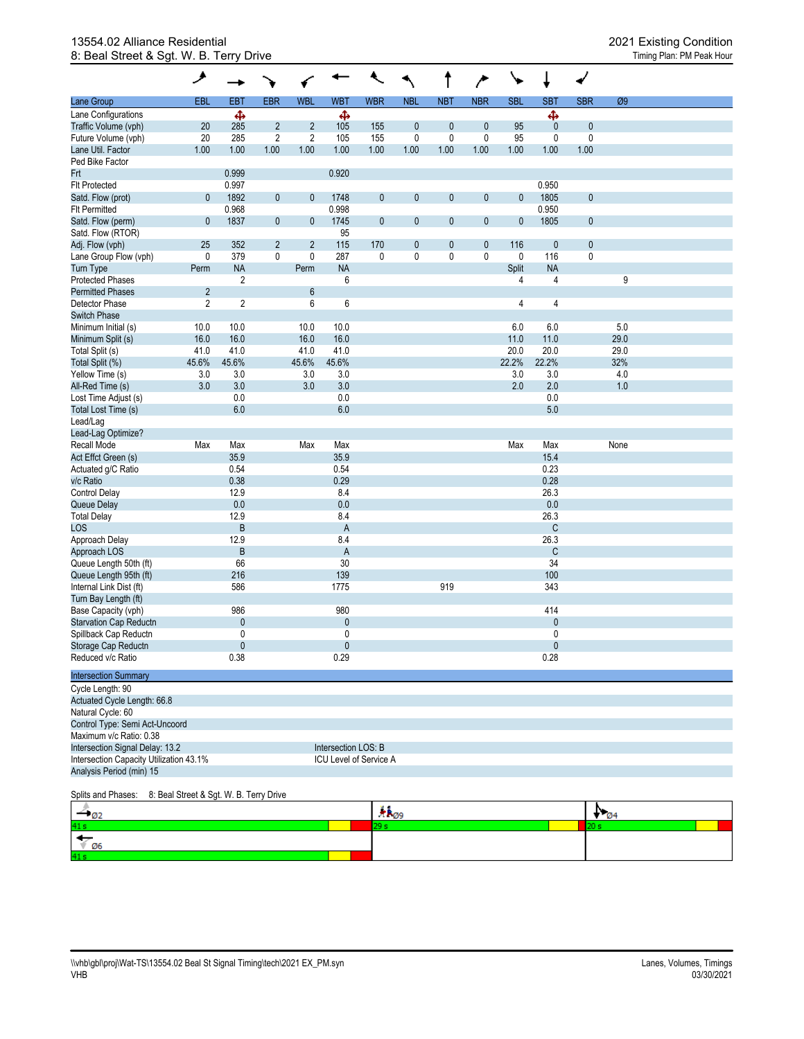13554.02 Alliance Residential
8: Beal Street & Sgt. W. B. Terry Drive

2021 Existing Condition
Timing Plan: PM Peak Hour

| Lane Group | EBL | EBT | EBR | WBL | WBT | WBR | NBL | NBT | NBR | SBL | SBT | SBR | Ø9 |
|---|---|---|---|---|---|---|---|---|---|---|---|---|---|
| Lane Configurations | | ✣ | | | ✣ | | | | | | ✣ | | |
| Traffic Volume (vph) | 20 | 285 | 2 | 2 | 105 | 155 | 0 | 0 | 0 | 95 | 0 | 0 | |
| Future Volume (vph) | 20 | 285 | 2 | 2 | 105 | 155 | 0 | 0 | 0 | 95 | 0 | 0 | |
| Lane Util. Factor | 1.00 | 1.00 | 1.00 | 1.00 | 1.00 | 1.00 | 1.00 | 1.00 | 1.00 | 1.00 | 1.00 | 1.00 | |
| Ped Bike Factor | | | | | | | | | | | | | |
| Frt | | 0.999 | | | 0.920 | | | | | | | | |
| Flt Protected | | 0.997 | | | | | | | | | 0.950 | | |
| Satd. Flow (prot) | 0 | 1892 | 0 | 0 | 1748 | 0 | 0 | 0 | 0 | 0 | 1805 | 0 | |
| Flt Permitted | | 0.968 | | | 0.998 | | | | | | 0.950 | | |
| Satd. Flow (perm) | 0 | 1837 | 0 | 0 | 1745 | 0 | 0 | 0 | 0 | 0 | 1805 | 0 | |
| Satd. Flow (RTOR) | | | | | 95 | | | | | | | | |
| Adj. Flow (vph) | 25 | 352 | 2 | 2 | 115 | 170 | 0 | 0 | 0 | 116 | 0 | 0 | |
| Lane Group Flow (vph) | 0 | 379 | 0 | 0 | 287 | 0 | 0 | 0 | 0 | 0 | 116 | 0 | |
| Turn Type | Perm | NA | | Perm | NA | | | | | Split | NA | | |
| Protected Phases | | 2 | | | 6 | | | | | 4 | 4 | | 9 |
| Permitted Phases | 2 | | | 6 | | | | | | | | | |
| Detector Phase | 2 | 2 | | 6 | 6 | | | | | 4 | 4 | | |
| Switch Phase | | | | | | | | | | | | | |
| Minimum Initial (s) | 10.0 | 10.0 | | 10.0 | 10.0 | | | | | 6.0 | 6.0 | | 5.0 |
| Minimum Split (s) | 16.0 | 16.0 | | 16.0 | 16.0 | | | | | 11.0 | 11.0 | | 29.0 |
| Total Split (s) | 41.0 | 41.0 | | 41.0 | 41.0 | | | | | 20.0 | 20.0 | | 29.0 |
| Total Split (%) | 45.6% | 45.6% | | 45.6% | 45.6% | | | | | 22.2% | 22.2% | | 32% |
| Yellow Time (s) | 3.0 | 3.0 | | 3.0 | 3.0 | | | | | 3.0 | 3.0 | | 4.0 |
| All-Red Time (s) | 3.0 | 3.0 | | 3.0 | 3.0 | | | | | 2.0 | 2.0 | | 1.0 |
| Lost Time Adjust (s) | | 0.0 | | | 0.0 | | | | | | 0.0 | | |
| Total Lost Time (s) | | 6.0 | | | 6.0 | | | | | | 5.0 | | |
| Lead/Lag | | | | | | | | | | | | | |
| Lead-Lag Optimize? | | | | | | | | | | | | | |
| Recall Mode | Max | Max | | Max | Max | | | | | Max | Max | | None |
| Act Effct Green (s) | | 35.9 | | | 35.9 | | | | | | 15.4 | | |
| Actuated g/C Ratio | | 0.54 | | | 0.54 | | | | | | 0.23 | | |
| v/c Ratio | | 0.38 | | | 0.29 | | | | | | 0.28 | | |
| Control Delay | | 12.9 | | | 8.4 | | | | | | 26.3 | | |
| Queue Delay | | 0.0 | | | 0.0 | | | | | | 0.0 | | |
| Total Delay | | 12.9 | | | 8.4 | | | | | | 26.3 | | |
| LOS | | B | | | A | | | | | | C | | |
| Approach Delay | | 12.9 | | | 8.4 | | | | | | 26.3 | | |
| Approach LOS | | B | | | A | | | | | | C | | |
| Queue Length 50th (ft) | | 66 | | | 30 | | | | | | 34 | | |
| Queue Length 95th (ft) | | 216 | | | 139 | | | | | | 100 | | |
| Internal Link Dist (ft) | | 586 | | | 1775 | | | 919 | | | 343 | | |
| Turn Bay Length (ft) | | | | | | | | | | | | | |
| Base Capacity (vph) | | 986 | | | 980 | | | | | | 414 | | |
| Starvation Cap Reductn | | 0 | | | 0 | | | | | | 0 | | |
| Spillback Cap Reductn | | 0 | | | 0 | | | | | | 0 | | |
| Storage Cap Reductn | | 0 | | | 0 | | | | | | 0 | | |
| Reduced v/c Ratio | | 0.38 | | | 0.29 | | | | | | 0.28 | | |

**Intersection Summary**

Cycle Length: 90
Actuated Cycle Length: 66.8
Natural Cycle: 60
Control Type: Semi Act-Uncoord
Maximum v/c Ratio: 0.38
Intersection Signal Delay: 13.2 — Intersection LOS: B
Intersection Capacity Utilization 43.1% — ICU Level of Service A
Analysis Period (min) 15

Splits and Phases: 8: Beal Street & Sgt. W. B. Terry Drive

Ø2 41 s
Ø9 29 s
Ø4 20 s
Ø6 41 s

\\vhb\gbl\proj\Wat-TS\13554.02 Beal St Signal Timing\tech\2021 EX_PM.syn
VHB

Lanes, Volumes, Timings
03/30/2021